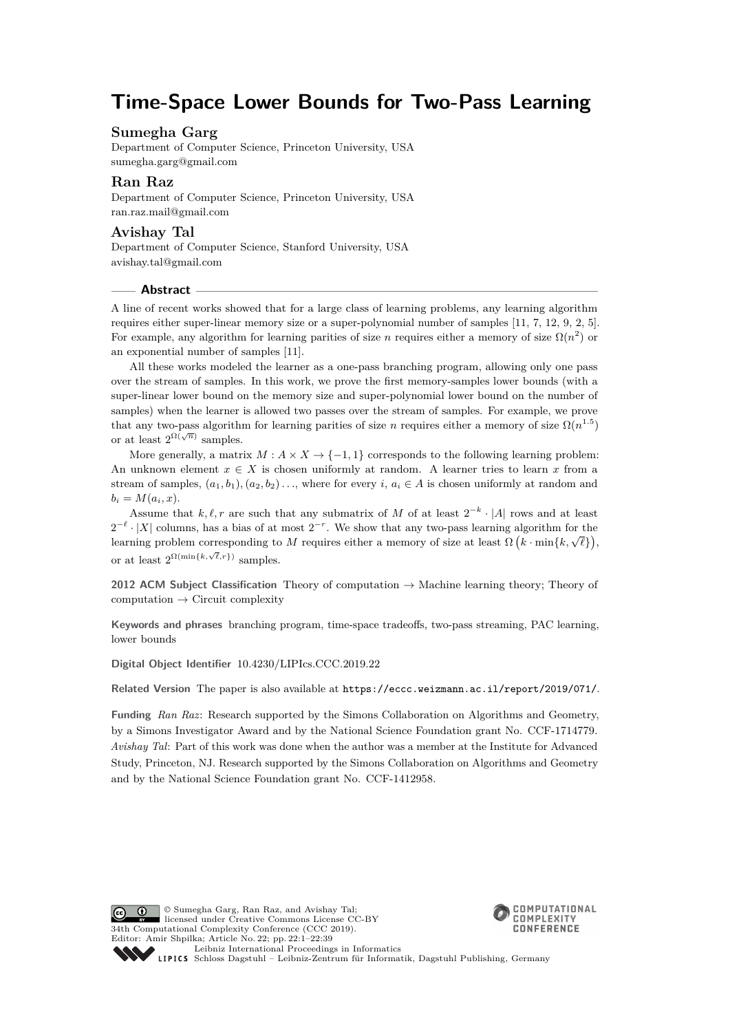# Time-Space Lower Bounds for Two-Pass Learning

**Sumegha Garg**
Department of Computer Science, Princeton University, USA
sumegha.garg@gmail.com

**Ran Raz**
Department of Computer Science, Princeton University, USA
ran.raz.mail@gmail.com

**Avishay Tal**
Department of Computer Science, Stanford University, USA
avishay.tal@gmail.com

## Abstract

A line of recent works showed that for a large class of learning problems, any learning algorithm requires either super-linear memory size or a super-polynomial number of samples [11, 7, 12, 9, 2, 5]. For example, any algorithm for learning parities of size $n$ requires either a memory of size $\Omega(n^2)$ or an exponential number of samples [11].

All these works modeled the learner as a one-pass branching program, allowing only one pass over the stream of samples. In this work, we prove the first memory-samples lower bounds (with a super-linear lower bound on the memory size and super-polynomial lower bound on the number of samples) when the learner is allowed two passes over the stream of samples. For example, we prove that any two-pass algorithm for learning parities of size $n$ requires either a memory of size $\Omega(n^{1.5})$ or at least $2^{\Omega(\sqrt{n})}$ samples.

More generally, a matrix $M : A \times X \to \{-1, 1\}$ corresponds to the following learning problem: An unknown element $x \in X$ is chosen uniformly at random. A learner tries to learn $x$ from a stream of samples, $(a_1, b_1), (a_2, b_2) \ldots$, where for every $i$, $a_i \in A$ is chosen uniformly at random and $b_i = M(a_i, x)$.

Assume that $k, \ell, r$ are such that any submatrix of $M$ of at least $2^{-k} \cdot |A|$ rows and at least $2^{-\ell} \cdot |X|$ columns, has a bias of at most $2^{-r}$. We show that any two-pass learning algorithm for the learning problem corresponding to $M$ requires either a memory of size at least $\Omega\left(k \cdot \min\{k, \sqrt{\ell}\}\right)$, or at least $2^{\Omega(\min\{k,\sqrt{\ell},r\})}$ samples.

**2012 ACM Subject Classification** Theory of computation → Machine learning theory; Theory of computation → Circuit complexity

**Keywords and phrases** branching program, time-space tradeoffs, two-pass streaming, PAC learning, lower bounds

**Digital Object Identifier** 10.4230/LIPIcs.CCC.2019.22

**Related Version** The paper is also available at https://eccc.weizmann.ac.il/report/2019/071/.

**Funding** *Ran Raz*: Research supported by the Simons Collaboration on Algorithms and Geometry, by a Simons Investigator Award and by the National Science Foundation grant No. CCF-1714779.
*Avishay Tal*: Part of this work was done when the author was a member at the Institute for Advanced Study, Princeton, NJ. Research supported by the Simons Collaboration on Algorithms and Geometry and by the National Science Foundation grant No. CCF-1412958.

© Sumegha Garg, Ran Raz, and Avishay Tal;
licensed under Creative Commons License CC-BY
34th Computational Complexity Conference (CCC 2019).
Editor: Amir Shpilka; Article No. 22; pp. 22:1–22:39
Leibniz International Proceedings in Informatics
LIPICS Schloss Dagstuhl – Leibniz-Zentrum für Informatik, Dagstuhl Publishing, Germany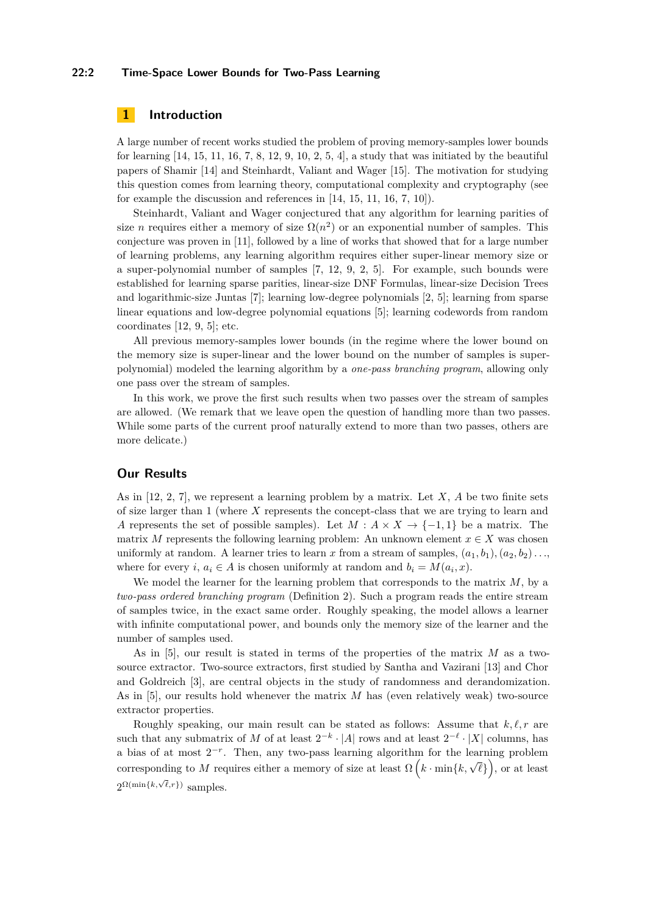## 1 Introduction

A large number of recent works studied the problem of proving memory-samples lower bounds for learning [14, 15, 11, 16, 7, 8, 12, 9, 10, 2, 5, 4], a study that was initiated by the beautiful papers of Shamir [14] and Steinhardt, Valiant and Wager [15]. The motivation for studying this question comes from learning theory, computational complexity and cryptography (see for example the discussion and references in [14, 15, 11, 16, 7, 10]).

Steinhardt, Valiant and Wager conjectured that any algorithm for learning parities of size $n$ requires either a memory of size $\Omega(n^2)$ or an exponential number of samples. This conjecture was proven in [11], followed by a line of works that showed that for a large number of learning problems, any learning algorithm requires either super-linear memory size or a super-polynomial number of samples [7, 12, 9, 2, 5]. For example, such bounds were established for learning sparse parities, linear-size DNF Formulas, linear-size Decision Trees and logarithmic-size Juntas [7]; learning low-degree polynomials [2, 5]; learning from sparse linear equations and low-degree polynomial equations [5]; learning codewords from random coordinates [12, 9, 5]; etc.

All previous memory-samples lower bounds (in the regime where the lower bound on the memory size is super-linear and the lower bound on the number of samples is super-polynomial) modeled the learning algorithm by a *one-pass branching program*, allowing only one pass over the stream of samples.

In this work, we prove the first such results when two passes over the stream of samples are allowed. (We remark that we leave open the question of handling more than two passes. While some parts of the current proof naturally extend to more than two passes, others are more delicate.)

### Our Results

As in [12, 2, 7], we represent a learning problem by a matrix. Let $X$, $A$ be two finite sets of size larger than 1 (where $X$ represents the concept-class that we are trying to learn and $A$ represents the set of possible samples). Let $M : A \times X \to \{-1, 1\}$ be a matrix. The matrix $M$ represents the following learning problem: An unknown element $x \in X$ was chosen uniformly at random. A learner tries to learn $x$ from a stream of samples, $(a_1, b_1), (a_2, b_2) \ldots$, where for every $i$, $a_i \in A$ is chosen uniformly at random and $b_i = M(a_i, x)$.

We model the learner for the learning problem that corresponds to the matrix $M$, by a *two-pass ordered branching program* (Definition 2). Such a program reads the entire stream of samples twice, in the exact same order. Roughly speaking, the model allows a learner with infinite computational power, and bounds only the memory size of the learner and the number of samples used.

As in [5], our result is stated in terms of the properties of the matrix $M$ as a two-source extractor. Two-source extractors, first studied by Santha and Vazirani [13] and Chor and Goldreich [3], are central objects in the study of randomness and derandomization. As in [5], our results hold whenever the matrix $M$ has (even relatively weak) two-source extractor properties.

Roughly speaking, our main result can be stated as follows: Assume that $k, \ell, r$ are such that any submatrix of $M$ of at least $2^{-k} \cdot |A|$ rows and at least $2^{-\ell} \cdot |X|$ columns, has a bias of at most $2^{-r}$. Then, any two-pass learning algorithm for the learning problem corresponding to $M$ requires either a memory of size at least $\Omega\left(k \cdot \min\{k, \sqrt{\ell}\}\right)$, or at least $2^{\Omega(\min\{k, \sqrt{\ell}, r\})}$ samples.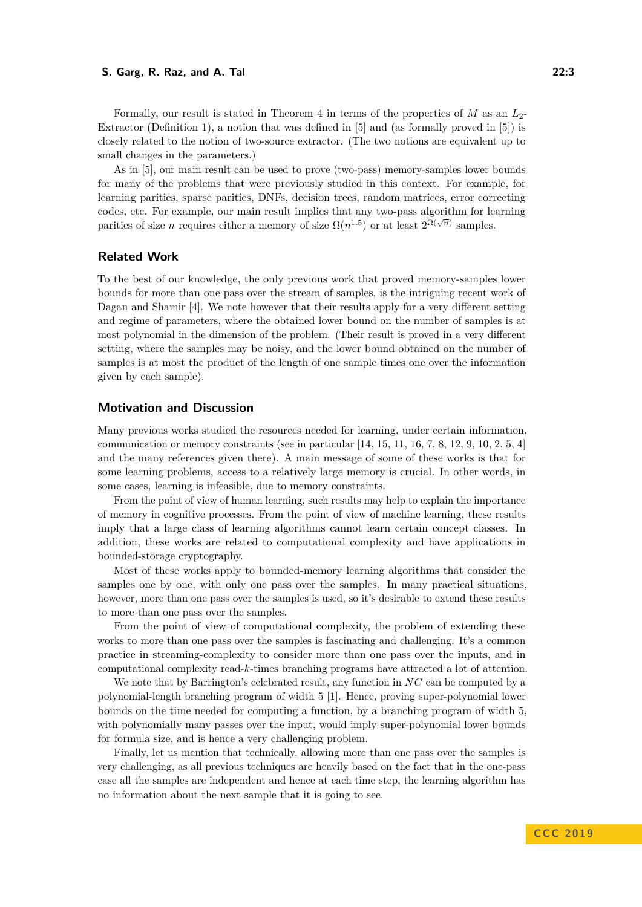Formally, our result is stated in Theorem 4 in terms of the properties of $M$ as an $L_2$-Extractor (Definition 1), a notion that was defined in [5] and (as formally proved in [5]) is closely related to the notion of two-source extractor. (The two notions are equivalent up to small changes in the parameters.)

As in [5], our main result can be used to prove (two-pass) memory-samples lower bounds for many of the problems that were previously studied in this context. For example, for learning parities, sparse parities, DNFs, decision trees, random matrices, error correcting codes, etc. For example, our main result implies that any two-pass algorithm for learning parities of size $n$ requires either a memory of size $\Omega(n^{1.5})$ or at least $2^{\Omega(\sqrt{n})}$ samples.

## Related Work

To the best of our knowledge, the only previous work that proved memory-samples lower bounds for more than one pass over the stream of samples, is the intriguing recent work of Dagan and Shamir [4]. We note however that their results apply for a very different setting and regime of parameters, where the obtained lower bound on the number of samples is at most polynomial in the dimension of the problem. (Their result is proved in a very different setting, where the samples may be noisy, and the lower bound obtained on the number of samples is at most the product of the length of one sample times one over the information given by each sample).

## Motivation and Discussion

Many previous works studied the resources needed for learning, under certain information, communication or memory constraints (see in particular [14, 15, 11, 16, 7, 8, 12, 9, 10, 2, 5, 4] and the many references given there). A main message of some of these works is that for some learning problems, access to a relatively large memory is crucial. In other words, in some cases, learning is infeasible, due to memory constraints.

From the point of view of human learning, such results may help to explain the importance of memory in cognitive processes. From the point of view of machine learning, these results imply that a large class of learning algorithms cannot learn certain concept classes. In addition, these works are related to computational complexity and have applications in bounded-storage cryptography.

Most of these works apply to bounded-memory learning algorithms that consider the samples one by one, with only one pass over the samples. In many practical situations, however, more than one pass over the samples is used, so it's desirable to extend these results to more than one pass over the samples.

From the point of view of computational complexity, the problem of extending these works to more than one pass over the samples is fascinating and challenging. It's a common practice in streaming-complexity to consider more than one pass over the inputs, and in computational complexity read-$k$-times branching programs have attracted a lot of attention.

We note that by Barrington's celebrated result, any function in $NC$ can be computed by a polynomial-length branching program of width 5 [1]. Hence, proving super-polynomial lower bounds on the time needed for computing a function, by a branching program of width 5, with polynomially many passes over the input, would imply super-polynomial lower bounds for formula size, and is hence a very challenging problem.

Finally, let us mention that technically, allowing more than one pass over the samples is very challenging, as all previous techniques are heavily based on the fact that in the one-pass case all the samples are independent and hence at each time step, the learning algorithm has no information about the next sample that it is going to see.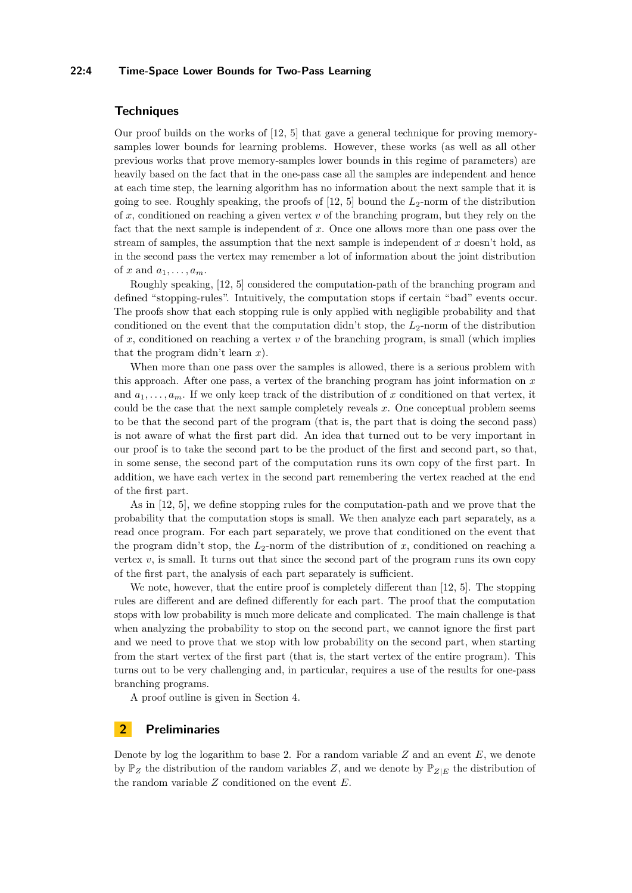### Techniques

Our proof builds on the works of [12, 5] that gave a general technique for proving memory-samples lower bounds for learning problems. However, these works (as well as all other previous works that prove memory-samples lower bounds in this regime of parameters) are heavily based on the fact that in the one-pass case all the samples are independent and hence at each time step, the learning algorithm has no information about the next sample that it is going to see. Roughly speaking, the proofs of [12, 5] bound the $L_2$-norm of the distribution of $x$, conditioned on reaching a given vertex $v$ of the branching program, but they rely on the fact that the next sample is independent of $x$. Once one allows more than one pass over the stream of samples, the assumption that the next sample is independent of $x$ doesn't hold, as in the second pass the vertex may remember a lot of information about the joint distribution of $x$ and $a_1, \ldots, a_m$.

Roughly speaking, [12, 5] considered the computation-path of the branching program and defined "stopping-rules". Intuitively, the computation stops if certain "bad" events occur. The proofs show that each stopping rule is only applied with negligible probability and that conditioned on the event that the computation didn't stop, the $L_2$-norm of the distribution of $x$, conditioned on reaching a vertex $v$ of the branching program, is small (which implies that the program didn't learn $x$).

When more than one pass over the samples is allowed, there is a serious problem with this approach. After one pass, a vertex of the branching program has joint information on $x$ and $a_1, \ldots, a_m$. If we only keep track of the distribution of $x$ conditioned on that vertex, it could be the case that the next sample completely reveals $x$. One conceptual problem seems to be that the second part of the program (that is, the part that is doing the second pass) is not aware of what the first part did. An idea that turned out to be very important in our proof is to take the second part to be the product of the first and second part, so that, in some sense, the second part of the computation runs its own copy of the first part. In addition, we have each vertex in the second part remembering the vertex reached at the end of the first part.

As in [12, 5], we define stopping rules for the computation-path and we prove that the probability that the computation stops is small. We then analyze each part separately, as a read once program. For each part separately, we prove that conditioned on the event that the program didn't stop, the $L_2$-norm of the distribution of $x$, conditioned on reaching a vertex $v$, is small. It turns out that since the second part of the program runs its own copy of the first part, the analysis of each part separately is sufficient.

We note, however, that the entire proof is completely different than [12, 5]. The stopping rules are different and are defined differently for each part. The proof that the computation stops with low probability is much more delicate and complicated. The main challenge is that when analyzing the probability to stop on the second part, we cannot ignore the first part and we need to prove that we stop with low probability on the second part, when starting from the start vertex of the first part (that is, the start vertex of the entire program). This turns out to be very challenging and, in particular, requires a use of the results for one-pass branching programs.

A proof outline is given in Section 4.

## 2 Preliminaries

Denote by log the logarithm to base 2. For a random variable $Z$ and an event $E$, we denote by $\mathbb{P}_Z$ the distribution of the random variables $Z$, and we denote by $\mathbb{P}_{Z|E}$ the distribution of the random variable $Z$ conditioned on the event $E$.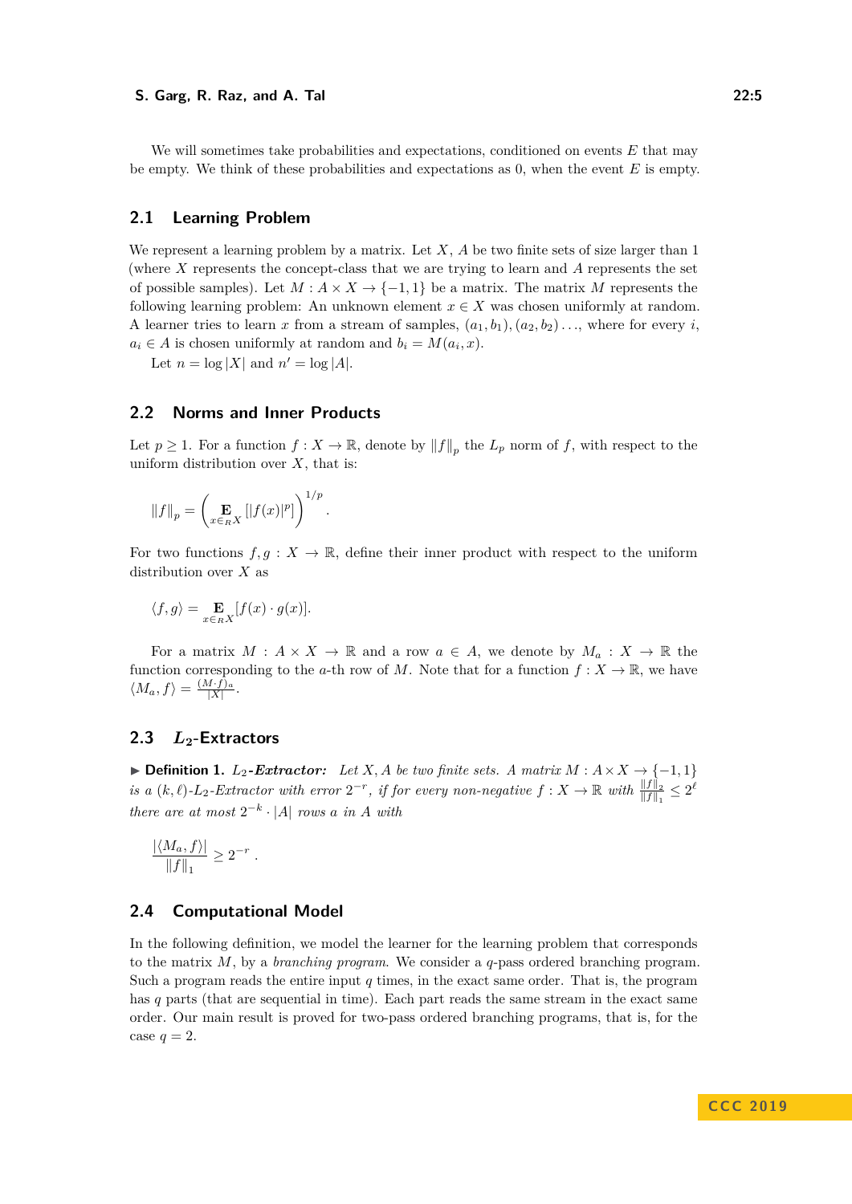We will sometimes take probabilities and expectations, conditioned on events $E$ that may be empty. We think of these probabilities and expectations as 0, when the event $E$ is empty.

## 2.1 Learning Problem

We represent a learning problem by a matrix. Let $X$, $A$ be two finite sets of size larger than 1 (where $X$ represents the concept-class that we are trying to learn and $A$ represents the set of possible samples). Let $M : A \times X \to \{-1, 1\}$ be a matrix. The matrix $M$ represents the following learning problem: An unknown element $x \in X$ was chosen uniformly at random. A learner tries to learn $x$ from a stream of samples, $(a_1, b_1), (a_2, b_2) \ldots$, where for every $i$, $a_i \in A$ is chosen uniformly at random and $b_i = M(a_i, x)$.

Let $n = \log |X|$ and $n' = \log |A|$.

## 2.2 Norms and Inner Products

Let $p \geq 1$. For a function $f : X \to \mathbb{R}$, denote by $\|f\|_p$ the $L_p$ norm of $f$, with respect to the uniform distribution over $X$, that is:

$$\|f\|_p = \left( \mathop{\mathbf{E}}_{x \in_R X} [|f(x)|^p] \right)^{1/p}.$$

For two functions $f, g : X \to \mathbb{R}$, define their inner product with respect to the uniform distribution over $X$ as

$$\langle f, g \rangle = \mathop{\mathbf{E}}_{x \in_R X} [f(x) \cdot g(x)].$$

For a matrix $M : A \times X \to \mathbb{R}$ and a row $a \in A$, we denote by $M_a : X \to \mathbb{R}$ the function corresponding to the $a$-th row of $M$. Note that for a function $f : X \to \mathbb{R}$, we have $\langle M_a, f \rangle = \frac{(M \cdot f)_a}{|X|}$.

## 2.3 $L_2$-Extractors

▶ **Definition 1.** $L_2$-***Extractor:*** *Let $X, A$ be two finite sets. A matrix $M : A \times X \to \{-1, 1\}$ is a $(k, \ell)$-$L_2$-Extractor with error $2^{-r}$, if for every non-negative $f : X \to \mathbb{R}$ with $\frac{\|f\|_2}{\|f\|_1} \leq 2^{\ell}$ there are at most $2^{-k} \cdot |A|$ rows $a$ in $A$ with*

$$\frac{|\langle M_a, f \rangle|}{\|f\|_1} \geq 2^{-r} .$$

## 2.4 Computational Model

In the following definition, we model the learner for the learning problem that corresponds to the matrix $M$, by a *branching program*. We consider a $q$-pass ordered branching program. Such a program reads the entire input $q$ times, in the exact same order. That is, the program has $q$ parts (that are sequential in time). Each part reads the same stream in the exact same order. Our main result is proved for two-pass ordered branching programs, that is, for the case $q = 2$.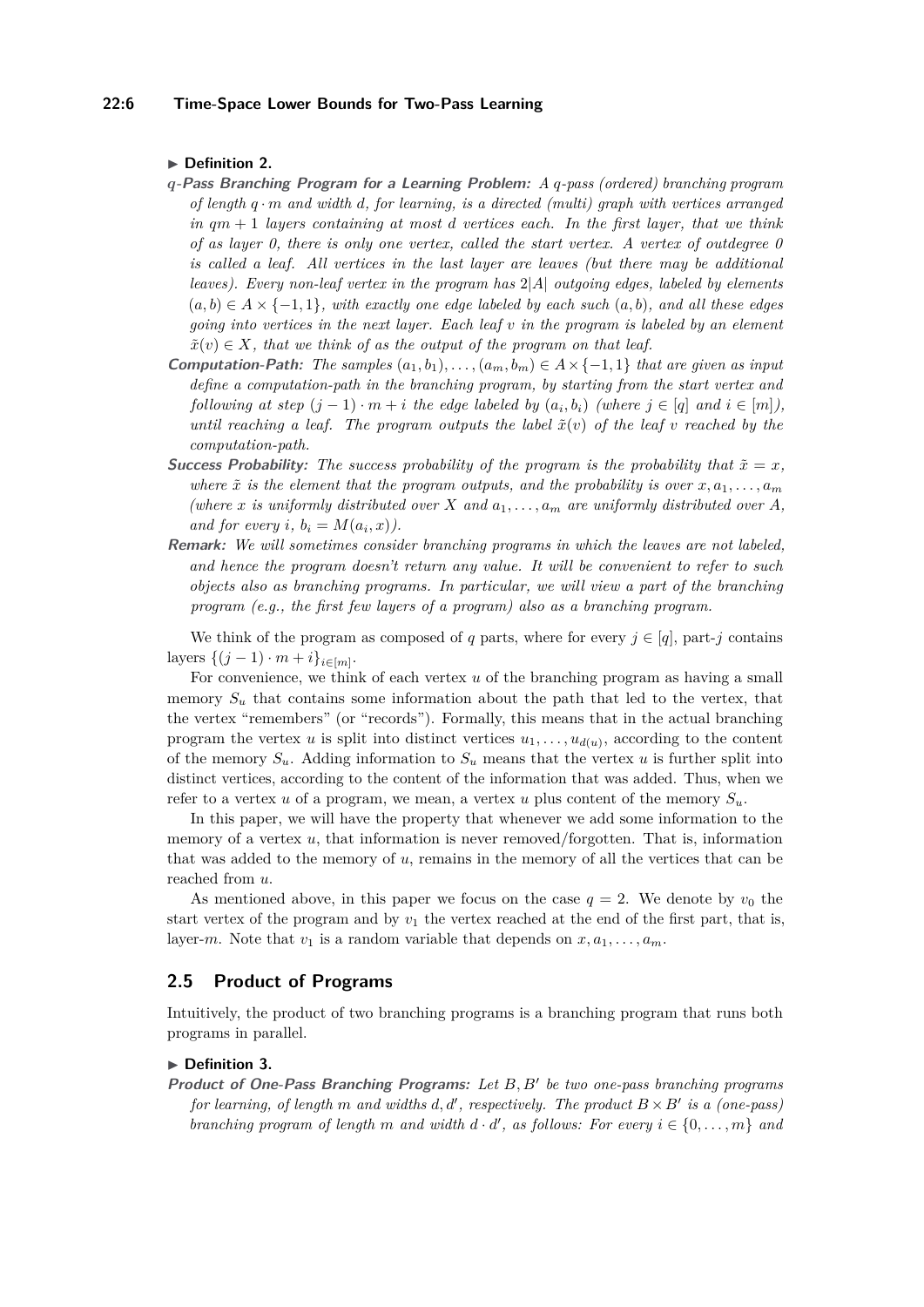▶ **Definition 2.**

***q*-Pass Branching Program for a Learning Problem:** *A q-pass (ordered) branching program of length $q \cdot m$ and width $d$, for learning, is a directed (multi) graph with vertices arranged in $qm+1$ layers containing at most $d$ vertices each. In the first layer, that we think of as layer 0, there is only one vertex, called the start vertex. A vertex of outdegree 0 is called a leaf. All vertices in the last layer are leaves (but there may be additional leaves). Every non-leaf vertex in the program has $2|A|$ outgoing edges, labeled by elements $(a,b) \in A \times \{-1,1\}$, with exactly one edge labeled by each such $(a,b)$, and all these edges going into vertices in the next layer. Each leaf $v$ in the program is labeled by an element $\tilde{x}(v) \in X$, that we think of as the output of the program on that leaf.*

***Computation-Path:*** *The samples $(a_1,b_1),\ldots,(a_m,b_m) \in A \times \{-1,1\}$ that are given as input define a computation-path in the branching program, by starting from the start vertex and following at step $(j-1)\cdot m + i$ the edge labeled by $(a_i,b_i)$ (where $j \in [q]$ and $i \in [m]$), until reaching a leaf. The program outputs the label $\tilde{x}(v)$ of the leaf $v$ reached by the computation-path.*

***Success Probability:*** *The success probability of the program is the probability that $\tilde{x} = x$, where $\tilde{x}$ is the element that the program outputs, and the probability is over $x, a_1, \ldots, a_m$ (where $x$ is uniformly distributed over $X$ and $a_1,\ldots,a_m$ are uniformly distributed over $A$, and for every $i$, $b_i = M(a_i, x)$).*

***Remark:*** *We will sometimes consider branching programs in which the leaves are not labeled, and hence the program doesn't return any value. It will be convenient to refer to such objects also as branching programs. In particular, we will view a part of the branching program (e.g., the first few layers of a program) also as a branching program.*

We think of the program as composed of $q$ parts, where for every $j \in [q]$, part-$j$ contains layers $\{(j-1)\cdot m + i\}_{i \in [m]}$.

For convenience, we think of each vertex $u$ of the branching program as having a small memory $S_u$ that contains some information about the path that led to the vertex, that the vertex "remembers" (or "records"). Formally, this means that in the actual branching program the vertex $u$ is split into distinct vertices $u_1,\ldots,u_{d(u)}$, according to the content of the memory $S_u$. Adding information to $S_u$ means that the vertex $u$ is further split into distinct vertices, according to the content of the information that was added. Thus, when we refer to a vertex $u$ of a program, we mean, a vertex $u$ plus content of the memory $S_u$.

In this paper, we will have the property that whenever we add some information to the memory of a vertex $u$, that information is never removed/forgotten. That is, information that was added to the memory of $u$, remains in the memory of all the vertices that can be reached from $u$.

As mentioned above, in this paper we focus on the case $q = 2$. We denote by $v_0$ the start vertex of the program and by $v_1$ the vertex reached at the end of the first part, that is, layer-$m$. Note that $v_1$ is a random variable that depends on $x, a_1, \ldots, a_m$.

## 2.5 Product of Programs

Intuitively, the product of two branching programs is a branching program that runs both programs in parallel.

▶ **Definition 3.**

***Product of One-Pass Branching Programs:*** *Let $B, B'$ be two one-pass branching programs for learning, of length $m$ and widths $d, d'$, respectively. The product $B \times B'$ is a (one-pass) branching program of length $m$ and width $d \cdot d'$, as follows: For every $i \in \{0,\ldots,m\}$ and*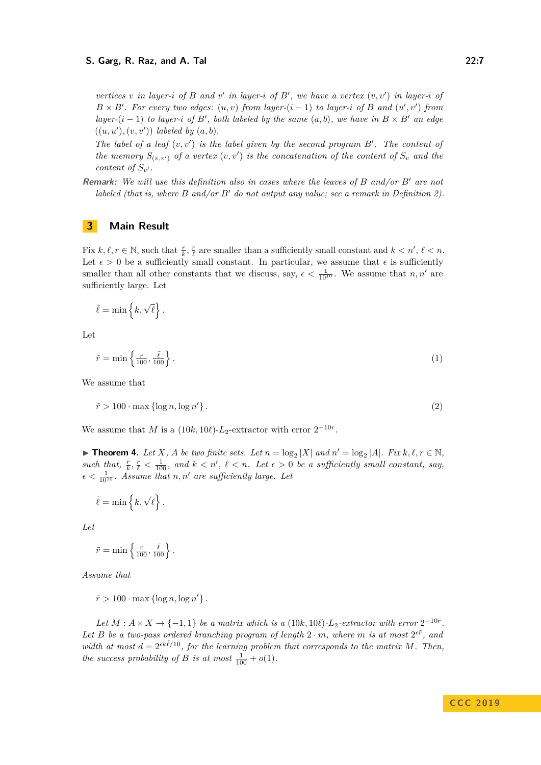*vertices $v$ in layer-$i$ of $B$ and $v'$ in layer-$i$ of $B'$, we have a vertex $(v, v')$ in layer-$i$ of $B \times B'$. For every two edges: $(u, v)$ from layer-$(i-1)$ to layer-$i$ of $B$ and $(u', v')$ from layer-$(i-1)$ to layer-$i$ of $B'$, both labeled by the same $(a, b)$, we have in $B \times B'$ an edge $((u, u'), (v, v'))$ labeled by $(a, b)$.*

*The label of a leaf $(v, v')$ is the label given by the second program $B'$. The content of the memory $S_{(v,v')}$ of a vertex $(v, v')$ is the concatenation of the content of $S_v$ and the content of $S_{v'}$.*

**Remark:** *We will use this definition also in cases where the leaves of $B$ and/or $B'$ are not labeled (that is, where $B$ and/or $B'$ do not output any value; see a remark in Definition 2).*

## 3 Main Result

Fix $k, \ell, r \in \mathbb{N}$, such that $\frac{r}{k}, \frac{r}{\ell}$ are smaller than a sufficiently small constant and $k < n'$, $\ell < n$. Let $\epsilon > 0$ be a sufficiently small constant. In particular, we assume that $\epsilon$ is sufficiently smaller than all other constants that we discuss, say, $\epsilon < \frac{1}{10^{10}}$. We assume that $n, n'$ are sufficiently large. Let

$$\tilde{\ell} = \min\left\{k, \sqrt{\ell}\right\}.$$

Let

$$\tilde{r} = \min\left\{\tfrac{r}{100}, \tfrac{\tilde{\ell}}{100}\right\}. \tag{1}$$

We assume that

$$\tilde{r} > 100 \cdot \max\{\log n, \log n'\}. \tag{2}$$

We assume that $M$ is a $(10k, 10\ell)$-$L_2$-extractor with error $2^{-10r}$.

▶ **Theorem 4.** *Let $X$, $A$ be two finite sets. Let $n = \log_2 |X|$ and $n' = \log_2 |A|$. Fix $k, \ell, r \in \mathbb{N}$, such that, $\frac{r}{k}, \frac{r}{\ell} < \frac{1}{100}$, and $k < n'$, $\ell < n$. Let $\epsilon > 0$ be a sufficiently small constant, say, $\epsilon < \frac{1}{10^{10}}$. Assume that $n, n'$ are sufficiently large. Let*

$$\tilde{\ell} = \min\left\{k, \sqrt{\ell}\right\}.$$

*Let*

$$\tilde{r} = \min\left\{\tfrac{r}{100}, \tfrac{\tilde{\ell}}{100}\right\}.$$

*Assume that*

$$\tilde{r} > 100 \cdot \max\{\log n, \log n'\}.$$

*Let $M : A \times X \to \{-1, 1\}$ be a matrix which is a $(10k, 10\ell)$-$L_2$-extractor with error $2^{-10r}$. Let $B$ be a two-pass ordered branching program of length $2 \cdot m$, where $m$ is at most $2^{\epsilon\tilde{r}}$, and width at most $d = 2^{\epsilon k \tilde{\ell}/10}$, for the learning problem that corresponds to the matrix $M$. Then, the success probability of $B$ is at most $\frac{1}{100} + o(1)$.*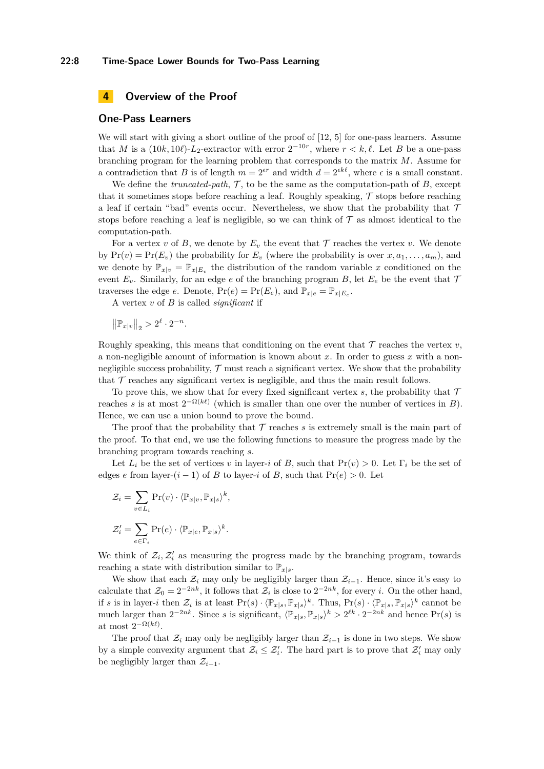## 4 Overview of the Proof

### One-Pass Learners

We will start with giving a short outline of the proof of [12, 5] for one-pass learners. Assume that $M$ is a $(10k, 10\ell)$-$L_2$-extractor with error $2^{-10r}$, where $r < k, \ell$. Let $B$ be a one-pass branching program for the learning problem that corresponds to the matrix $M$. Assume for a contradiction that $B$ is of length $m = 2^{\epsilon r}$ and width $d = 2^{\epsilon k \ell}$, where $\epsilon$ is a small constant.

We define the *truncated-path*, $\mathcal{T}$, to be the same as the computation-path of $B$, except that it sometimes stops before reaching a leaf. Roughly speaking, $\mathcal{T}$ stops before reaching a leaf if certain "bad" events occur. Nevertheless, we show that the probability that $\mathcal{T}$ stops before reaching a leaf is negligible, so we can think of $\mathcal{T}$ as almost identical to the computation-path.

For a vertex $v$ of $B$, we denote by $E_v$ the event that $\mathcal{T}$ reaches the vertex $v$. We denote by $\Pr(v) = \Pr(E_v)$ the probability for $E_v$ (where the probability is over $x, a_1, \ldots, a_m$), and we denote by $\mathbb{P}_{x|v} = \mathbb{P}_{x|E_v}$ the distribution of the random variable $x$ conditioned on the event $E_v$. Similarly, for an edge $e$ of the branching program $B$, let $E_e$ be the event that $\mathcal{T}$ traverses the edge $e$. Denote, $\Pr(e) = \Pr(E_e)$, and $\mathbb{P}_{x|e} = \mathbb{P}_{x|E_e}$.

A vertex $v$ of $B$ is called *significant* if

$$\left\|\mathbb{P}_{x|v}\right\|_2 > 2^{\ell} \cdot 2^{-n}.$$

Roughly speaking, this means that conditioning on the event that $\mathcal{T}$ reaches the vertex $v$, a non-negligible amount of information is known about $x$. In order to guess $x$ with a non-negligible success probability, $\mathcal{T}$ must reach a significant vertex. We show that the probability that $\mathcal{T}$ reaches any significant vertex is negligible, and thus the main result follows.

To prove this, we show that for every fixed significant vertex $s$, the probability that $\mathcal{T}$ reaches $s$ is at most $2^{-\Omega(k\ell)}$ (which is smaller than one over the number of vertices in $B$). Hence, we can use a union bound to prove the bound.

The proof that the probability that $\mathcal{T}$ reaches $s$ is extremely small is the main part of the proof. To that end, we use the following functions to measure the progress made by the branching program towards reaching $s$.

Let $L_i$ be the set of vertices $v$ in layer-$i$ of $B$, such that $\Pr(v) > 0$. Let $\Gamma_i$ be the set of edges $e$ from layer-$(i-1)$ of $B$ to layer-$i$ of $B$, such that $\Pr(e) > 0$. Let

$$\mathcal{Z}_i = \sum_{v \in L_i} \Pr(v) \cdot \langle \mathbb{P}_{x|v}, \mathbb{P}_{x|s} \rangle^k,$$

$$\mathcal{Z}'_i = \sum_{e \in \Gamma_i} \Pr(e) \cdot \langle \mathbb{P}_{x|e}, \mathbb{P}_{x|s} \rangle^k.$$

We think of $\mathcal{Z}_i, \mathcal{Z}'_i$ as measuring the progress made by the branching program, towards reaching a state with distribution similar to $\mathbb{P}_{x|s}$.

We show that each $\mathcal{Z}_i$ may only be negligibly larger than $\mathcal{Z}_{i-1}$. Hence, since it's easy to calculate that $\mathcal{Z}_0 = 2^{-2nk}$, it follows that $\mathcal{Z}_i$ is close to $2^{-2nk}$, for every $i$. On the other hand, if $s$ is in layer-$i$ then $\mathcal{Z}_i$ is at least $\Pr(s) \cdot \langle \mathbb{P}_{x|s}, \mathbb{P}_{x|s} \rangle^k$. Thus, $\Pr(s) \cdot \langle \mathbb{P}_{x|s}, \mathbb{P}_{x|s} \rangle^k$ cannot be much larger than $2^{-2nk}$. Since $s$ is significant, $\langle \mathbb{P}_{x|s}, \mathbb{P}_{x|s} \rangle^k > 2^{\ell k} \cdot 2^{-2nk}$ and hence $\Pr(s)$ is at most $2^{-\Omega(k\ell)}$.

The proof that $\mathcal{Z}_i$ may only be negligibly larger than $\mathcal{Z}_{i-1}$ is done in two steps. We show by a simple convexity argument that $\mathcal{Z}_i \leq \mathcal{Z}'_i$. The hard part is to prove that $\mathcal{Z}'_i$ may only be negligibly larger than $\mathcal{Z}_{i-1}$.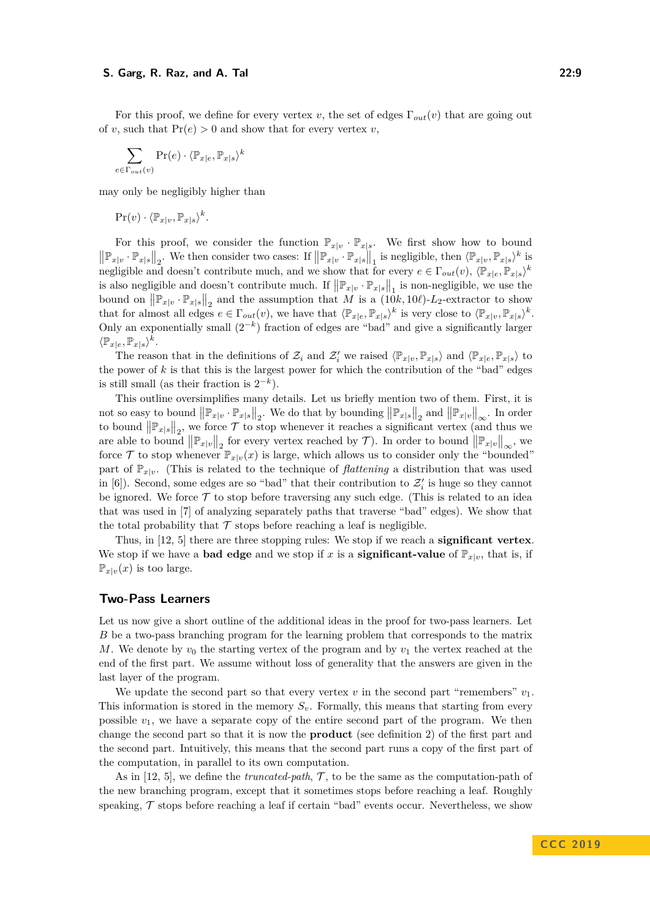For this proof, we define for every vertex $v$, the set of edges $\Gamma_{out}(v)$ that are going out of $v$, such that $\Pr(e) > 0$ and show that for every vertex $v$,

$$\sum_{e \in \Gamma_{out}(v)} \Pr(e) \cdot \langle \mathbb{P}_{x|e}, \mathbb{P}_{x|s} \rangle^k$$

may only be negligibly higher than

$$\Pr(v) \cdot \langle \mathbb{P}_{x|v}, \mathbb{P}_{x|s} \rangle^k.$$

For this proof, we consider the function $\mathbb{P}_{x|v} \cdot \mathbb{P}_{x|s}$. We first show how to bound $\left\| \mathbb{P}_{x|v} \cdot \mathbb{P}_{x|s} \right\|_2$. We then consider two cases: If $\left\| \mathbb{P}_{x|v} \cdot \mathbb{P}_{x|s} \right\|_1$ is negligible, then $\langle \mathbb{P}_{x|v}, \mathbb{P}_{x|s} \rangle^k$ is negligible and doesn't contribute much, and we show that for every $e \in \Gamma_{out}(v)$, $\langle \mathbb{P}_{x|e}, \mathbb{P}_{x|s} \rangle^k$ is also negligible and doesn't contribute much. If $\left\| \mathbb{P}_{x|v} \cdot \mathbb{P}_{x|s} \right\|_1$ is non-negligible, we use the bound on $\left\| \mathbb{P}_{x|v} \cdot \mathbb{P}_{x|s} \right\|_2$ and the assumption that $M$ is a $(10k, 10\ell)$-$L_2$-extractor to show that for almost all edges $e \in \Gamma_{out}(v)$, we have that $\langle \mathbb{P}_{x|e}, \mathbb{P}_{x|s} \rangle^k$ is very close to $\langle \mathbb{P}_{x|v}, \mathbb{P}_{x|s} \rangle^k$. Only an exponentially small ($2^{-k}$) fraction of edges are "bad" and give a significantly larger $\langle \mathbb{P}_{x|e}, \mathbb{P}_{x|s} \rangle^k$.

The reason that in the definitions of $\mathcal{Z}_i$ and $\mathcal{Z}'_i$ we raised $\langle \mathbb{P}_{x|v}, \mathbb{P}_{x|s} \rangle$ and $\langle \mathbb{P}_{x|e}, \mathbb{P}_{x|s} \rangle$ to the power of $k$ is that this is the largest power for which the contribution of the "bad" edges is still small (as their fraction is $2^{-k}$).

This outline oversimplifies many details. Let us briefly mention two of them. First, it is not so easy to bound $\left\| \mathbb{P}_{x|v} \cdot \mathbb{P}_{x|s} \right\|_2$. We do that by bounding $\left\| \mathbb{P}_{x|s} \right\|_2$ and $\left\| \mathbb{P}_{x|v} \right\|_\infty$. In order to bound $\left\| \mathbb{P}_{x|s} \right\|_2$, we force $\mathcal{T}$ to stop whenever it reaches a significant vertex (and thus we are able to bound $\left\| \mathbb{P}_{x|v} \right\|_2$ for every vertex reached by $\mathcal{T}$). In order to bound $\left\| \mathbb{P}_{x|v} \right\|_\infty$, we force $\mathcal{T}$ to stop whenever $\mathbb{P}_{x|v}(x)$ is large, which allows us to consider only the "bounded" part of $\mathbb{P}_{x|v}$. (This is related to the technique of *flattening* a distribution that was used in [6]). Second, some edges are so "bad" that their contribution to $\mathcal{Z}'_i$ is huge so they cannot be ignored. We force $\mathcal{T}$ to stop before traversing any such edge. (This is related to an idea that was used in [7] of analyzing separately paths that traverse "bad" edges). We show that the total probability that $\mathcal{T}$ stops before reaching a leaf is negligible.

Thus, in [12, 5] there are three stopping rules: We stop if we reach a **significant vertex**. We stop if we have a **bad edge** and we stop if $x$ is a **significant-value** of $\mathbb{P}_{x|v}$, that is, if $\mathbb{P}_{x|v}(x)$ is too large.

## Two-Pass Learners

Let us now give a short outline of the additional ideas in the proof for two-pass learners. Let $B$ be a two-pass branching program for the learning problem that corresponds to the matrix $M$. We denote by $v_0$ the starting vertex of the program and by $v_1$ the vertex reached at the end of the first part. We assume without loss of generality that the answers are given in the last layer of the program.

We update the second part so that every vertex $v$ in the second part "remembers" $v_1$. This information is stored in the memory $S_v$. Formally, this means that starting from every possible $v_1$, we have a separate copy of the entire second part of the program. We then change the second part so that it is now the **product** (see definition 2) of the first part and the second part. Intuitively, this means that the second part runs a copy of the first part of the computation, in parallel to its own computation.

As in [12, 5], we define the *truncated-path*, $\mathcal{T}$, to be the same as the computation-path of the new branching program, except that it sometimes stops before reaching a leaf. Roughly speaking, $\mathcal{T}$ stops before reaching a leaf if certain "bad" events occur. Nevertheless, we show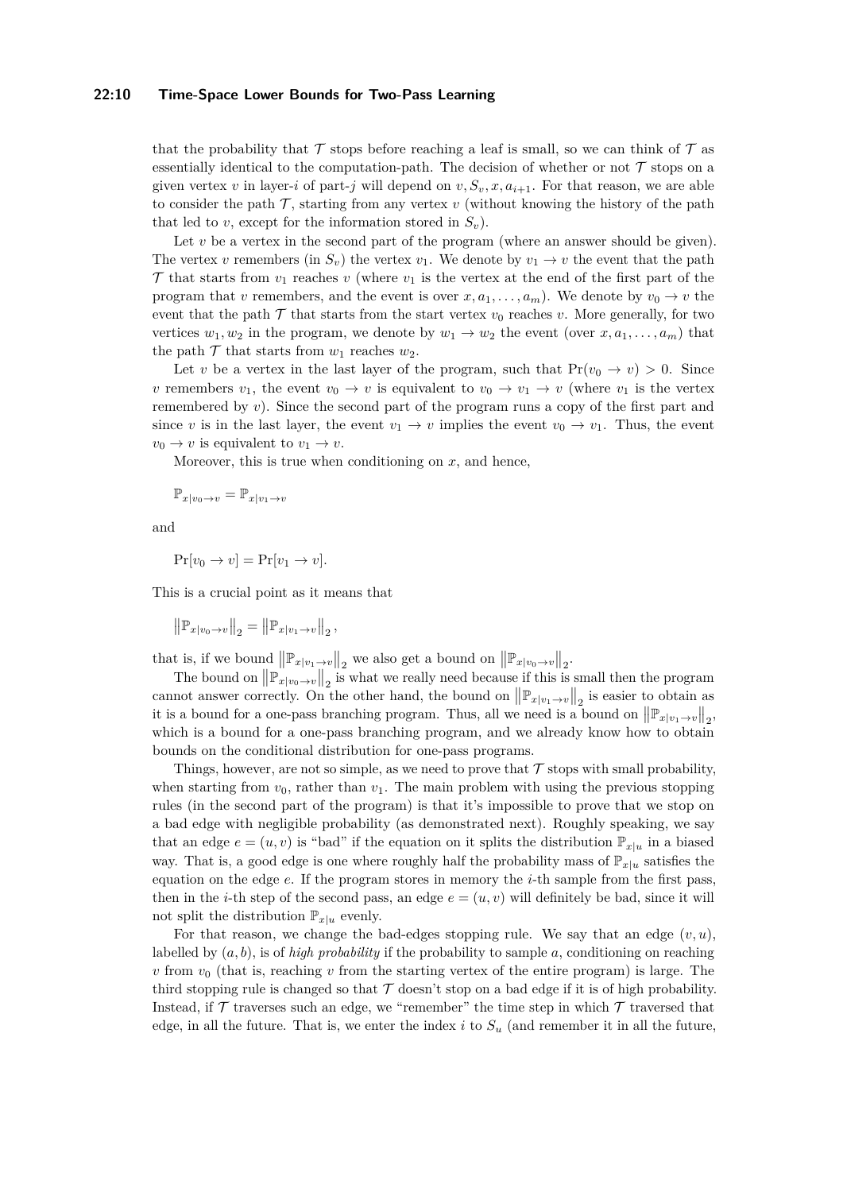that the probability that $\mathcal{T}$ stops before reaching a leaf is small, so we can think of $\mathcal{T}$ as essentially identical to the computation-path. The decision of whether or not $\mathcal{T}$ stops on a given vertex $v$ in layer-$i$ of part-$j$ will depend on $v, S_v, x, a_{i+1}$. For that reason, we are able to consider the path $\mathcal{T}$, starting from any vertex $v$ (without knowing the history of the path that led to $v$, except for the information stored in $S_v$).

Let $v$ be a vertex in the second part of the program (where an answer should be given). The vertex $v$ remembers (in $S_v$) the vertex $v_1$. We denote by $v_1 \to v$ the event that the path $\mathcal{T}$ that starts from $v_1$ reaches $v$ (where $v_1$ is the vertex at the end of the first part of the program that $v$ remembers, and the event is over $x, a_1, \ldots, a_m$). We denote by $v_0 \to v$ the event that the path $\mathcal{T}$ that starts from the start vertex $v_0$ reaches $v$. More generally, for two vertices $w_1, w_2$ in the program, we denote by $w_1 \to w_2$ the event (over $x, a_1, \ldots, a_m$) that the path $\mathcal{T}$ that starts from $w_1$ reaches $w_2$.

Let $v$ be a vertex in the last layer of the program, such that $\Pr(v_0 \to v) > 0$. Since $v$ remembers $v_1$, the event $v_0 \to v$ is equivalent to $v_0 \to v_1 \to v$ (where $v_1$ is the vertex remembered by $v$). Since the second part of the program runs a copy of the first part and since $v$ is in the last layer, the event $v_1 \to v$ implies the event $v_0 \to v_1$. Thus, the event $v_0 \to v$ is equivalent to $v_1 \to v$.

Moreover, this is true when conditioning on $x$, and hence,

$$\mathbb{P}_{x|v_0 \to v} = \mathbb{P}_{x|v_1 \to v}$$

and

$$\Pr[v_0 \to v] = \Pr[v_1 \to v].$$

This is a crucial point as it means that

$$\left\|\mathbb{P}_{x|v_0 \to v}\right\|_2 = \left\|\mathbb{P}_{x|v_1 \to v}\right\|_2,$$

that is, if we bound $\left\|\mathbb{P}_{x|v_1 \to v}\right\|_2$ we also get a bound on $\left\|\mathbb{P}_{x|v_0 \to v}\right\|_2$.

The bound on $\left\|\mathbb{P}_{x|v_0 \to v}\right\|_2$ is what we really need because if this is small then the program cannot answer correctly. On the other hand, the bound on $\left\|\mathbb{P}_{x|v_1 \to v}\right\|_2$ is easier to obtain as it is a bound for a one-pass branching program. Thus, all we need is a bound on $\left\|\mathbb{P}_{x|v_1 \to v}\right\|_2$, which is a bound for a one-pass branching program, and we already know how to obtain bounds on the conditional distribution for one-pass programs.

Things, however, are not so simple, as we need to prove that $\mathcal{T}$ stops with small probability, when starting from $v_0$, rather than $v_1$. The main problem with using the previous stopping rules (in the second part of the program) is that it's impossible to prove that we stop on a bad edge with negligible probability (as demonstrated next). Roughly speaking, we say that an edge $e = (u, v)$ is "bad" if the equation on it splits the distribution $\mathbb{P}_{x|u}$ in a biased way. That is, a good edge is one where roughly half the probability mass of $\mathbb{P}_{x|u}$ satisfies the equation on the edge $e$. If the program stores in memory the $i$-th sample from the first pass, then in the $i$-th step of the second pass, an edge $e = (u, v)$ will definitely be bad, since it will not split the distribution $\mathbb{P}_{x|u}$ evenly.

For that reason, we change the bad-edges stopping rule. We say that an edge $(v, u)$, labelled by $(a, b)$, is of *high probability* if the probability to sample $a$, conditioning on reaching $v$ from $v_0$ (that is, reaching $v$ from the starting vertex of the entire program) is large. The third stopping rule is changed so that $\mathcal{T}$ doesn't stop on a bad edge if it is of high probability. Instead, if $\mathcal{T}$ traverses such an edge, we "remember" the time step in which $\mathcal{T}$ traversed that edge, in all the future. That is, we enter the index $i$ to $S_u$ (and remember it in all the future,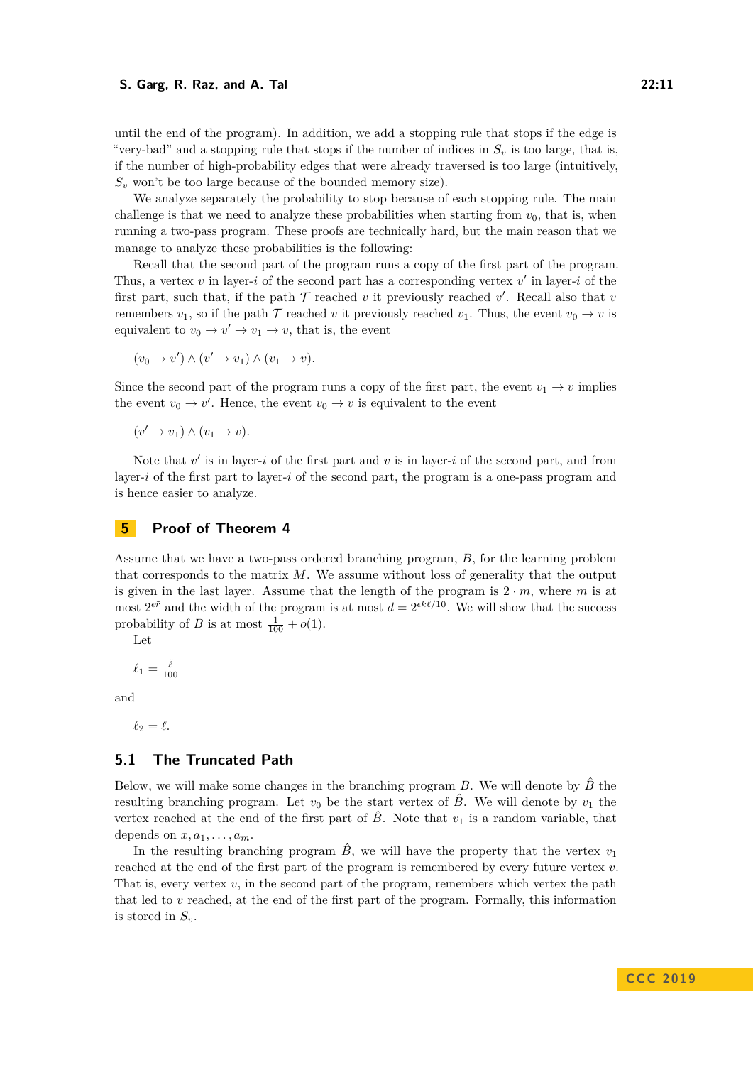until the end of the program). In addition, we add a stopping rule that stops if the edge is "very-bad" and a stopping rule that stops if the number of indices in $S_v$ is too large, that is, if the number of high-probability edges that were already traversed is too large (intuitively, $S_v$ won't be too large because of the bounded memory size).

We analyze separately the probability to stop because of each stopping rule. The main challenge is that we need to analyze these probabilities when starting from $v_0$, that is, when running a two-pass program. These proofs are technically hard, but the main reason that we manage to analyze these probabilities is the following:

Recall that the second part of the program runs a copy of the first part of the program. Thus, a vertex $v$ in layer-$i$ of the second part has a corresponding vertex $v'$ in layer-$i$ of the first part, such that, if the path $\mathcal{T}$ reached $v$ it previously reached $v'$. Recall also that $v$ remembers $v_1$, so if the path $\mathcal{T}$ reached $v$ it previously reached $v_1$. Thus, the event $v_0 \to v$ is equivalent to $v_0 \to v' \to v_1 \to v$, that is, the event

$$(v_0 \to v') \wedge (v' \to v_1) \wedge (v_1 \to v).$$

Since the second part of the program runs a copy of the first part, the event $v_1 \to v$ implies the event $v_0 \to v'$. Hence, the event $v_0 \to v$ is equivalent to the event

$$(v' \to v_1) \wedge (v_1 \to v).$$

Note that $v'$ is in layer-$i$ of the first part and $v$ is in layer-$i$ of the second part, and from layer-$i$ of the first part to layer-$i$ of the second part, the program is a one-pass program and is hence easier to analyze.

# 5 Proof of Theorem 4

Assume that we have a two-pass ordered branching program, $B$, for the learning problem that corresponds to the matrix $M$. We assume without loss of generality that the output is given in the last layer. Assume that the length of the program is $2 \cdot m$, where $m$ is at most $2^{\epsilon \tilde{r}}$ and the width of the program is at most $d = 2^{\epsilon k \tilde{\ell}/10}$. We will show that the success probability of $B$ is at most $\frac{1}{100} + o(1)$.

Let

$$\ell_1 = \tfrac{\tilde{\ell}}{100}$$

and

$$\ell_2 = \ell.$$

## 5.1 The Truncated Path

Below, we will make some changes in the branching program $B$. We will denote by $\hat{B}$ the resulting branching program. Let $v_0$ be the start vertex of $\hat{B}$. We will denote by $v_1$ the vertex reached at the end of the first part of $\hat{B}$. Note that $v_1$ is a random variable, that depends on $x, a_1, \ldots, a_m$.

In the resulting branching program $\hat{B}$, we will have the property that the vertex $v_1$ reached at the end of the first part of the program is remembered by every future vertex $v$. That is, every vertex $v$, in the second part of the program, remembers which vertex the path that led to $v$ reached, at the end of the first part of the program. Formally, this information is stored in $S_v$.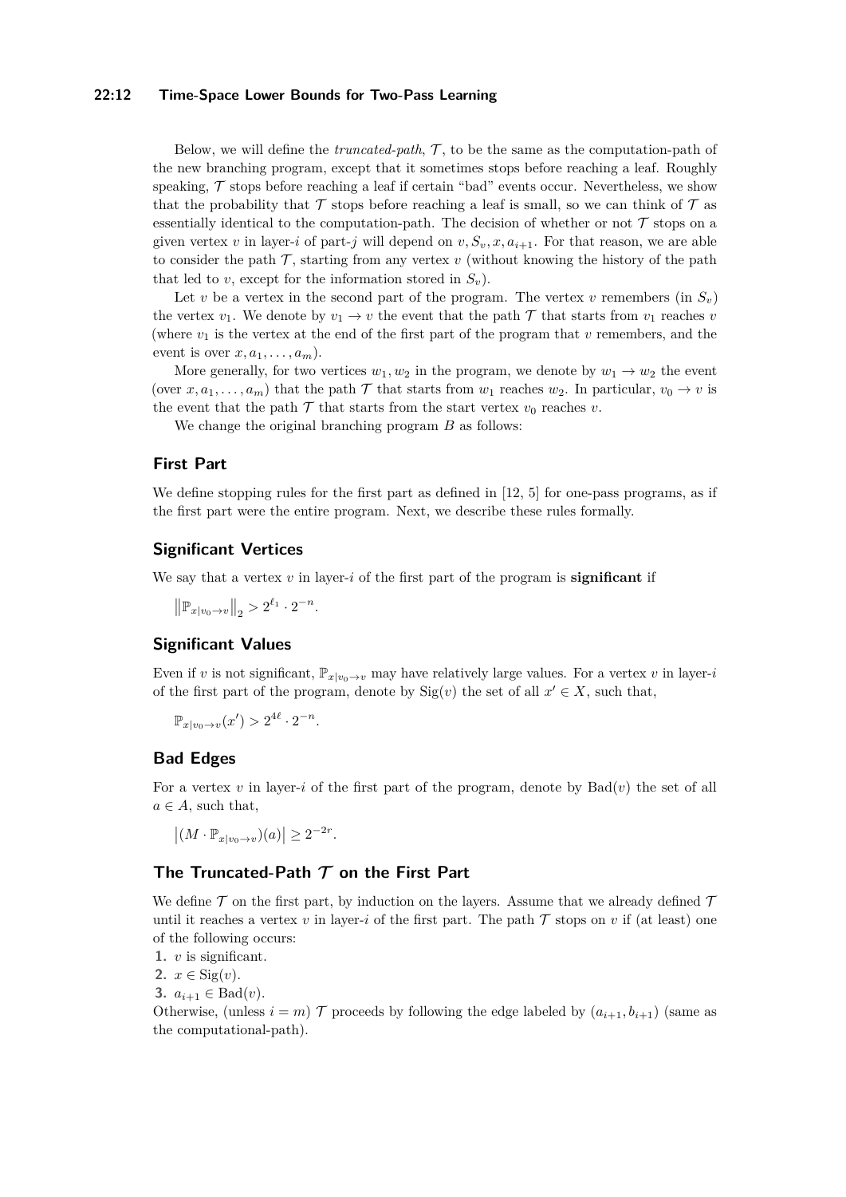Below, we will define the *truncated-path*, $\mathcal{T}$, to be the same as the computation-path of the new branching program, except that it sometimes stops before reaching a leaf. Roughly speaking, $\mathcal{T}$ stops before reaching a leaf if certain "bad" events occur. Nevertheless, we show that the probability that $\mathcal{T}$ stops before reaching a leaf is small, so we can think of $\mathcal{T}$ as essentially identical to the computation-path. The decision of whether or not $\mathcal{T}$ stops on a given vertex $v$ in layer-$i$ of part-$j$ will depend on $v, S_v, x, a_{i+1}$. For that reason, we are able to consider the path $\mathcal{T}$, starting from any vertex $v$ (without knowing the history of the path that led to $v$, except for the information stored in $S_v$).

Let $v$ be a vertex in the second part of the program. The vertex $v$ remembers (in $S_v$) the vertex $v_1$. We denote by $v_1 \to v$ the event that the path $\mathcal{T}$ that starts from $v_1$ reaches $v$ (where $v_1$ is the vertex at the end of the first part of the program that $v$ remembers, and the event is over $x, a_1, \ldots, a_m$).

More generally, for two vertices $w_1, w_2$ in the program, we denote by $w_1 \to w_2$ the event (over $x, a_1, \ldots, a_m$) that the path $\mathcal{T}$ that starts from $w_1$ reaches $w_2$. In particular, $v_0 \to v$ is the event that the path $\mathcal{T}$ that starts from the start vertex $v_0$ reaches $v$.

We change the original branching program $B$ as follows:

## First Part

We define stopping rules for the first part as defined in [12, 5] for one-pass programs, as if the first part were the entire program. Next, we describe these rules formally.

## Significant Vertices

We say that a vertex $v$ in layer-$i$ of the first part of the program is **significant** if

$$\left\|\mathbb{P}_{x|v_0 \to v}\right\|_2 > 2^{\ell_1} \cdot 2^{-n}.$$

## Significant Values

Even if $v$ is not significant, $\mathbb{P}_{x|v_0 \to v}$ may have relatively large values. For a vertex $v$ in layer-$i$ of the first part of the program, denote by $\mathrm{Sig}(v)$ the set of all $x' \in X$, such that,

$$\mathbb{P}_{x|v_0 \to v}(x') > 2^{4\ell} \cdot 2^{-n}.$$

## Bad Edges

For a vertex $v$ in layer-$i$ of the first part of the program, denote by $\mathrm{Bad}(v)$ the set of all $a \in A$, such that,

$$\left|(M \cdot \mathbb{P}_{x|v_0 \to v})(a)\right| \geq 2^{-2r}.$$

## The Truncated-Path $\mathcal{T}$ on the First Part

We define $\mathcal{T}$ on the first part, by induction on the layers. Assume that we already defined $\mathcal{T}$ until it reaches a vertex $v$ in layer-$i$ of the first part. The path $\mathcal{T}$ stops on $v$ if (at least) one of the following occurs:

1. $v$ is significant.
2. $x \in \mathrm{Sig}(v)$.
3. $a_{i+1} \in \mathrm{Bad}(v)$.

Otherwise, (unless $i = m$) $\mathcal{T}$ proceeds by following the edge labeled by $(a_{i+1}, b_{i+1})$ (same as the computational-path).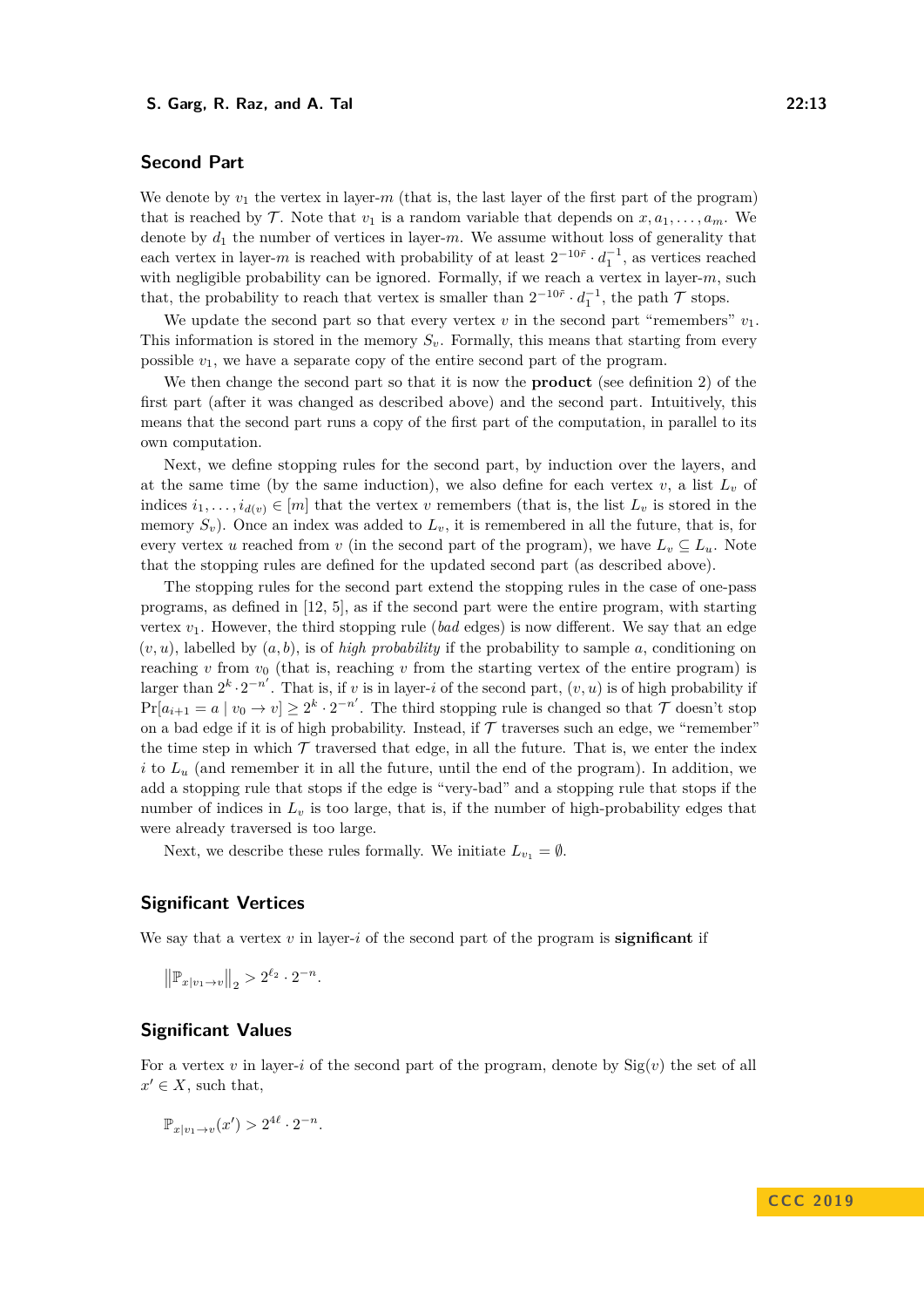## Second Part

We denote by $v_1$ the vertex in layer-$m$ (that is, the last layer of the first part of the program) that is reached by $\mathcal{T}$. Note that $v_1$ is a random variable that depends on $x, a_1, \ldots, a_m$. We denote by $d_1$ the number of vertices in layer-$m$. We assume without loss of generality that each vertex in layer-$m$ is reached with probability of at least $2^{-10\tilde{r}} \cdot d_1^{-1}$, as vertices reached with negligible probability can be ignored. Formally, if we reach a vertex in layer-$m$, such that, the probability to reach that vertex is smaller than $2^{-10\tilde{r}} \cdot d_1^{-1}$, the path $\mathcal{T}$ stops.

We update the second part so that every vertex $v$ in the second part "remembers" $v_1$. This information is stored in the memory $S_v$. Formally, this means that starting from every possible $v_1$, we have a separate copy of the entire second part of the program.

We then change the second part so that it is now the **product** (see definition 2) of the first part (after it was changed as described above) and the second part. Intuitively, this means that the second part runs a copy of the first part of the computation, in parallel to its own computation.

Next, we define stopping rules for the second part, by induction over the layers, and at the same time (by the same induction), we also define for each vertex $v$, a list $L_v$ of indices $i_1, \ldots, i_{d(v)} \in [m]$ that the vertex $v$ remembers (that is, the list $L_v$ is stored in the memory $S_v$). Once an index was added to $L_v$, it is remembered in all the future, that is, for every vertex $u$ reached from $v$ (in the second part of the program), we have $L_v \subseteq L_u$. Note that the stopping rules are defined for the updated second part (as described above).

The stopping rules for the second part extend the stopping rules in the case of one-pass programs, as defined in [12, 5], as if the second part were the entire program, with starting vertex $v_1$. However, the third stopping rule (*bad* edges) is now different. We say that an edge $(v, u)$, labelled by $(a, b)$, is of *high probability* if the probability to sample $a$, conditioning on reaching $v$ from $v_0$ (that is, reaching $v$ from the starting vertex of the entire program) is larger than $2^k \cdot 2^{-n'}$. That is, if $v$ is in layer-$i$ of the second part, $(v, u)$ is of high probability if $\Pr[a_{i+1} = a \mid v_0 \to v] \geq 2^k \cdot 2^{-n'}$. The third stopping rule is changed so that $\mathcal{T}$ doesn't stop on a bad edge if it is of high probability. Instead, if $\mathcal{T}$ traverses such an edge, we "remember" the time step in which $\mathcal{T}$ traversed that edge, in all the future. That is, we enter the index $i$ to $L_u$ (and remember it in all the future, until the end of the program). In addition, we add a stopping rule that stops if the edge is "very-bad" and a stopping rule that stops if the number of indices in $L_v$ is too large, that is, if the number of high-probability edges that were already traversed is too large.

Next, we describe these rules formally. We initiate $L_{v_1} = \emptyset$.

## Significant Vertices

We say that a vertex $v$ in layer-$i$ of the second part of the program is **significant** if

$$\left\| \mathbb{P}_{x|v_1 \to v} \right\|_2 > 2^{\ell_2} \cdot 2^{-n}.$$

## Significant Values

For a vertex $v$ in layer-$i$ of the second part of the program, denote by $\mathrm{Sig}(v)$ the set of all $x' \in X$, such that,

$$\mathbb{P}_{x|v_1 \to v}(x') > 2^{4\ell} \cdot 2^{-n}.$$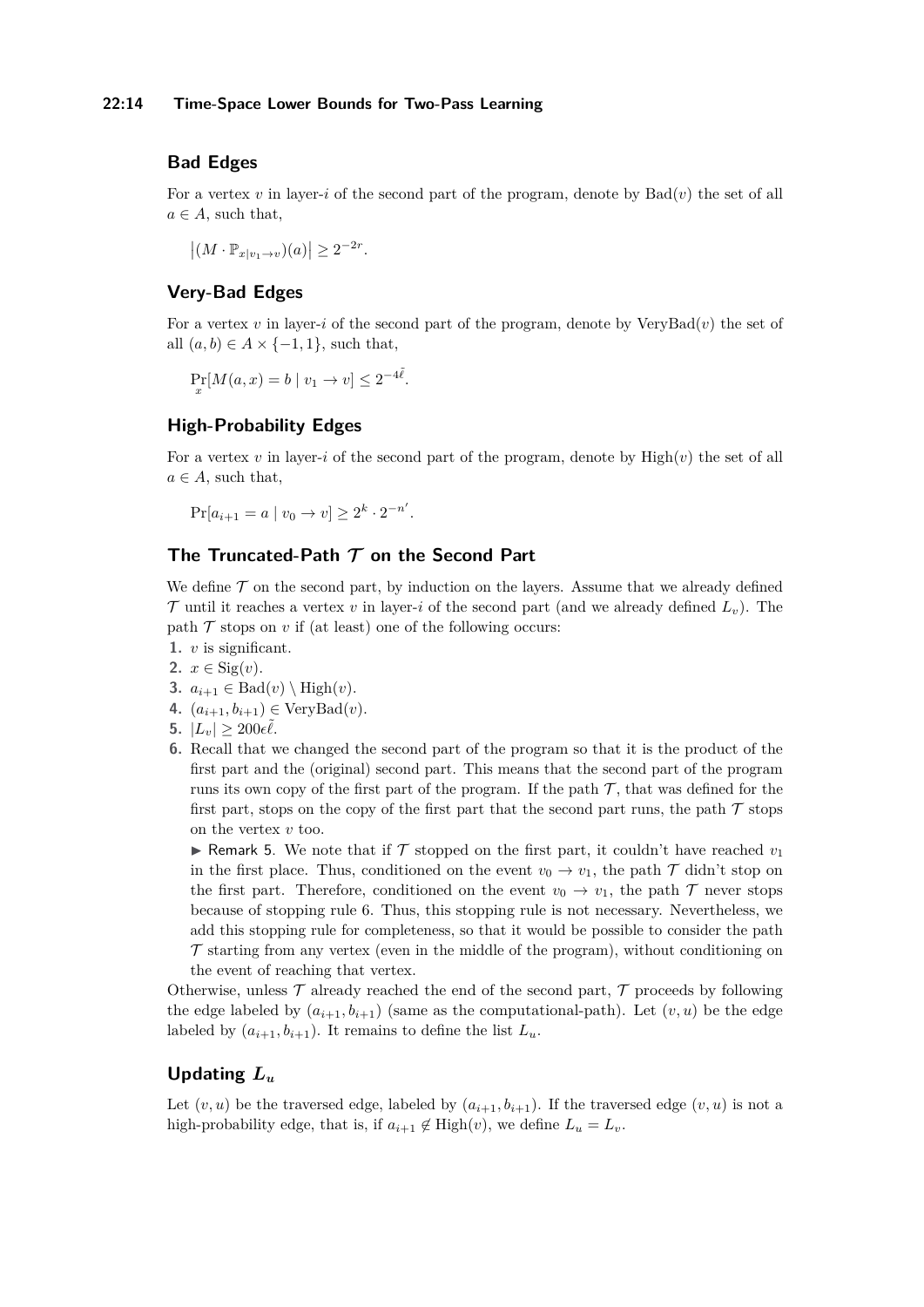## Bad Edges

For a vertex $v$ in layer-$i$ of the second part of the program, denote by $\mathrm{Bad}(v)$ the set of all $a \in A$, such that,

$$\left|(M \cdot \mathbb{P}_{x|v_1 \to v})(a)\right| \geq 2^{-2r}.$$

## Very-Bad Edges

For a vertex $v$ in layer-$i$ of the second part of the program, denote by $\mathrm{VeryBad}(v)$ the set of all $(a, b) \in A \times \{-1, 1\}$, such that,

$$\Pr_x[M(a,x) = b \mid v_1 \to v] \leq 2^{-4\tilde{\ell}}.$$

## High-Probability Edges

For a vertex $v$ in layer-$i$ of the second part of the program, denote by $\mathrm{High}(v)$ the set of all $a \in A$, such that,

$$\Pr[a_{i+1} = a \mid v_0 \to v] \geq 2^k \cdot 2^{-n'}.$$

## The Truncated-Path $\mathcal{T}$ on the Second Part

We define $\mathcal{T}$ on the second part, by induction on the layers. Assume that we already defined $\mathcal{T}$ until it reaches a vertex $v$ in layer-$i$ of the second part (and we already defined $L_v$). The path $\mathcal{T}$ stops on $v$ if (at least) one of the following occurs:

1. $v$ is significant.
2. $x \in \mathrm{Sig}(v)$.
3. $a_{i+1} \in \mathrm{Bad}(v) \setminus \mathrm{High}(v)$.
4. $(a_{i+1}, b_{i+1}) \in \mathrm{VeryBad}(v)$.
5. $|L_v| \geq 200\epsilon\tilde{\ell}$.
6. Recall that we changed the second part of the program so that it is the product of the first part and the (original) second part. This means that the second part of the program runs its own copy of the first part of the program. If the path $\mathcal{T}$, that was defined for the first part, stops on the copy of the first part that the second part runs, the path $\mathcal{T}$ stops on the vertex $v$ too.

   ▶ Remark 5. We note that if $\mathcal{T}$ stopped on the first part, it couldn't have reached $v_1$ in the first place. Thus, conditioned on the event $v_0 \to v_1$, the path $\mathcal{T}$ didn't stop on the first part. Therefore, conditioned on the event $v_0 \to v_1$, the path $\mathcal{T}$ never stops because of stopping rule 6. Thus, this stopping rule is not necessary. Nevertheless, we add this stopping rule for completeness, so that it would be possible to consider the path $\mathcal{T}$ starting from any vertex (even in the middle of the program), without conditioning on the event of reaching that vertex.

Otherwise, unless $\mathcal{T}$ already reached the end of the second part, $\mathcal{T}$ proceeds by following the edge labeled by $(a_{i+1}, b_{i+1})$ (same as the computational-path). Let $(v, u)$ be the edge labeled by $(a_{i+1}, b_{i+1})$. It remains to define the list $L_u$.

## Updating $L_u$

Let $(v, u)$ be the traversed edge, labeled by $(a_{i+1}, b_{i+1})$. If the traversed edge $(v, u)$ is not a high-probability edge, that is, if $a_{i+1} \notin \mathrm{High}(v)$, we define $L_u = L_v$.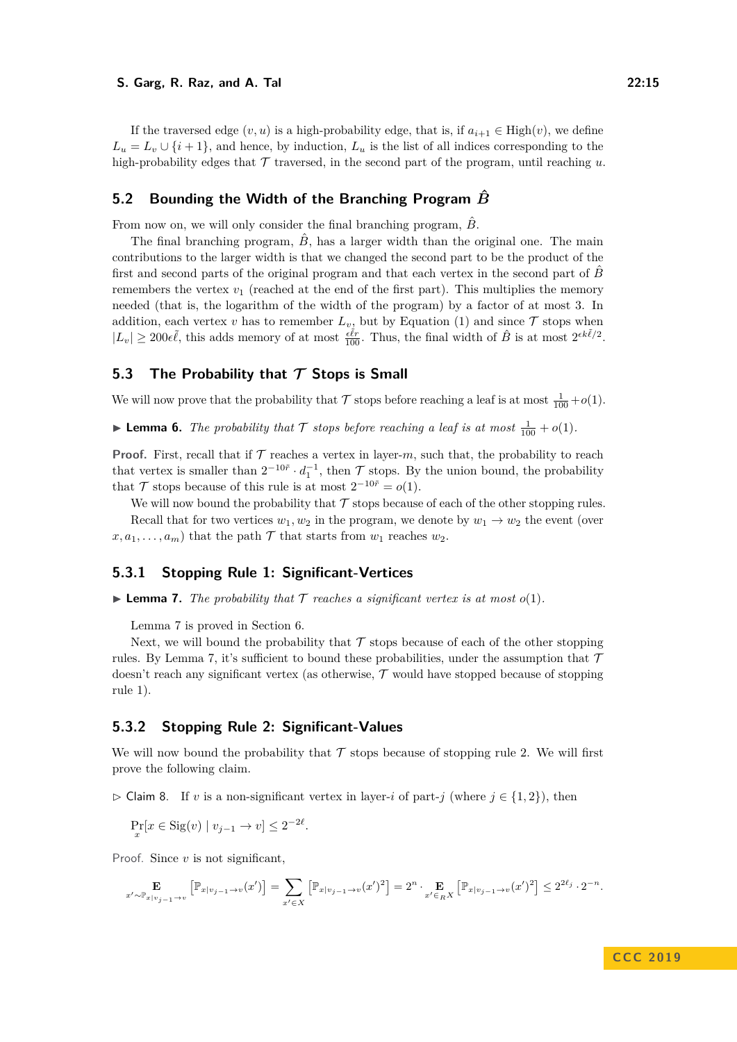If the traversed edge $(v, u)$ is a high-probability edge, that is, if $a_{i+1} \in \mathrm{High}(v)$, we define $L_u = L_v \cup \{i + 1\}$, and hence, by induction, $L_u$ is the list of all indices corresponding to the high-probability edges that $\mathcal{T}$ traversed, in the second part of the program, until reaching $u$.

## 5.2 Bounding the Width of the Branching Program $\hat{B}$

From now on, we will only consider the final branching program, $\hat{B}$.

The final branching program, $\hat{B}$, has a larger width than the original one. The main contributions to the larger width is that we changed the second part to be the product of the first and second parts of the original program and that each vertex in the second part of $\hat{B}$ remembers the vertex $v_1$ (reached at the end of the first part). This multiplies the memory needed (that is, the logarithm of the width of the program) by a factor of at most 3. In addition, each vertex $v$ has to remember $L_v$, but by Equation (1) and since $\mathcal{T}$ stops when $|L_v| \geq 200\epsilon\tilde{\ell}$, this adds memory of at most $\frac{\epsilon\tilde{\ell}r}{100}$. Thus, the final width of $\hat{B}$ is at most $2^{\epsilon k\tilde{\ell}/2}$.

## 5.3 The Probability that $\mathcal{T}$ Stops is Small

We will now prove that the probability that $\mathcal{T}$ stops before reaching a leaf is at most $\frac{1}{100} + o(1)$.

▶ **Lemma 6.** *The probability that $\mathcal{T}$ stops before reaching a leaf is at most $\frac{1}{100} + o(1)$.*

**Proof.** First, recall that if $\mathcal{T}$ reaches a vertex in layer-$m$, such that, the probability to reach that vertex is smaller than $2^{-10\tilde{r}} \cdot d_1^{-1}$, then $\mathcal{T}$ stops. By the union bound, the probability that $\mathcal{T}$ stops because of this rule is at most $2^{-10\tilde{r}} = o(1)$.

We will now bound the probability that $\mathcal{T}$ stops because of each of the other stopping rules.

Recall that for two vertices $w_1, w_2$ in the program, we denote by $w_1 \to w_2$ the event (over $x, a_1, \ldots, a_m$) that the path $\mathcal{T}$ that starts from $w_1$ reaches $w_2$.

### 5.3.1 Stopping Rule 1: Significant-Vertices

▶ **Lemma 7.** *The probability that $\mathcal{T}$ reaches a significant vertex is at most $o(1)$.*

Lemma 7 is proved in Section 6.

Next, we will bound the probability that $\mathcal{T}$ stops because of each of the other stopping rules. By Lemma 7, it's sufficient to bound these probabilities, under the assumption that $\mathcal{T}$ doesn't reach any significant vertex (as otherwise, $\mathcal{T}$ would have stopped because of stopping rule 1).

### 5.3.2 Stopping Rule 2: Significant-Values

We will now bound the probability that $\mathcal{T}$ stops because of stopping rule 2. We will first prove the following claim.

▷ Claim 8. If $v$ is a non-significant vertex in layer-$i$ of part-$j$ (where $j \in \{1, 2\}$), then

$$\Pr_x[x \in \mathrm{Sig}(v) \mid v_{j-1} \to v] \leq 2^{-2\ell}.$$

Proof. Since $v$ is not significant,

$$\mathop{\mathbf{E}}_{x' \sim \mathbb{P}_{x|v_{j-1}\to v}} \left[\mathbb{P}_{x|v_{j-1}\to v}(x')\right] = \sum_{x' \in X} \left[\mathbb{P}_{x|v_{j-1}\to v}(x')^2\right] = 2^n \cdot \mathop{\mathbf{E}}_{x' \in_R X} \left[\mathbb{P}_{x|v_{j-1}\to v}(x')^2\right] \leq 2^{2\ell_j} \cdot 2^{-n}.$$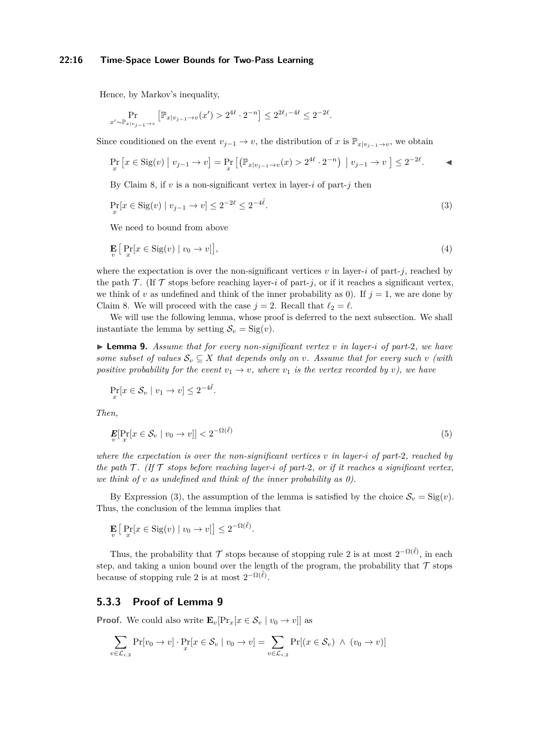Hence, by Markov's inequality,

$$\Pr_{x' \sim \mathbb{P}_{x|v_{j-1} \to v}} \left[ \mathbb{P}_{x|v_{j-1} \to v}(x') > 2^{4\ell} \cdot 2^{-n} \right] \leq 2^{2\ell_j - 4\ell} \leq 2^{-2\ell}.$$

Since conditioned on the event $v_{j-1} \to v$, the distribution of $x$ is $\mathbb{P}_{x|v_{j-1} \to v}$, we obtain

$$\Pr_x \left[ x \in \mathrm{Sig}(v) \mid v_{j-1} \to v \right] = \Pr_x \left[ \left( \mathbb{P}_{x|v_{j-1} \to v}(x) > 2^{4\ell} \cdot 2^{-n} \right) \mid v_{j-1} \to v \right] \leq 2^{-2\ell}. \qquad \blacktriangleleft$$

By Claim 8, if $v$ is a non-significant vertex in layer-$i$ of part-$j$ then

$$\Pr_x [x \in \mathrm{Sig}(v) \mid v_{j-1} \to v] \leq 2^{-2\ell} \leq 2^{-4\tilde{\ell}}. \tag{3}$$

We need to bound from above

$$\mathop{\mathbf{E}}_v \left[ \Pr_x [x \in \mathrm{Sig}(v) \mid v_0 \to v] \right], \tag{4}$$

where the expectation is over the non-significant vertices $v$ in layer-$i$ of part-$j$, reached by the path $\mathcal{T}$. (If $\mathcal{T}$ stops before reaching layer-$i$ of part-$j$, or if it reaches a significant vertex, we think of $v$ as undefined and think of the inner probability as 0). If $j = 1$, we are done by Claim 8. We will proceed with the case $j = 2$. Recall that $\ell_2 = \ell$.

We will use the following lemma, whose proof is deferred to the next subsection. We shall instantiate the lemma by setting $\mathcal{S}_v = \mathrm{Sig}(v)$.

▶ **Lemma 9.** *Assume that for every non-significant vertex $v$ in layer-$i$ of part-2, we have some subset of values $\mathcal{S}_v \subseteq X$ that depends only on $v$. Assume that for every such $v$ (with positive probability for the event $v_1 \to v$, where $v_1$ is the vertex recorded by $v$), we have*

$$\Pr_x [x \in \mathcal{S}_v \mid v_1 \to v] \leq 2^{-4\tilde{\ell}}.$$

*Then,*

$$\mathop{\boldsymbol{E}}_v [\Pr_x [x \in \mathcal{S}_v \mid v_0 \to v]] < 2^{-\Omega(\tilde{\ell})} \tag{5}$$

*where the expectation is over the non-significant vertices $v$ in layer-$i$ of part-2, reached by the path $\mathcal{T}$. (If $\mathcal{T}$ stops before reaching layer-$i$ of part-2, or if it reaches a significant vertex, we think of $v$ as undefined and think of the inner probability as 0).*

By Expression (3), the assumption of the lemma is satisfied by the choice $\mathcal{S}_v = \mathrm{Sig}(v)$. Thus, the conclusion of the lemma implies that

$$\mathop{\mathbf{E}}_v \left[ \Pr_x [x \in \mathrm{Sig}(v) \mid v_0 \to v] \right] \leq 2^{-\Omega(\tilde{\ell})}.$$

Thus, the probability that $\mathcal{T}$ stops because of stopping rule 2 is at most $2^{-\Omega(\tilde{\ell})}$, in each step, and taking a union bound over the length of the program, the probability that $\mathcal{T}$ stops because of stopping rule 2 is at most $2^{-\Omega(\tilde{\ell})}$.

### 5.3.3 Proof of Lemma 9

**Proof.** We could also write $\mathbf{E}_v[\Pr_x[x \in \mathcal{S}_v \mid v_0 \to v]]$ as

$$\sum_{v \in \mathcal{L}_{i,2}} \Pr[v_0 \to v] \cdot \Pr_x [x \in \mathcal{S}_v \mid v_0 \to v] = \sum_{v \in \mathcal{L}_{i,2}} \Pr[(x \in \mathcal{S}_v) \wedge (v_0 \to v)]$$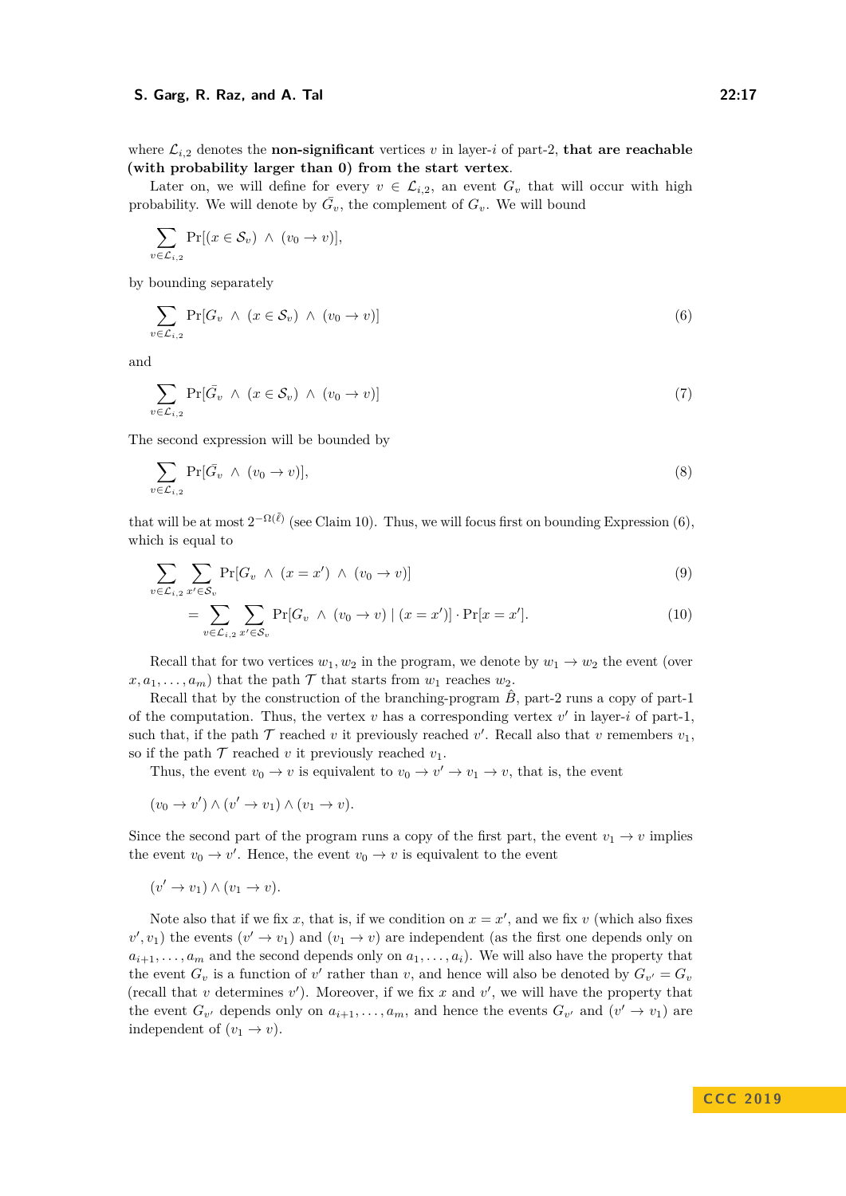where $\mathcal{L}_{i,2}$ denotes the **non-significant** vertices $v$ in layer-$i$ of part-2, **that are reachable (with probability larger than 0) from the start vertex**.

Later on, we will define for every $v \in \mathcal{L}_{i,2}$, an event $G_v$ that will occur with high probability. We will denote by $\bar{G_v}$, the complement of $G_v$. We will bound

$$\sum_{v \in \mathcal{L}_{i,2}} \Pr[(x \in \mathcal{S}_v) \ \wedge \ (v_0 \to v)],$$

by bounding separately

$$\sum_{v \in \mathcal{L}_{i,2}} \Pr[G_v \ \wedge \ (x \in \mathcal{S}_v) \ \wedge \ (v_0 \to v)] \tag{6}$$

and

$$\sum_{v \in \mathcal{L}_{i,2}} \Pr[\bar{G_v} \ \wedge \ (x \in \mathcal{S}_v) \ \wedge \ (v_0 \to v)] \tag{7}$$

The second expression will be bounded by

$$\sum_{v \in \mathcal{L}_{i,2}} \Pr[\bar{G_v} \ \wedge \ (v_0 \to v)], \tag{8}$$

that will be at most $2^{-\Omega(\tilde{\ell})}$ (see Claim 10). Thus, we will focus first on bounding Expression (6), which is equal to

$$\sum_{v \in \mathcal{L}_{i,2}} \sum_{x' \in \mathcal{S}_v} \Pr[G_v \ \wedge \ (x = x') \ \wedge \ (v_0 \to v)] \tag{9}$$

$$= \sum_{v \in \mathcal{L}_{i,2}} \sum_{x' \in \mathcal{S}_v} \Pr[G_v \ \wedge \ (v_0 \to v) \mid (x = x')] \cdot \Pr[x = x']. \tag{10}$$

Recall that for two vertices $w_1, w_2$ in the program, we denote by $w_1 \to w_2$ the event (over $x, a_1, \ldots, a_m$) that the path $\mathcal{T}$ that starts from $w_1$ reaches $w_2$.

Recall that by the construction of the branching-program $\hat{B}$, part-2 runs a copy of part-1 of the computation. Thus, the vertex $v$ has a corresponding vertex $v'$ in layer-$i$ of part-1, such that, if the path $\mathcal{T}$ reached $v$ it previously reached $v'$. Recall also that $v$ remembers $v_1$, so if the path $\mathcal{T}$ reached $v$ it previously reached $v_1$.

Thus, the event $v_0 \to v$ is equivalent to $v_0 \to v' \to v_1 \to v$, that is, the event

$$(v_0 \to v') \wedge (v' \to v_1) \wedge (v_1 \to v).$$

Since the second part of the program runs a copy of the first part, the event $v_1 \to v$ implies the event $v_0 \to v'$. Hence, the event $v_0 \to v$ is equivalent to the event

$$(v' \to v_1) \wedge (v_1 \to v).$$

Note also that if we fix $x$, that is, if we condition on $x = x'$, and we fix $v$ (which also fixes $v', v_1$) the events $(v' \to v_1)$ and $(v_1 \to v)$ are independent (as the first one depends only on $a_{i+1}, \ldots, a_m$ and the second depends only on $a_1, \ldots, a_i$). We will also have the property that the event $G_v$ is a function of $v'$ rather than $v$, and hence will also be denoted by $G_{v'} = G_v$ (recall that $v$ determines $v'$). Moreover, if we fix $x$ and $v'$, we will have the property that the event $G_{v'}$ depends only on $a_{i+1}, \ldots, a_m$, and hence the events $G_{v'}$ and $(v' \to v_1)$ are independent of $(v_1 \to v)$.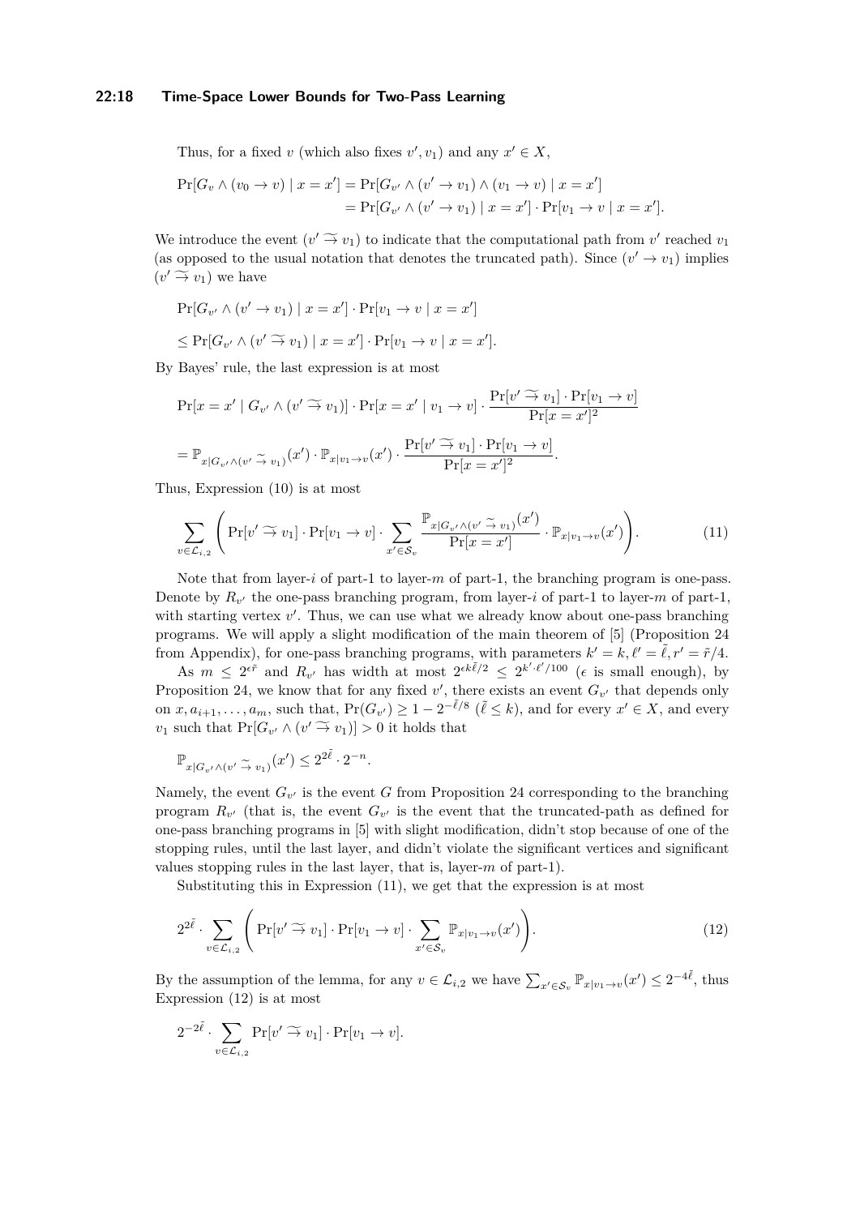Thus, for a fixed $v$ (which also fixes $v', v_1$) and any $x' \in X$,

$$\Pr[G_v \wedge (v_0 \to v) \mid x = x'] = \Pr[G_{v'} \wedge (v' \to v_1) \wedge (v_1 \to v) \mid x = x']$$
$$= \Pr[G_{v'} \wedge (v' \to v_1) \mid x = x'] \cdot \Pr[v_1 \to v \mid x = x'].$$

We introduce the event $(v' \widetilde{\rightrightarrows} v_1)$ to indicate that the computational path from $v'$ reached $v_1$ (as opposed to the usual notation that denotes the truncated path). Since $(v' \to v_1)$ implies $(v' \widetilde{\rightrightarrows} v_1)$ we have

$$\Pr[G_{v'} \wedge (v' \to v_1) \mid x = x'] \cdot \Pr[v_1 \to v \mid x = x']$$
$$\leq \Pr[G_{v'} \wedge (v' \widetilde{\rightrightarrows} v_1) \mid x = x'] \cdot \Pr[v_1 \to v \mid x = x'].$$

By Bayes' rule, the last expression is at most

$$\Pr[x = x' \mid G_{v'} \wedge (v' \widetilde{\rightrightarrows} v_1)] \cdot \Pr[x = x' \mid v_1 \to v] \cdot \frac{\Pr[v' \widetilde{\rightrightarrows} v_1] \cdot \Pr[v_1 \to v]}{\Pr[x = x']^2}$$
$$= \mathbb{P}_{x \mid G_{v'} \wedge (v' \widetilde{\rightrightarrows} v_1)}(x') \cdot \mathbb{P}_{x \mid v_1 \to v}(x') \cdot \frac{\Pr[v' \widetilde{\rightrightarrows} v_1] \cdot \Pr[v_1 \to v]}{\Pr[x = x']^2}.$$

Thus, Expression (10) is at most

$$\sum_{v \in \mathcal{L}_{i,2}} \left( \Pr[v' \widetilde{\rightrightarrows} v_1] \cdot \Pr[v_1 \to v] \cdot \sum_{x' \in \mathcal{S}_v} \frac{\mathbb{P}_{x \mid G_{v'} \wedge (v' \widetilde{\rightrightarrows} v_1)}(x')}{\Pr[x = x']} \cdot \mathbb{P}_{x \mid v_1 \to v}(x') \right). \tag{11}$$

Note that from layer-$i$ of part-1 to layer-$m$ of part-1, the branching program is one-pass. Denote by $R_{v'}$ the one-pass branching program, from layer-$i$ of part-1 to layer-$m$ of part-1, with starting vertex $v'$. Thus, we can use what we already know about one-pass branching programs. We will apply a slight modification of the main theorem of [5] (Proposition 24 from Appendix), for one-pass branching programs, with parameters $k' = k, \ell' = \tilde{\ell}, r' = \tilde{r}/4$.

As $m \leq 2^{\epsilon \tilde{r}}$ and $R_{v'}$ has width at most $2^{\epsilon k \tilde{\ell}/2} \leq 2^{k' \cdot \ell'/100}$ ($\epsilon$ is small enough), by Proposition 24, we know that for any fixed $v'$, there exists an event $G_{v'}$ that depends only on $x, a_{i+1}, \ldots, a_m$, such that, $\Pr(G_{v'}) \geq 1 - 2^{-\tilde{\ell}/8}$ ($\tilde{\ell} \leq k$), and for every $x' \in X$, and every $v_1$ such that $\Pr[G_{v'} \wedge (v' \widetilde{\rightrightarrows} v_1)] > 0$ it holds that

$$\mathbb{P}_{x \mid G_{v'} \wedge (v' \widetilde{\rightrightarrows} v_1)}(x') \leq 2^{2\tilde{\ell}} \cdot 2^{-n}.$$

Namely, the event $G_{v'}$ is the event $G$ from Proposition 24 corresponding to the branching program $R_{v'}$ (that is, the event $G_{v'}$ is the event that the truncated-path as defined for one-pass branching programs in [5] with slight modification, didn't stop because of one of the stopping rules, until the last layer, and didn't violate the significant vertices and significant values stopping rules in the last layer, that is, layer-$m$ of part-1).

Substituting this in Expression (11), we get that the expression is at most

$$2^{2\tilde{\ell}} \cdot \sum_{v \in \mathcal{L}_{i,2}} \left( \Pr[v' \widetilde{\rightrightarrows} v_1] \cdot \Pr[v_1 \to v] \cdot \sum_{x' \in \mathcal{S}_v} \mathbb{P}_{x \mid v_1 \to v}(x') \right). \tag{12}$$

By the assumption of the lemma, for any $v \in \mathcal{L}_{i,2}$ we have $\sum_{x' \in \mathcal{S}_v} \mathbb{P}_{x \mid v_1 \to v}(x') \leq 2^{-4\tilde{\ell}}$, thus Expression (12) is at most

$$2^{-2\tilde{\ell}} \cdot \sum_{v \in \mathcal{L}_{i,2}} \Pr[v' \widetilde{\rightrightarrows} v_1] \cdot \Pr[v_1 \to v].$$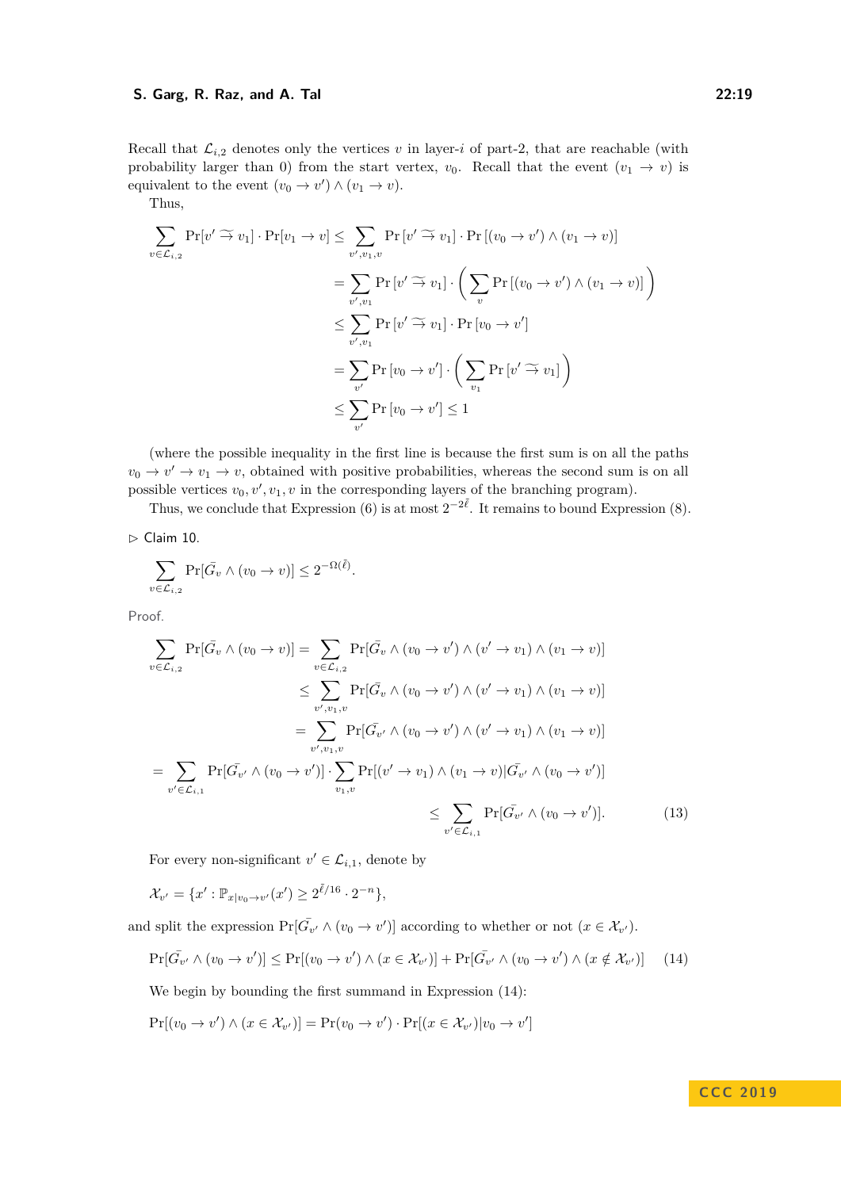Recall that $\mathcal{L}_{i,2}$ denotes only the vertices $v$ in layer-$i$ of part-2, that are reachable (with probability larger than 0) from the start vertex, $v_0$. Recall that the event $(v_1 \to v)$ is equivalent to the event $(v_0 \to v') \wedge (v_1 \to v)$.

Thus,

$$
\begin{aligned}
\sum_{v \in \mathcal{L}_{i,2}} \Pr[v' \widetilde{\rightrightarrows} v_1] \cdot \Pr[v_1 \to v] &\leq \sum_{v',v_1,v} \Pr\left[v' \widetilde{\rightrightarrows} v_1\right] \cdot \Pr\left[(v_0 \to v') \wedge (v_1 \to v)\right] \\
&= \sum_{v',v_1} \Pr\left[v' \widetilde{\rightrightarrows} v_1\right] \cdot \left( \sum_{v} \Pr\left[(v_0 \to v') \wedge (v_1 \to v)\right] \right) \\
&\leq \sum_{v',v_1} \Pr\left[v' \widetilde{\rightrightarrows} v_1\right] \cdot \Pr\left[v_0 \to v'\right] \\
&= \sum_{v'} \Pr\left[v_0 \to v'\right] \cdot \left( \sum_{v_1} \Pr\left[v' \widetilde{\rightrightarrows} v_1\right] \right) \\
&\leq \sum_{v'} \Pr\left[v_0 \to v'\right] \leq 1
\end{aligned}
$$

(where the possible inequality in the first line is because the first sum is on all the paths $v_0 \to v' \to v_1 \to v$, obtained with positive probabilities, whereas the second sum is on all possible vertices $v_0, v', v_1, v$ in the corresponding layers of the branching program).

Thus, we conclude that Expression (6) is at most $2^{-2\tilde{\ell}}$. It remains to bound Expression (8).

▷ Claim 10.

$$\sum_{v \in \mathcal{L}_{i,2}} \Pr[\bar{G_v} \wedge (v_0 \to v)] \leq 2^{-\Omega(\tilde{\ell})}.$$

Proof.

$$
\begin{aligned}
\sum_{v \in \mathcal{L}_{i,2}} \Pr[\bar{G_v} \wedge (v_0 \to v)] &= \sum_{v \in \mathcal{L}_{i,2}} \Pr[\bar{G_v} \wedge (v_0 \to v') \wedge (v' \to v_1) \wedge (v_1 \to v)] \\
&\leq \sum_{v',v_1,v} \Pr[\bar{G_v} \wedge (v_0 \to v') \wedge (v' \to v_1) \wedge (v_1 \to v)] \\
&= \sum_{v',v_1,v} \Pr[\bar{G_{v'}} \wedge (v_0 \to v') \wedge (v' \to v_1) \wedge (v_1 \to v)] \\
&= \sum_{v' \in \mathcal{L}_{i,1}} \Pr[\bar{G_{v'}} \wedge (v_0 \to v')] \cdot \sum_{v_1,v} \Pr[(v' \to v_1) \wedge (v_1 \to v) | \bar{G_{v'}} \wedge (v_0 \to v')] \\
&\leq \sum_{v' \in \mathcal{L}_{i,1}} \Pr[\bar{G_{v'}} \wedge (v_0 \to v')]. \qquad (13)
\end{aligned}
$$

For every non-significant $v' \in \mathcal{L}_{i,1}$, denote by

$$\mathcal{X}_{v'} = \{x' : \mathbb{P}_{x|v_0 \to v'}(x') \geq 2^{\tilde{\ell}/16} \cdot 2^{-n}\},$$

and split the expression $\Pr[\bar{G_{v'}} \wedge (v_0 \to v')]$ according to whether or not $(x \in \mathcal{X}_{v'})$.

$$\Pr[\bar{G_{v'}} \wedge (v_0 \to v')] \leq \Pr[(v_0 \to v') \wedge (x \in \mathcal{X}_{v'})] + \Pr[\bar{G_{v'}} \wedge (v_0 \to v') \wedge (x \notin \mathcal{X}_{v'})] \qquad (14)$$

We begin by bounding the first summand in Expression (14):

$$\Pr[(v_0 \to v') \wedge (x \in \mathcal{X}_{v'})] = \Pr(v_0 \to v') \cdot \Pr[(x \in \mathcal{X}_{v'}) | v_0 \to v']$$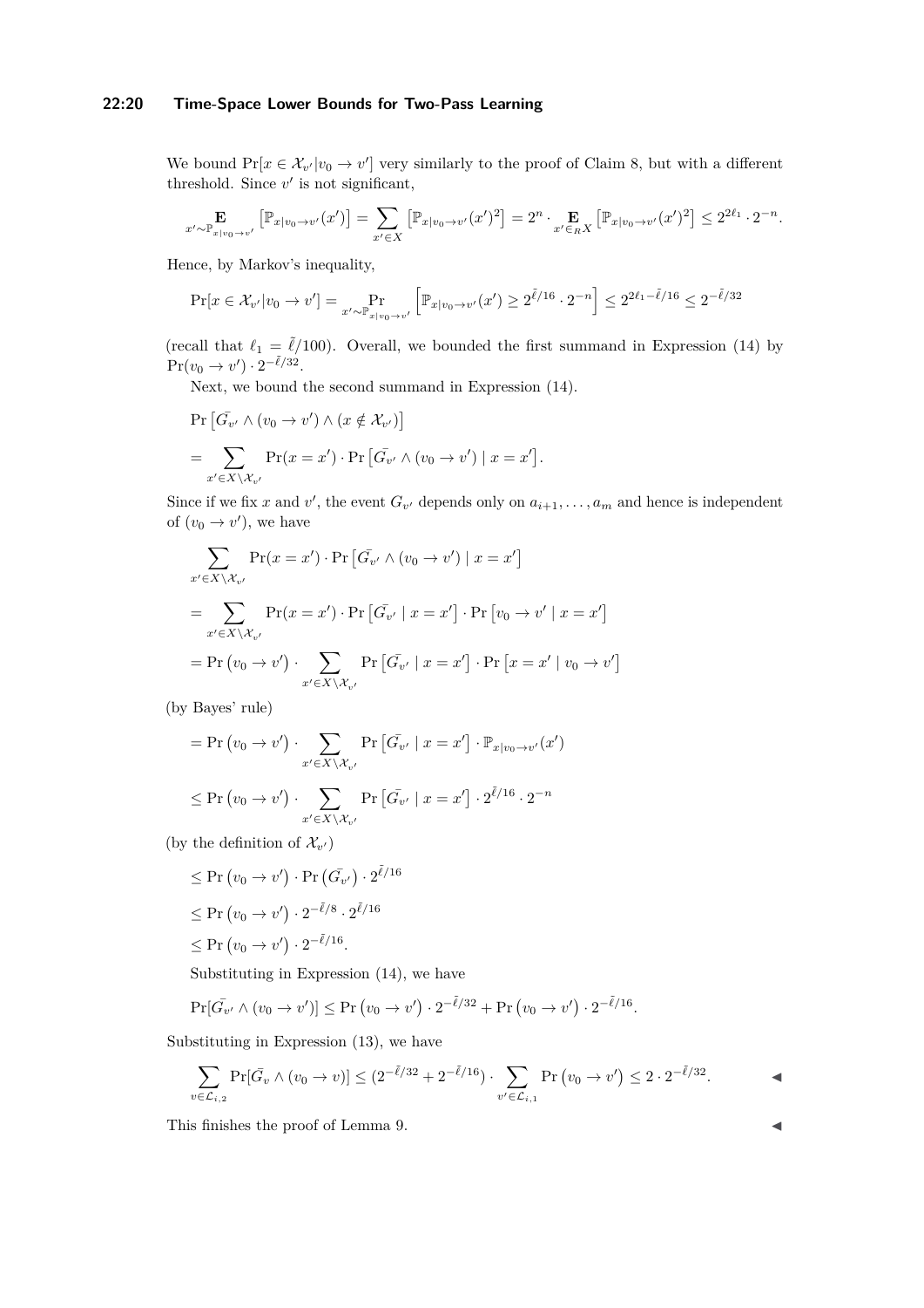We bound $\Pr[x \in \mathcal{X}_{v'} | v_0 \to v']$ very similarly to the proof of Claim 8, but with a different threshold. Since $v'$ is not significant,

$$\mathop{\mathbf{E}}_{x' \sim \mathbb{P}_{x|v_0 \to v'}} \left[\mathbb{P}_{x|v_0 \to v'}(x')\right] = \sum_{x' \in X} \left[\mathbb{P}_{x|v_0 \to v'}(x')^2\right] = 2^n \cdot \mathop{\mathbf{E}}_{x' \in_R X} \left[\mathbb{P}_{x|v_0 \to v'}(x')^2\right] \leq 2^{2\ell_1} \cdot 2^{-n}.$$

Hence, by Markov's inequality,

$$\Pr[x \in \mathcal{X}_{v'} | v_0 \to v'] = \Pr_{x' \sim \mathbb{P}_{x|v_0 \to v'}} \left[\mathbb{P}_{x|v_0 \to v'}(x') \geq 2^{\tilde{\ell}/16} \cdot 2^{-n}\right] \leq 2^{2\ell_1 - \tilde{\ell}/16} \leq 2^{-\tilde{\ell}/32}$$

(recall that $\ell_1 = \tilde{\ell}/100$). Overall, we bounded the first summand in Expression (14) by $\Pr(v_0 \to v') \cdot 2^{-\tilde{\ell}/32}$.

Next, we bound the second summand in Expression (14).

$$\begin{aligned}
&\Pr\left[\bar{G_{v'}} \wedge (v_0 \to v') \wedge (x \notin \mathcal{X}_{v'})\right] \\
&= \sum_{x' \in X \setminus \mathcal{X}_{v'}} \Pr(x = x') \cdot \Pr\left[\bar{G_{v'}} \wedge (v_0 \to v') \mid x = x'\right].
\end{aligned}$$

Since if we fix $x$ and $v'$, the event $G_{v'}$ depends only on $a_{i+1}, \ldots, a_m$ and hence is independent of $(v_0 \to v')$, we have

$$\begin{aligned}
&\sum_{x' \in X \setminus \mathcal{X}_{v'}} \Pr(x = x') \cdot \Pr\left[\bar{G_{v'}} \wedge (v_0 \to v') \mid x = x'\right] \\
&= \sum_{x' \in X \setminus \mathcal{X}_{v'}} \Pr(x = x') \cdot \Pr\left[\bar{G_{v'}} \mid x = x'\right] \cdot \Pr\left[v_0 \to v' \mid x = x'\right] \\
&= \Pr\left(v_0 \to v'\right) \cdot \sum_{x' \in X \setminus \mathcal{X}_{v'}} \Pr\left[\bar{G_{v'}} \mid x = x'\right] \cdot \Pr\left[x = x' \mid v_0 \to v'\right]
\end{aligned}$$

(by Bayes' rule)

$$\begin{aligned}
&= \Pr\left(v_0 \to v'\right) \cdot \sum_{x' \in X \setminus \mathcal{X}_{v'}} \Pr\left[\bar{G_{v'}} \mid x = x'\right] \cdot \mathbb{P}_{x|v_0 \to v'}(x') \\
&\leq \Pr\left(v_0 \to v'\right) \cdot \sum_{x' \in X \setminus \mathcal{X}_{v'}} \Pr\left[\bar{G_{v'}} \mid x = x'\right] \cdot 2^{\tilde{\ell}/16} \cdot 2^{-n}
\end{aligned}$$

(by the definition of $\mathcal{X}_{v'}$)

$$\begin{aligned}
&\leq \Pr\left(v_0 \to v'\right) \cdot \Pr\left(\bar{G_{v'}}\right) \cdot 2^{\tilde{\ell}/16} \\
&\leq \Pr\left(v_0 \to v'\right) \cdot 2^{-\tilde{\ell}/8} \cdot 2^{\tilde{\ell}/16} \\
&\leq \Pr\left(v_0 \to v'\right) \cdot 2^{-\tilde{\ell}/16}.
\end{aligned}$$

Substituting in Expression (14), we have

$$\Pr[\bar{G_{v'}} \wedge (v_0 \to v')] \leq \Pr\left(v_0 \to v'\right) \cdot 2^{-\tilde{\ell}/32} + \Pr\left(v_0 \to v'\right) \cdot 2^{-\tilde{\ell}/16}.$$

Substituting in Expression (13), we have

$$\sum_{v \in \mathcal{L}_{i,2}} \Pr[\bar{G_v} \wedge (v_0 \to v)] \leq (2^{-\tilde{\ell}/32} + 2^{-\tilde{\ell}/16}) \cdot \sum_{v' \in \mathcal{L}_{i,1}} \Pr\left(v_0 \to v'\right) \leq 2 \cdot 2^{-\tilde{\ell}/32}. \qquad ◀$$

This finishes the proof of Lemma 9. ◀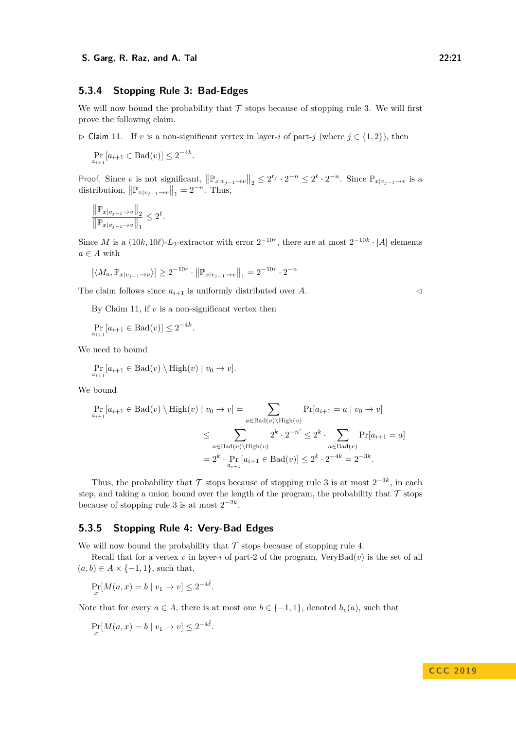### 5.3.4 Stopping Rule 3: Bad-Edges

We will now bound the probability that $\mathcal{T}$ stops because of stopping rule 3. We will first prove the following claim.

▷ Claim 11. If $v$ is a non-significant vertex in layer-$i$ of part-$j$ (where $j \in \{1,2\}$), then

$$\Pr_{a_{i+1}}[a_{i+1} \in \text{Bad}(v)] \leq 2^{-4k}.$$

Proof. Since $v$ is not significant, $\left\|\mathbb{P}_{x|v_{j-1}\to v}\right\|_2 \leq 2^{\ell_j} \cdot 2^{-n} \leq 2^{\ell} \cdot 2^{-n}$. Since $\mathbb{P}_{x|v_{j-1}\to v}$ is a distribution, $\left\|\mathbb{P}_{x|v_{j-1}\to v}\right\|_1 = 2^{-n}$. Thus,

$$\frac{\left\|\mathbb{P}_{x|v_{j-1}\to v}\right\|_2}{\left\|\mathbb{P}_{x|v_{j-1}\to v}\right\|_1} \leq 2^{\ell}.$$

Since $M$ is a $(10k, 10\ell)$-$L_2$-extractor with error $2^{-10r}$, there are at most $2^{-10k} \cdot |A|$ elements $a \in A$ with

$$\left|\langle M_a, \mathbb{P}_{x|v_{j-1}\to v}\rangle\right| \geq 2^{-10r} \cdot \left\|\mathbb{P}_{x|v_{j-1}\to v}\right\|_1 = 2^{-10r} \cdot 2^{-n}$$

The claim follows since $a_{i+1}$ is uniformly distributed over $A$. ◁

By Claim 11, if $v$ is a non-significant vertex then

$$\Pr_{a_{i+1}}[a_{i+1} \in \text{Bad}(v)] \leq 2^{-4k}.$$

We need to bound

$$\Pr_{a_{i+1}}[a_{i+1} \in \text{Bad}(v) \setminus \text{High}(v) \mid v_0 \to v].$$

We bound

$$\begin{aligned}
\Pr_{a_{i+1}}[a_{i+1} \in \text{Bad}(v) \setminus \text{High}(v) \mid v_0 \to v] &= \sum_{a \in \text{Bad}(v)\setminus\text{High}(v)} \Pr[a_{i+1} = a \mid v_0 \to v] \\
&\leq \sum_{a \in \text{Bad}(v)\setminus\text{High}(v)} 2^k \cdot 2^{-n'} \leq 2^k \cdot \sum_{a \in \text{Bad}(v)} \Pr[a_{i+1} = a] \\
&= 2^k \cdot \Pr_{a_{i+1}}[a_{i+1} \in \text{Bad}(v)] \leq 2^k \cdot 2^{-4k} = 2^{-3k}.
\end{aligned}$$

Thus, the probability that $\mathcal{T}$ stops because of stopping rule 3 is at most $2^{-3k}$, in each step, and taking a union bound over the length of the program, the probability that $\mathcal{T}$ stops because of stopping rule 3 is at most $2^{-2k}$.

### 5.3.5 Stopping Rule 4: Very-Bad Edges

We will now bound the probability that $\mathcal{T}$ stops because of stopping rule 4.

Recall that for a vertex $v$ in layer-$i$ of part-2 of the program, VeryBad$(v)$ is the set of all $(a, b) \in A \times \{-1, 1\}$, such that,

$$\Pr_x[M(a,x) = b \mid v_1 \to v] \leq 2^{-4\tilde{\ell}}.$$

Note that for every $a \in A$, there is at most one $b \in \{-1, 1\}$, denoted $b_v(a)$, such that

$$\Pr_x[M(a,x) = b \mid v_1 \to v] \leq 2^{-4\tilde{\ell}}.$$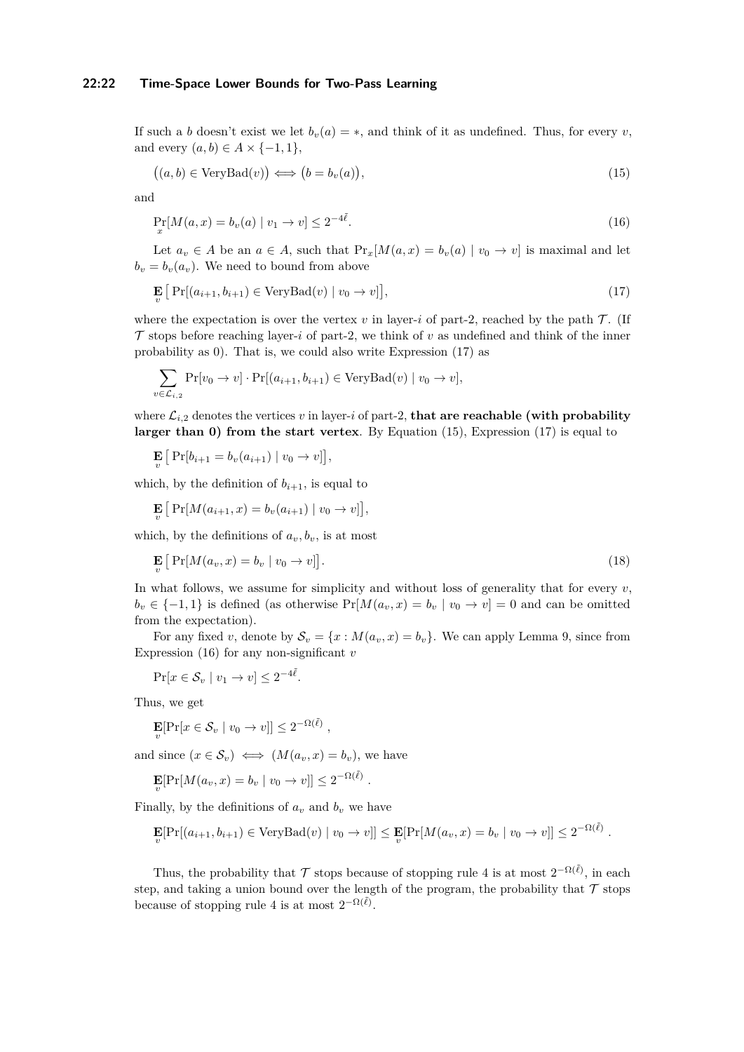If such a $b$ doesn't exist we let $b_v(a) = *$, and think of it as undefined. Thus, for every $v$, and every $(a,b) \in A \times \{-1,1\}$,

$$\big((a,b) \in \mathrm{VeryBad}(v)\big) \iff \big(b = b_v(a)\big), \tag{15}$$

and

$$\Pr_x[M(a,x) = b_v(a) \mid v_1 \to v] \le 2^{-4\tilde{\ell}}. \tag{16}$$

Let $a_v \in A$ be an $a \in A$, such that $\Pr_x[M(a,x) = b_v(a) \mid v_0 \to v]$ is maximal and let $b_v = b_v(a_v)$. We need to bound from above

$$\mathop{\mathbf{E}}_v\big[\Pr[(a_{i+1}, b_{i+1}) \in \mathrm{VeryBad}(v) \mid v_0 \to v]\big], \tag{17}$$

where the expectation is over the vertex $v$ in layer-$i$ of part-2, reached by the path $\mathcal{T}$. (If $\mathcal{T}$ stops before reaching layer-$i$ of part-2, we think of $v$ as undefined and think of the inner probability as 0). That is, we could also write Expression (17) as

$$\sum_{v \in \mathcal{L}_{i,2}} \Pr[v_0 \to v] \cdot \Pr[(a_{i+1}, b_{i+1}) \in \mathrm{VeryBad}(v) \mid v_0 \to v],$$

where $\mathcal{L}_{i,2}$ denotes the vertices $v$ in layer-$i$ of part-2, **that are reachable (with probability larger than 0) from the start vertex**. By Equation (15), Expression (17) is equal to

$$\mathop{\mathbf{E}}_v\big[\Pr[b_{i+1} = b_v(a_{i+1}) \mid v_0 \to v]\big],$$

which, by the definition of $b_{i+1}$, is equal to

$$\mathop{\mathbf{E}}_v\big[\Pr[M(a_{i+1}, x) = b_v(a_{i+1}) \mid v_0 \to v]\big],$$

which, by the definitions of $a_v, b_v$, is at most

$$\mathop{\mathbf{E}}_v\big[\Pr[M(a_v, x) = b_v \mid v_0 \to v]\big]. \tag{18}$$

In what follows, we assume for simplicity and without loss of generality that for every $v$, $b_v \in \{-1,1\}$ is defined (as otherwise $\Pr[M(a_v, x) = b_v \mid v_0 \to v] = 0$ and can be omitted from the expectation).

For any fixed $v$, denote by $\mathcal{S}_v = \{x : M(a_v, x) = b_v\}$. We can apply Lemma 9, since from Expression (16) for any non-significant $v$

$$\Pr[x \in \mathcal{S}_v \mid v_1 \to v] \le 2^{-4\tilde{\ell}}.$$

Thus, we get

$$\mathop{\mathbf{E}}_v[\Pr[x \in \mathcal{S}_v \mid v_0 \to v]] \le 2^{-\Omega(\tilde{\ell})},$$

and since $(x \in \mathcal{S}_v) \iff (M(a_v, x) = b_v)$, we have

$$\mathop{\mathbf{E}}_v[\Pr[M(a_v, x) = b_v \mid v_0 \to v]] \le 2^{-\Omega(\tilde{\ell})}.$$

Finally, by the definitions of $a_v$ and $b_v$ we have

$$\mathop{\mathbf{E}}_v[\Pr[(a_{i+1}, b_{i+1}) \in \mathrm{VeryBad}(v) \mid v_0 \to v]] \le \mathop{\mathbf{E}}_v[\Pr[M(a_v, x) = b_v \mid v_0 \to v]] \le 2^{-\Omega(\tilde{\ell})}.$$

Thus, the probability that $\mathcal{T}$ stops because of stopping rule 4 is at most $2^{-\Omega(\tilde{\ell})}$, in each step, and taking a union bound over the length of the program, the probability that $\mathcal{T}$ stops because of stopping rule 4 is at most $2^{-\Omega(\tilde{\ell})}$.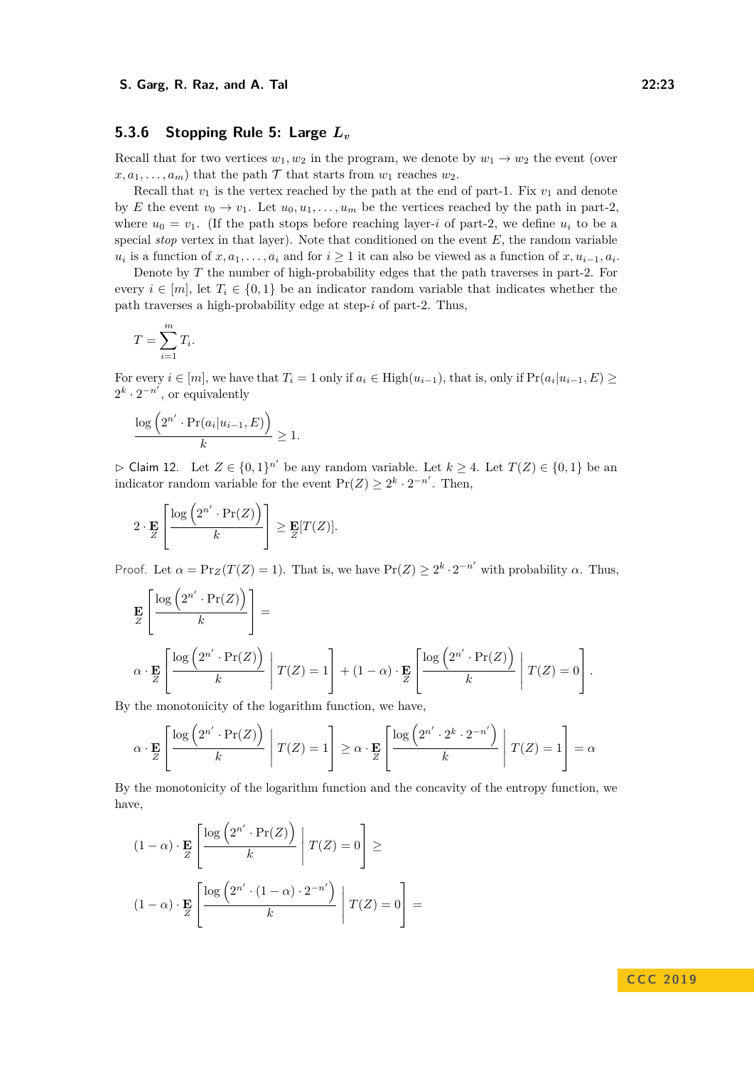### 5.3.6 Stopping Rule 5: Large $L_v$

Recall that for two vertices $w_1, w_2$ in the program, we denote by $w_1 \to w_2$ the event (over $x, a_1, \ldots, a_m$) that the path $\mathcal{T}$ that starts from $w_1$ reaches $w_2$.

Recall that $v_1$ is the vertex reached by the path at the end of part-1. Fix $v_1$ and denote by $E$ the event $v_0 \to v_1$. Let $u_0, u_1, \ldots, u_m$ be the vertices reached by the path in part-2, where $u_0 = v_1$. (If the path stops before reaching layer-$i$ of part-2, we define $u_i$ to be a special *stop* vertex in that layer). Note that conditioned on the event $E$, the random variable $u_i$ is a function of $x, a_1, \ldots, a_i$ and for $i \geq 1$ it can also be viewed as a function of $x, u_{i-1}, a_i$.

Denote by $T$ the number of high-probability edges that the path traverses in part-2. For every $i \in [m]$, let $T_i \in \{0,1\}$ be an indicator random variable that indicates whether the path traverses a high-probability edge at step-$i$ of part-2. Thus,

$$T = \sum_{i=1}^{m} T_i.$$

For every $i \in [m]$, we have that $T_i = 1$ only if $a_i \in \text{High}(u_{i-1})$, that is, only if $\Pr(a_i | u_{i-1}, E) \geq 2^k \cdot 2^{-n'}$, or equivalently

$$\frac{\log\left(2^{n'} \cdot \Pr(a_i | u_{i-1}, E)\right)}{k} \geq 1.$$

▷ Claim 12. Let $Z \in \{0,1\}^{n'}$ be any random variable. Let $k \geq 4$. Let $T(Z) \in \{0,1\}$ be an indicator random variable for the event $\Pr(Z) \geq 2^k \cdot 2^{-n'}$. Then,

$$2 \cdot \mathop{\mathbf{E}}_{Z}\left[\frac{\log\left(2^{n'} \cdot \Pr(Z)\right)}{k}\right] \geq \mathop{\mathbf{E}}_{Z}[T(Z)].$$

*Proof.* Let $\alpha = \Pr_Z(T(Z) = 1)$. That is, we have $\Pr(Z) \geq 2^k \cdot 2^{-n'}$ with probability $\alpha$. Thus,

$$\mathop{\mathbf{E}}_{Z}\left[\frac{\log\left(2^{n'} \cdot \Pr(Z)\right)}{k}\right] =$$

$$\alpha \cdot \mathop{\mathbf{E}}_{Z}\left[\frac{\log\left(2^{n'} \cdot \Pr(Z)\right)}{k} \;\middle|\; T(Z) = 1\right] + (1-\alpha) \cdot \mathop{\mathbf{E}}_{Z}\left[\frac{\log\left(2^{n'} \cdot \Pr(Z)\right)}{k} \;\middle|\; T(Z) = 0\right].$$

By the monotonicity of the logarithm function, we have,

$$\alpha \cdot \mathop{\mathbf{E}}_{Z}\left[\frac{\log\left(2^{n'} \cdot \Pr(Z)\right)}{k} \;\middle|\; T(Z) = 1\right] \geq \alpha \cdot \mathop{\mathbf{E}}_{Z}\left[\frac{\log\left(2^{n'} \cdot 2^k \cdot 2^{-n'}\right)}{k} \;\middle|\; T(Z) = 1\right] = \alpha$$

By the monotonicity of the logarithm function and the concavity of the entropy function, we have,

$$(1-\alpha) \cdot \mathop{\mathbf{E}}_{Z}\left[\frac{\log\left(2^{n'} \cdot \Pr(Z)\right)}{k} \;\middle|\; T(Z) = 0\right] \geq$$

$$(1-\alpha) \cdot \mathop{\mathbf{E}}_{Z}\left[\frac{\log\left(2^{n'} \cdot (1-\alpha) \cdot 2^{-n'}\right)}{k} \;\middle|\; T(Z) = 0\right] =$$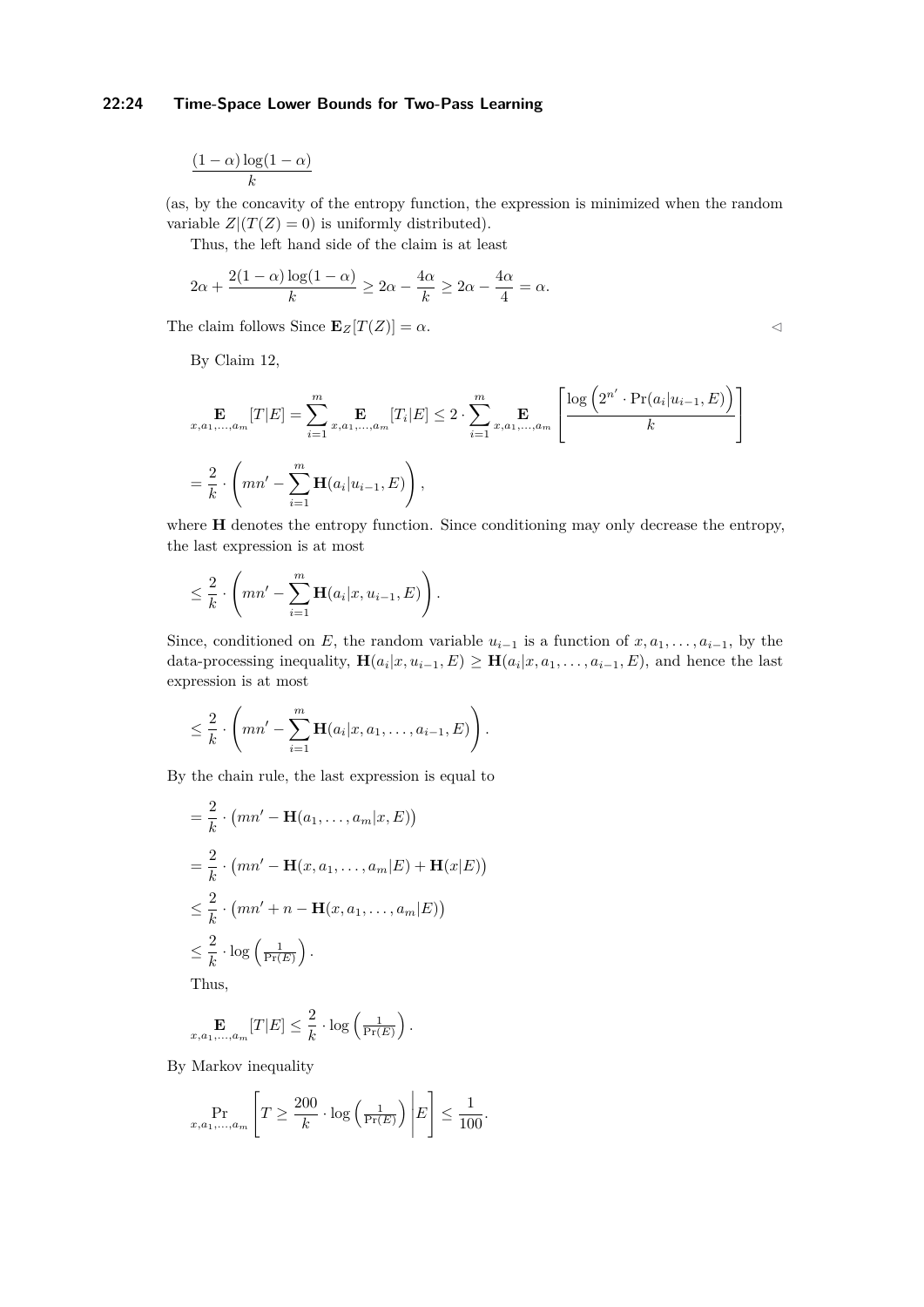$$\frac{(1-\alpha)\log(1-\alpha)}{k}$$

(as, by the concavity of the entropy function, the expression is minimized when the random variable $Z|(T(Z)=0)$ is uniformly distributed).

Thus, the left hand side of the claim is at least

$$2\alpha + \frac{2(1-\alpha)\log(1-\alpha)}{k} \geq 2\alpha - \frac{4\alpha}{k} \geq 2\alpha - \frac{4\alpha}{4} = \alpha.$$

The claim follows Since $\mathbf{E}_Z[T(Z)] = \alpha$. ◁

By Claim 12,

$$\mathop{\mathbf{E}}_{x,a_1,\ldots,a_m}[T|E] = \sum_{i=1}^{m} \mathop{\mathbf{E}}_{x,a_1,\ldots,a_m}[T_i|E] \leq 2 \cdot \sum_{i=1}^{m} \mathop{\mathbf{E}}_{x,a_1,\ldots,a_m}\left[\frac{\log\left(2^{n'} \cdot \Pr(a_i|u_{i-1},E)\right)}{k}\right]$$

$$= \frac{2}{k} \cdot \left(mn' - \sum_{i=1}^{m} \mathbf{H}(a_i|u_{i-1},E)\right),$$

where $\mathbf{H}$ denotes the entropy function. Since conditioning may only decrease the entropy, the last expression is at most

$$\leq \frac{2}{k} \cdot \left(mn' - \sum_{i=1}^{m} \mathbf{H}(a_i|x,u_{i-1},E)\right).$$

Since, conditioned on $E$, the random variable $u_{i-1}$ is a function of $x, a_1, \ldots, a_{i-1}$, by the data-processing inequality, $\mathbf{H}(a_i|x,u_{i-1},E) \geq \mathbf{H}(a_i|x,a_1,\ldots,a_{i-1},E)$, and hence the last expression is at most

$$\leq \frac{2}{k} \cdot \left(mn' - \sum_{i=1}^{m} \mathbf{H}(a_i|x,a_1,\ldots,a_{i-1},E)\right).$$

By the chain rule, the last expression is equal to

$$= \frac{2}{k} \cdot \left(mn' - \mathbf{H}(a_1,\ldots,a_m|x,E)\right)$$

$$= \frac{2}{k} \cdot \left(mn' - \mathbf{H}(x,a_1,\ldots,a_m|E) + \mathbf{H}(x|E)\right)$$

$$\leq \frac{2}{k} \cdot \left(mn' + n - \mathbf{H}(x,a_1,\ldots,a_m|E)\right)$$

$$\leq \frac{2}{k} \cdot \log\left(\tfrac{1}{\Pr(E)}\right).$$

Thus,

$$\mathop{\mathbf{E}}_{x,a_1,\ldots,a_m}[T|E] \leq \frac{2}{k} \cdot \log\left(\tfrac{1}{\Pr(E)}\right).$$

By Markov inequality

$$\mathop{\Pr}_{x,a_1,\ldots,a_m}\left[T \geq \frac{200}{k} \cdot \log\left(\tfrac{1}{\Pr(E)}\right) \middle| E\right] \leq \frac{1}{100}.$$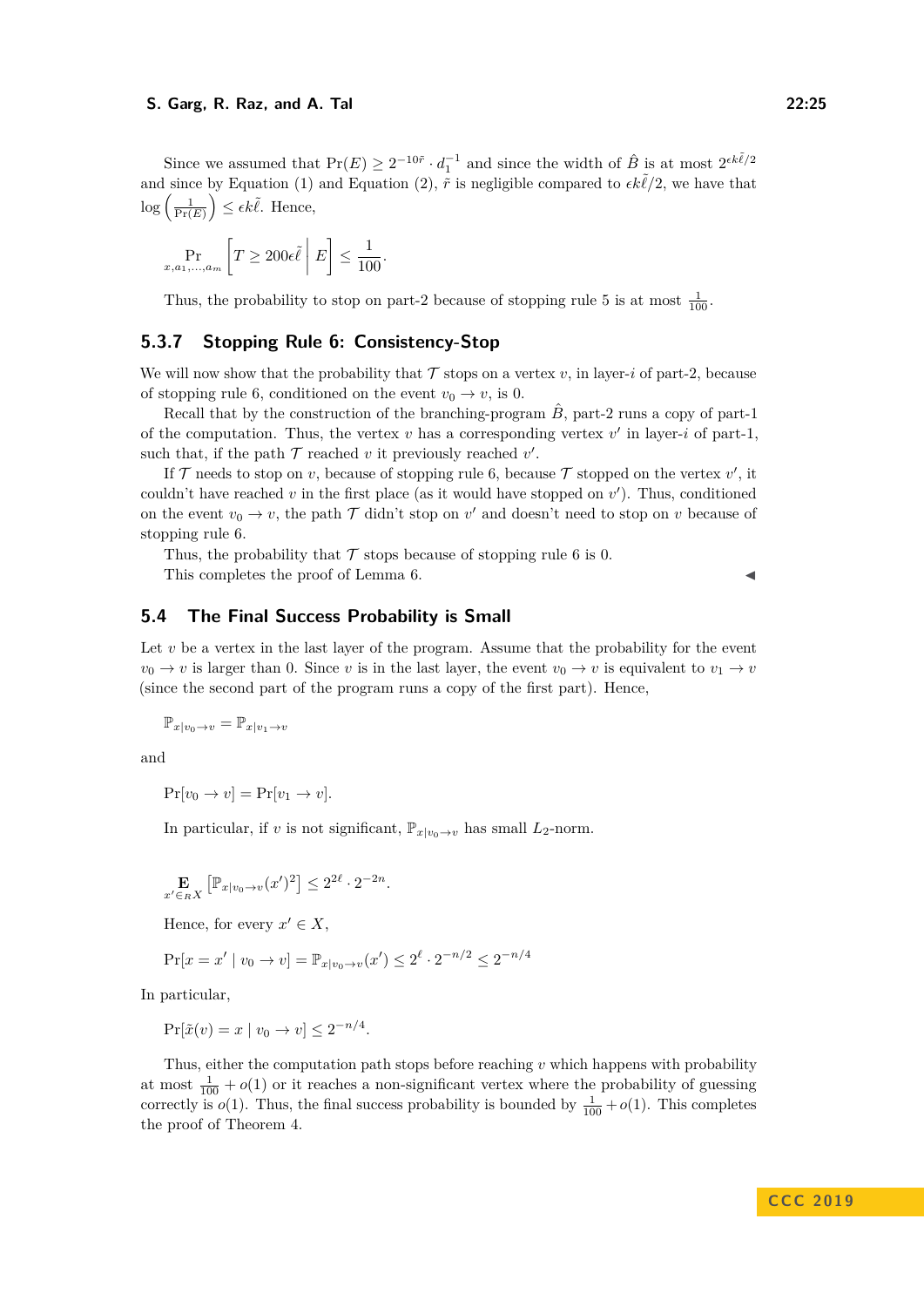Since we assumed that $\Pr(E) \geq 2^{-10\tilde{r}} \cdot d_1^{-1}$ and since the width of $\hat{B}$ is at most $2^{\epsilon k \tilde{\ell}/2}$ and since by Equation (1) and Equation (2), $\tilde{r}$ is negligible compared to $\epsilon k \tilde{\ell}/2$, we have that $\log\left(\frac{1}{\Pr(E)}\right) \leq \epsilon k \tilde{\ell}$. Hence,

$$\Pr_{x,a_1,\ldots,a_m}\left[T \geq 200\epsilon\tilde{\ell} \;\middle|\; E\right] \leq \frac{1}{100}.$$

Thus, the probability to stop on part-2 because of stopping rule 5 is at most $\frac{1}{100}$.

### 5.3.7 Stopping Rule 6: Consistency-Stop

We will now show that the probability that $\mathcal{T}$ stops on a vertex $v$, in layer-$i$ of part-2, because of stopping rule 6, conditioned on the event $v_0 \to v$, is 0.

Recall that by the construction of the branching-program $\hat{B}$, part-2 runs a copy of part-1 of the computation. Thus, the vertex $v$ has a corresponding vertex $v'$ in layer-$i$ of part-1, such that, if the path $\mathcal{T}$ reached $v$ it previously reached $v'$.

If $\mathcal{T}$ needs to stop on $v$, because of stopping rule 6, because $\mathcal{T}$ stopped on the vertex $v'$, it couldn't have reached $v$ in the first place (as it would have stopped on $v'$). Thus, conditioned on the event $v_0 \to v$, the path $\mathcal{T}$ didn't stop on $v'$ and doesn't need to stop on $v$ because of stopping rule 6.

Thus, the probability that $\mathcal{T}$ stops because of stopping rule 6 is 0.

This completes the proof of Lemma 6. ◂

## 5.4 The Final Success Probability is Small

Let $v$ be a vertex in the last layer of the program. Assume that the probability for the event $v_0 \to v$ is larger than 0. Since $v$ is in the last layer, the event $v_0 \to v$ is equivalent to $v_1 \to v$ (since the second part of the program runs a copy of the first part). Hence,

$$\mathbb{P}_{x|v_0 \to v} = \mathbb{P}_{x|v_1 \to v}$$

and

$$\Pr[v_0 \to v] = \Pr[v_1 \to v].$$

In particular, if $v$ is not significant, $\mathbb{P}_{x|v_0 \to v}$ has small $L_2$-norm.

$$\mathop{\mathbf{E}}_{x' \in_R X}\left[\mathbb{P}_{x|v_0 \to v}(x')^2\right] \leq 2^{2\ell} \cdot 2^{-2n}.$$

Hence, for every $x' \in X$,

$$\Pr[x = x' \mid v_0 \to v] = \mathbb{P}_{x|v_0 \to v}(x') \leq 2^{\ell} \cdot 2^{-n/2} \leq 2^{-n/4}$$

In particular,

$$\Pr[\tilde{x}(v) = x \mid v_0 \to v] \leq 2^{-n/4}.$$

Thus, either the computation path stops before reaching $v$ which happens with probability at most $\frac{1}{100} + o(1)$ or it reaches a non-significant vertex where the probability of guessing correctly is $o(1)$. Thus, the final success probability is bounded by $\frac{1}{100} + o(1)$. This completes the proof of Theorem 4.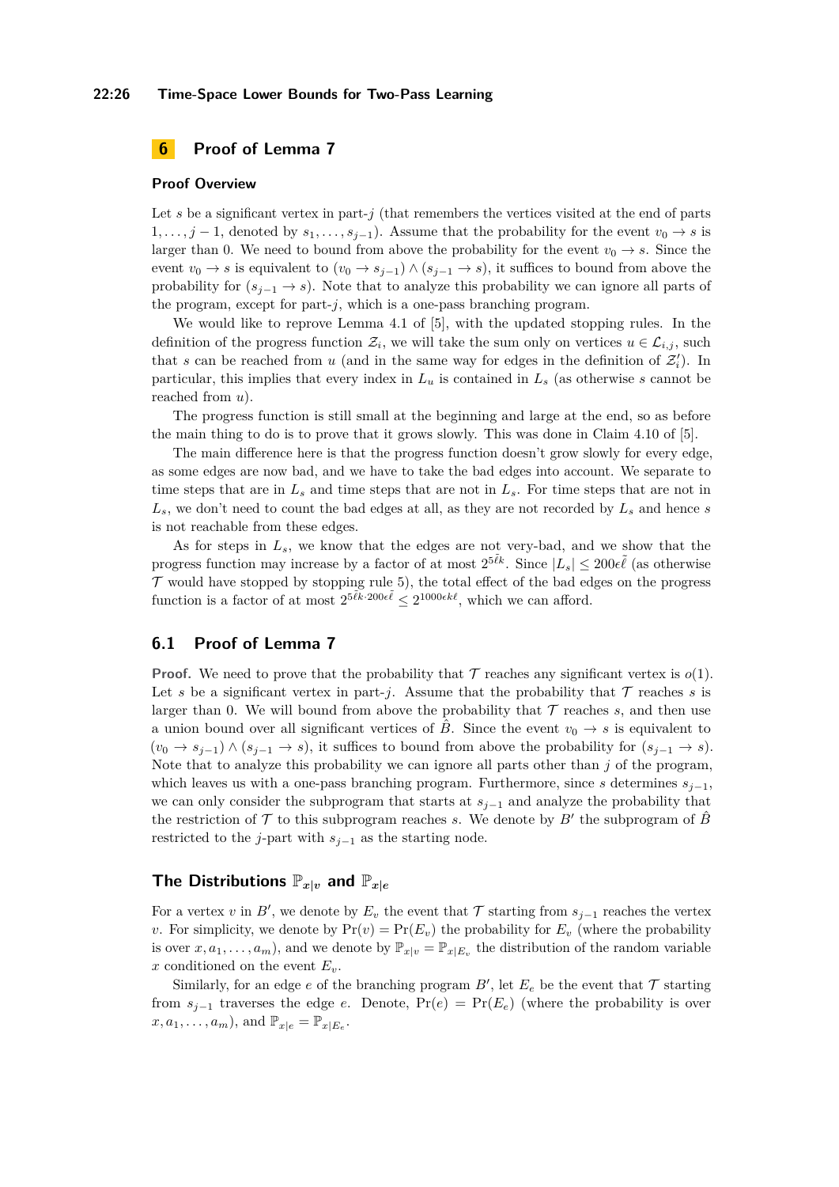# 6 Proof of Lemma 7

## Proof Overview

Let $s$ be a significant vertex in part-$j$ (that remembers the vertices visited at the end of parts $1, \dots, j-1$, denoted by $s_1, \dots, s_{j-1}$). Assume that the probability for the event $v_0 \to s$ is larger than 0. We need to bound from above the probability for the event $v_0 \to s$. Since the event $v_0 \to s$ is equivalent to $(v_0 \to s_{j-1}) \wedge (s_{j-1} \to s)$, it suffices to bound from above the probability for $(s_{j-1} \to s)$. Note that to analyze this probability we can ignore all parts of the program, except for part-$j$, which is a one-pass branching program.

We would like to reprove Lemma 4.1 of [5], with the updated stopping rules. In the definition of the progress function $\mathcal{Z}_i$, we will take the sum only on vertices $u \in \mathcal{L}_{i,j}$, such that $s$ can be reached from $u$ (and in the same way for edges in the definition of $\mathcal{Z}'_i$). In particular, this implies that every index in $L_u$ is contained in $L_s$ (as otherwise $s$ cannot be reached from $u$).

The progress function is still small at the beginning and large at the end, so as before the main thing to do is to prove that it grows slowly. This was done in Claim 4.10 of [5].

The main difference here is that the progress function doesn't grow slowly for every edge, as some edges are now bad, and we have to take the bad edges into account. We separate to time steps that are in $L_s$ and time steps that are not in $L_s$. For time steps that are not in $L_s$, we don't need to count the bad edges at all, as they are not recorded by $L_s$ and hence $s$ is not reachable from these edges.

As for steps in $L_s$, we know that the edges are not very-bad, and we show that the progress function may increase by a factor of at most $2^{5\tilde{\ell}k}$. Since $|L_s| \leq 200\epsilon\tilde{\ell}$ (as otherwise $\mathcal{T}$ would have stopped by stopping rule 5), the total effect of the bad edges on the progress function is a factor of at most $2^{5\tilde{\ell}k \cdot 200\epsilon\tilde{\ell}} \leq 2^{1000\epsilon k\ell}$, which we can afford.

## 6.1 Proof of Lemma 7

**Proof.** We need to prove that the probability that $\mathcal{T}$ reaches any significant vertex is $o(1)$. Let $s$ be a significant vertex in part-$j$. Assume that the probability that $\mathcal{T}$ reaches $s$ is larger than 0. We will bound from above the probability that $\mathcal{T}$ reaches $s$, and then use a union bound over all significant vertices of $\hat{B}$. Since the event $v_0 \to s$ is equivalent to $(v_0 \to s_{j-1}) \wedge (s_{j-1} \to s)$, it suffices to bound from above the probability for $(s_{j-1} \to s)$. Note that to analyze this probability we can ignore all parts other than $j$ of the program, which leaves us with a one-pass branching program. Furthermore, since $s$ determines $s_{j-1}$, we can only consider the subprogram that starts at $s_{j-1}$ and analyze the probability that the restriction of $\mathcal{T}$ to this subprogram reaches $s$. We denote by $B'$ the subprogram of $\hat{B}$ restricted to the $j$-part with $s_{j-1}$ as the starting node.

### The Distributions $\mathbb{P}_{x|v}$ and $\mathbb{P}_{x|e}$

For a vertex $v$ in $B'$, we denote by $E_v$ the event that $\mathcal{T}$ starting from $s_{j-1}$ reaches the vertex $v$. For simplicity, we denote by $\Pr(v) = \Pr(E_v)$ the probability for $E_v$ (where the probability is over $x, a_1, \dots, a_m$), and we denote by $\mathbb{P}_{x|v} = \mathbb{P}_{x|E_v}$ the distribution of the random variable $x$ conditioned on the event $E_v$.

Similarly, for an edge $e$ of the branching program $B'$, let $E_e$ be the event that $\mathcal{T}$ starting from $s_{j-1}$ traverses the edge $e$. Denote, $\Pr(e) = \Pr(E_e)$ (where the probability is over $x, a_1, \dots, a_m$), and $\mathbb{P}_{x|e} = \mathbb{P}_{x|E_e}$.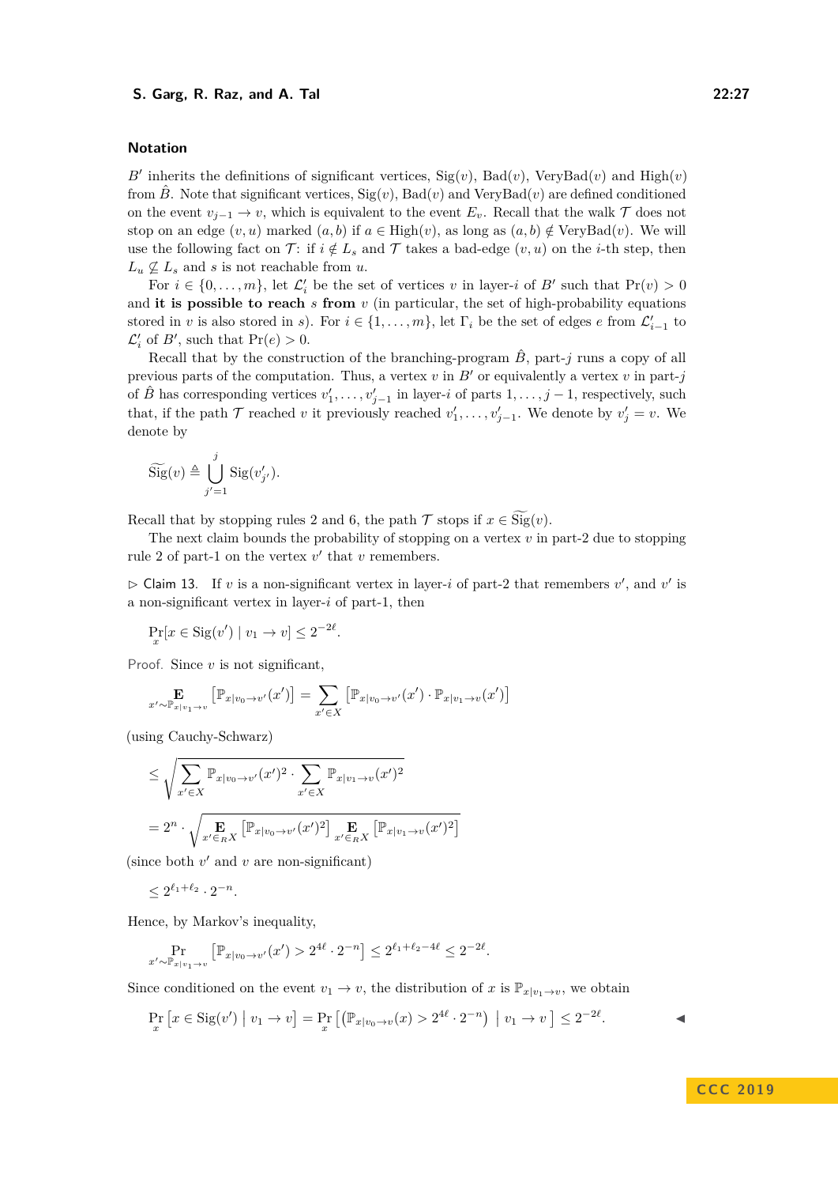### Notation

$B'$ inherits the definitions of significant vertices, $\mathrm{Sig}(v)$, $\mathrm{Bad}(v)$, $\mathrm{VeryBad}(v)$ and $\mathrm{High}(v)$ from $\hat{B}$. Note that significant vertices, $\mathrm{Sig}(v)$, $\mathrm{Bad}(v)$ and $\mathrm{VeryBad}(v)$ are defined conditioned on the event $v_{j-1} \to v$, which is equivalent to the event $E_v$. Recall that the walk $\mathcal{T}$ does not stop on an edge $(v,u)$ marked $(a,b)$ if $a \in \mathrm{High}(v)$, as long as $(a,b) \notin \mathrm{VeryBad}(v)$. We will use the following fact on $\mathcal{T}$: if $i \notin L_s$ and $\mathcal{T}$ takes a bad-edge $(v,u)$ on the $i$-th step, then $L_u \not\subseteq L_s$ and $s$ is not reachable from $u$.

For $i \in \{0, \ldots, m\}$, let $\mathcal{L}'_i$ be the set of vertices $v$ in layer-$i$ of $B'$ such that $\Pr(v) > 0$ and **it is possible to reach** $s$ **from** $v$ (in particular, the set of high-probability equations stored in $v$ is also stored in $s$). For $i \in \{1, \ldots, m\}$, let $\Gamma_i$ be the set of edges $e$ from $\mathcal{L}'_{i-1}$ to $\mathcal{L}'_i$ of $B'$, such that $\Pr(e) > 0$.

Recall that by the construction of the branching-program $\hat{B}$, part-$j$ runs a copy of all previous parts of the computation. Thus, a vertex $v$ in $B'$ or equivalently a vertex $v$ in part-$j$ of $\hat{B}$ has corresponding vertices $v'_1, \ldots, v'_{j-1}$ in layer-$i$ of parts $1, \ldots, j-1$, respectively, such that, if the path $\mathcal{T}$ reached $v$ it previously reached $v'_1, \ldots, v'_{j-1}$. We denote by $v'_j = v$. We denote by

$$\widetilde{\mathrm{Sig}}(v) \triangleq \bigcup_{j'=1}^{j} \mathrm{Sig}(v'_{j'}).$$

Recall that by stopping rules 2 and 6, the path $\mathcal{T}$ stops if $x \in \widetilde{\mathrm{Sig}}(v)$.

The next claim bounds the probability of stopping on a vertex $v$ in part-2 due to stopping rule 2 of part-1 on the vertex $v'$ that $v$ remembers.

▷ Claim 13. If $v$ is a non-significant vertex in layer-$i$ of part-2 that remembers $v'$, and $v'$ is a non-significant vertex in layer-$i$ of part-1, then

$$\Pr_x[x \in \mathrm{Sig}(v') \mid v_1 \to v] \le 2^{-2\ell}.$$

Proof. Since $v$ is not significant,

$$\mathop{\mathbf{E}}_{x' \sim \mathbb{P}_{x|v_1 \to v}}\left[\mathbb{P}_{x|v_0 \to v'}(x')\right] = \sum_{x' \in X}\left[\mathbb{P}_{x|v_0 \to v'}(x') \cdot \mathbb{P}_{x|v_1 \to v}(x')\right]$$

(using Cauchy-Schwarz)

$$\le \sqrt{\sum_{x' \in X} \mathbb{P}_{x|v_0 \to v'}(x')^2 \cdot \sum_{x' \in X} \mathbb{P}_{x|v_1 \to v}(x')^2}$$

$$= 2^n \cdot \sqrt{\mathop{\mathbf{E}}_{x' \in_R X}\left[\mathbb{P}_{x|v_0 \to v'}(x')^2\right] \mathop{\mathbf{E}}_{x' \in_R X}\left[\mathbb{P}_{x|v_1 \to v}(x')^2\right]}$$

(since both $v'$ and $v$ are non-significant)

$$\le 2^{\ell_1 + \ell_2} \cdot 2^{-n}.$$

Hence, by Markov's inequality,

$$\Pr_{x' \sim \mathbb{P}_{x|v_1 \to v}}\left[\mathbb{P}_{x|v_0 \to v'}(x') > 2^{4\ell} \cdot 2^{-n}\right] \le 2^{\ell_1 + \ell_2 - 4\ell} \le 2^{-2\ell}.$$

Since conditioned on the event $v_1 \to v$, the distribution of $x$ is $\mathbb{P}_{x|v_1 \to v}$, we obtain

$$\Pr_x\left[x \in \mathrm{Sig}(v') \mid v_1 \to v\right] = \Pr_x\left[\left(\mathbb{P}_{x|v_0 \to v}(x) > 2^{4\ell} \cdot 2^{-n}\right) \mid v_1 \to v\right] \le 2^{-2\ell}.$$ ◀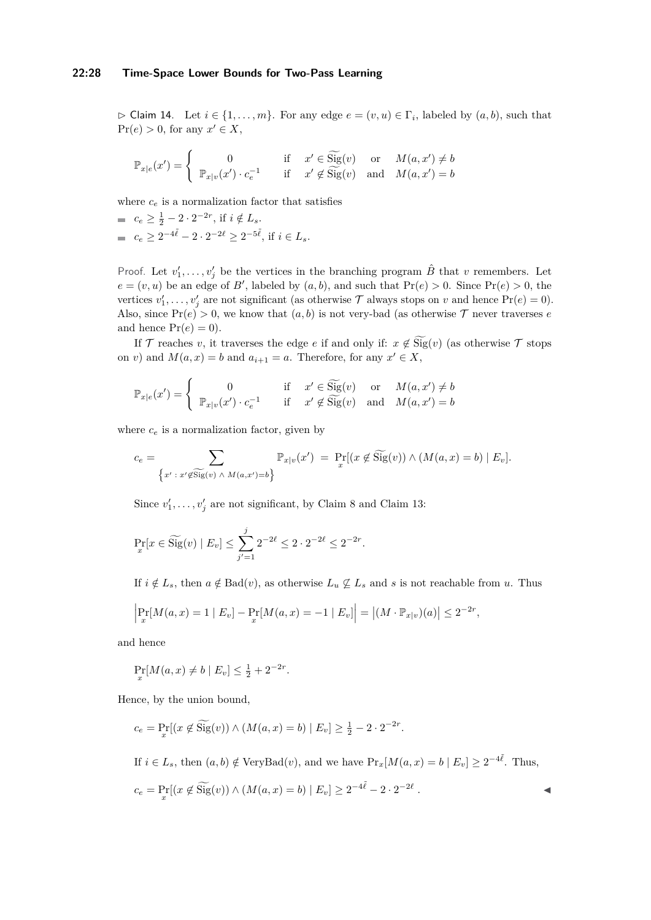▷ Claim 14. Let $i \in \{1, \ldots, m\}$. For any edge $e = (v, u) \in \Gamma_i$, labeled by $(a, b)$, such that $\Pr(e) > 0$, for any $x' \in X$,

$$\mathbb{P}_{x|e}(x') = \begin{cases} 0 & \text{if} \quad x' \in \widetilde{\mathrm{Sig}}(v) \quad \text{or} \quad M(a, x') \neq b \\ \mathbb{P}_{x|v}(x') \cdot c_e^{-1} & \text{if} \quad x' \notin \widetilde{\mathrm{Sig}}(v) \quad \text{and} \quad M(a, x') = b \end{cases}$$

where $c_e$ is a normalization factor that satisfies

- $c_e \geq \frac{1}{2} - 2 \cdot 2^{-2r}$, if $i \notin L_s$.
- $c_e \geq 2^{-4\tilde{\ell}} - 2 \cdot 2^{-2\ell} \geq 2^{-5\tilde{\ell}}$, if $i \in L_s$.

Proof. Let $v'_1, \ldots, v'_j$ be the vertices in the branching program $\hat{B}$ that $v$ remembers. Let $e = (v, u)$ be an edge of $B'$, labeled by $(a, b)$, and such that $\Pr(e) > 0$. Since $\Pr(e) > 0$, the vertices $v'_1, \ldots, v'_j$ are not significant (as otherwise $\mathcal{T}$ always stops on $v$ and hence $\Pr(e) = 0$). Also, since $\Pr(e) > 0$, we know that $(a, b)$ is not very-bad (as otherwise $\mathcal{T}$ never traverses $e$ and hence $\Pr(e) = 0$).

If $\mathcal{T}$ reaches $v$, it traverses the edge $e$ if and only if: $x \notin \widetilde{\mathrm{Sig}}(v)$ (as otherwise $\mathcal{T}$ stops on $v$) and $M(a, x) = b$ and $a_{i+1} = a$. Therefore, for any $x' \in X$,

$$\mathbb{P}_{x|e}(x') = \begin{cases} 0 & \text{if} \quad x' \in \widetilde{\mathrm{Sig}}(v) \quad \text{or} \quad M(a, x') \neq b \\ \mathbb{P}_{x|v}(x') \cdot c_e^{-1} & \text{if} \quad x' \notin \widetilde{\mathrm{Sig}}(v) \quad \text{and} \quad M(a, x') = b \end{cases}$$

where $c_e$ is a normalization factor, given by

$$c_e = \sum_{\left\{x' \,:\, x' \notin \widetilde{\mathrm{Sig}}(v) \,\wedge\, M(a,x') = b\right\}} \mathbb{P}_{x|v}(x') \;=\; \Pr_x[(x \notin \widetilde{\mathrm{Sig}}(v)) \wedge (M(a, x) = b) \mid E_v].$$

Since $v'_1, \ldots, v'_j$ are not significant, by Claim 8 and Claim 13:

$$\Pr_x[x \in \widetilde{\mathrm{Sig}}(v) \mid E_v] \leq \sum_{j'=1}^{j} 2^{-2\ell} \leq 2 \cdot 2^{-2\ell} \leq 2^{-2r}.$$

If $i \notin L_s$, then $a \notin \mathrm{Bad}(v)$, as otherwise $L_u \not\subseteq L_s$ and $s$ is not reachable from $u$. Thus

$$\left|\Pr_x[M(a, x) = 1 \mid E_v] - \Pr_x[M(a, x) = -1 \mid E_v]\right| = \left|(M \cdot \mathbb{P}_{x|v})(a)\right| \leq 2^{-2r},$$

and hence

$$\Pr_x[M(a, x) \neq b \mid E_v] \leq \tfrac{1}{2} + 2^{-2r}.$$

Hence, by the union bound,

$$c_e = \Pr_x[(x \notin \widetilde{\mathrm{Sig}}(v)) \wedge (M(a, x) = b) \mid E_v] \geq \tfrac{1}{2} - 2 \cdot 2^{-2r}.$$

If $i \in L_s$, then $(a, b) \notin \mathrm{VeryBad}(v)$, and we have $\Pr_x[M(a, x) = b \mid E_v] \geq 2^{-4\tilde{\ell}}$. Thus,

$$c_e = \Pr_x[(x \notin \widetilde{\mathrm{Sig}}(v)) \wedge (M(a, x) = b) \mid E_v] \geq 2^{-4\tilde{\ell}} - 2 \cdot 2^{-2\ell}\,.$$ ◀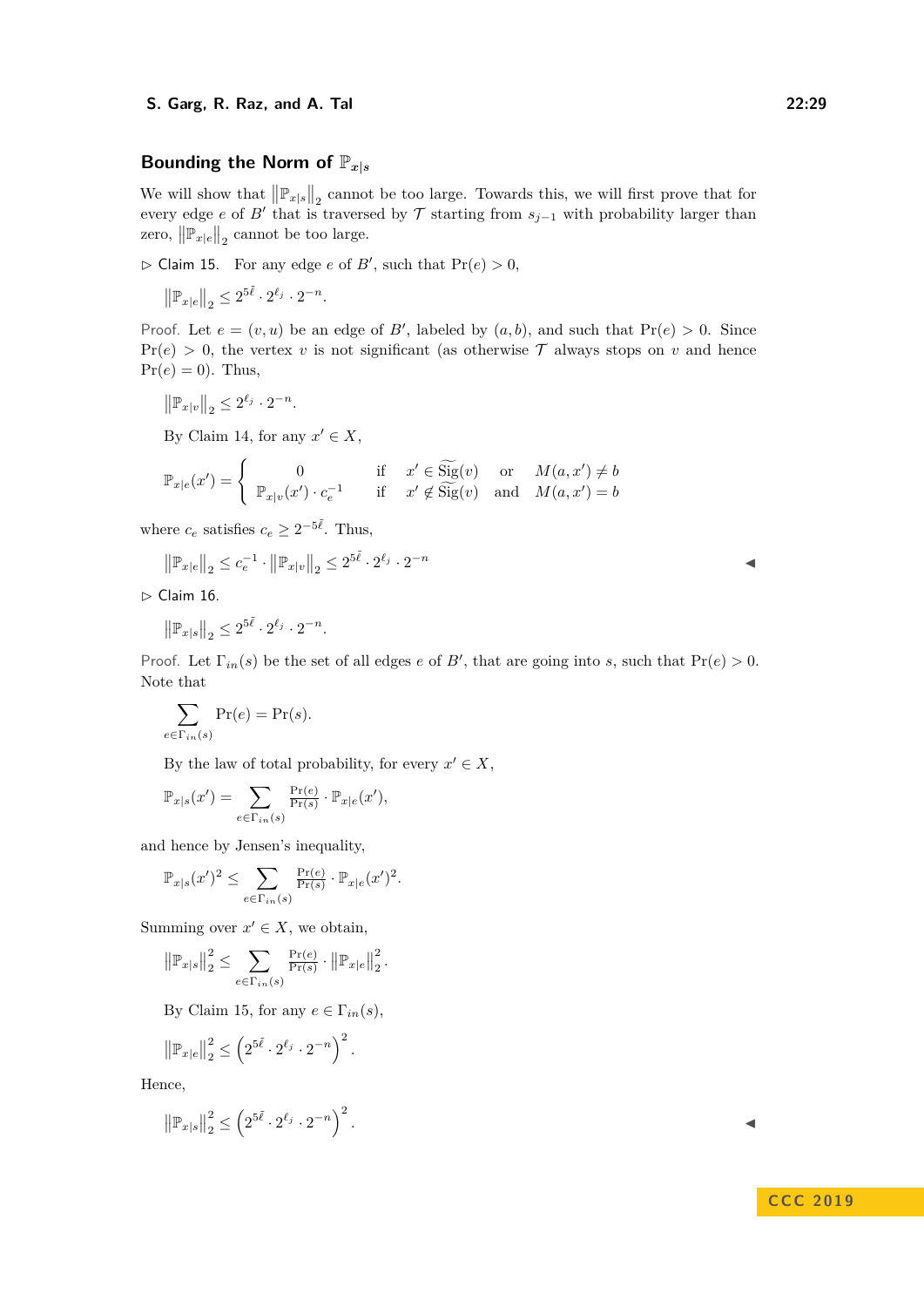## Bounding the Norm of $\mathbb{P}_{x|s}$

We will show that $\left\|\mathbb{P}_{x|s}\right\|_2$ cannot be too large. Towards this, we will first prove that for every edge $e$ of $B'$ that is traversed by $\mathcal{T}$ starting from $s_{j-1}$ with probability larger than zero, $\left\|\mathbb{P}_{x|e}\right\|_2$ cannot be too large.

▷ Claim 15. For any edge $e$ of $B'$, such that $\Pr(e) > 0$,

$$\left\|\mathbb{P}_{x|e}\right\|_2 \leq 2^{5\tilde{\ell}} \cdot 2^{\ell_j} \cdot 2^{-n}.$$

Proof. Let $e = (v, u)$ be an edge of $B'$, labeled by $(a, b)$, and such that $\Pr(e) > 0$. Since $\Pr(e) > 0$, the vertex $v$ is not significant (as otherwise $\mathcal{T}$ always stops on $v$ and hence $\Pr(e) = 0$). Thus,

$$\left\|\mathbb{P}_{x|v}\right\|_2 \leq 2^{\ell_j} \cdot 2^{-n}.$$

By Claim 14, for any $x' \in X$,

$$\mathbb{P}_{x|e}(x') = \begin{cases} 0 & \text{if} \quad x' \in \widetilde{\mathrm{Sig}}(v) \quad \text{or} \quad M(a,x') \neq b \\ \mathbb{P}_{x|v}(x') \cdot c_e^{-1} & \text{if} \quad x' \notin \widetilde{\mathrm{Sig}}(v) \quad \text{and} \quad M(a,x') = b \end{cases}$$

where $c_e$ satisfies $c_e \geq 2^{-5\tilde{\ell}}$. Thus,

$$\left\|\mathbb{P}_{x|e}\right\|_2 \leq c_e^{-1} \cdot \left\|\mathbb{P}_{x|v}\right\|_2 \leq 2^{5\tilde{\ell}} \cdot 2^{\ell_j} \cdot 2^{-n}$$ ◀

▷ Claim 16.

$$\left\|\mathbb{P}_{x|s}\right\|_2 \leq 2^{5\tilde{\ell}} \cdot 2^{\ell_j} \cdot 2^{-n}.$$

Proof. Let $\Gamma_{in}(s)$ be the set of all edges $e$ of $B'$, that are going into $s$, such that $\Pr(e) > 0$. Note that

$$\sum_{e \in \Gamma_{in}(s)} \Pr(e) = \Pr(s).$$

By the law of total probability, for every $x' \in X$,

$$\mathbb{P}_{x|s}(x') = \sum_{e \in \Gamma_{in}(s)} \tfrac{\Pr(e)}{\Pr(s)} \cdot \mathbb{P}_{x|e}(x'),$$

and hence by Jensen's inequality,

$$\mathbb{P}_{x|s}(x')^2 \leq \sum_{e \in \Gamma_{in}(s)} \tfrac{\Pr(e)}{\Pr(s)} \cdot \mathbb{P}_{x|e}(x')^2.$$

Summing over $x' \in X$, we obtain,

$$\left\|\mathbb{P}_{x|s}\right\|_2^2 \leq \sum_{e \in \Gamma_{in}(s)} \tfrac{\Pr(e)}{\Pr(s)} \cdot \left\|\mathbb{P}_{x|e}\right\|_2^2.$$

By Claim 15, for any $e \in \Gamma_{in}(s)$,

$$\left\|\mathbb{P}_{x|e}\right\|_2^2 \leq \left(2^{5\tilde{\ell}} \cdot 2^{\ell_j} \cdot 2^{-n}\right)^2.$$

Hence,

$$\left\|\mathbb{P}_{x|s}\right\|_2^2 \leq \left(2^{5\tilde{\ell}} \cdot 2^{\ell_j} \cdot 2^{-n}\right)^2.$$ ◀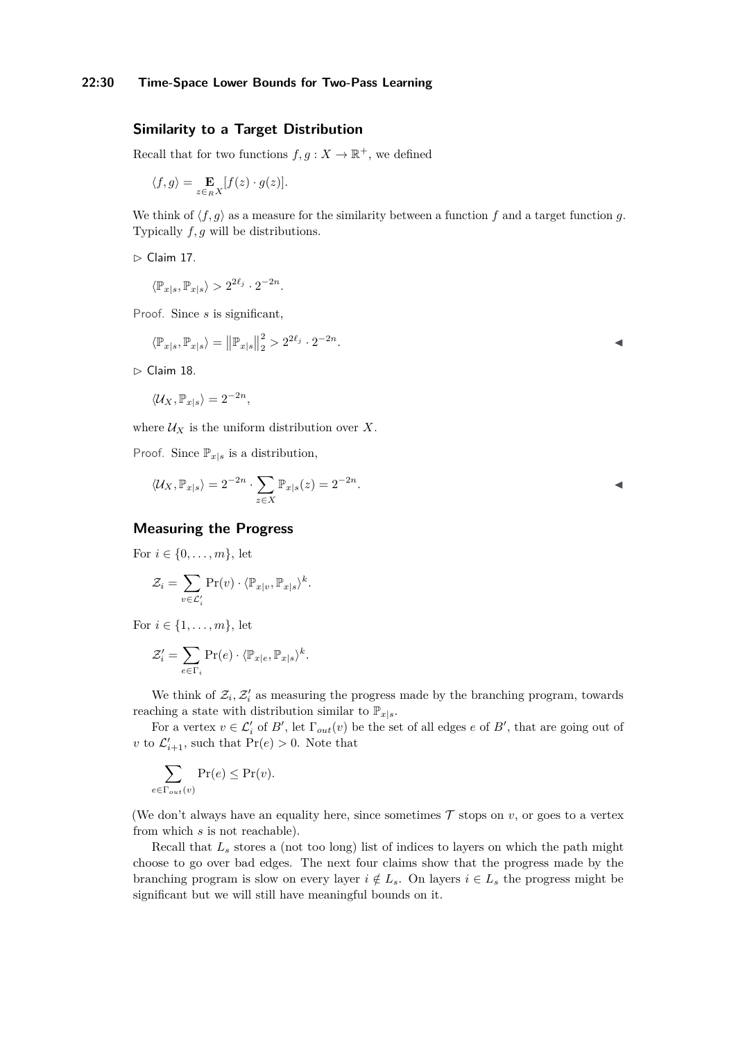### Similarity to a Target Distribution

Recall that for two functions $f, g : X \to \mathbb{R}^+$, we defined

$$\langle f, g\rangle = \mathop{\mathbf{E}}_{z \in_R X}[f(z) \cdot g(z)].$$

We think of $\langle f, g\rangle$ as a measure for the similarity between a function $f$ and a target function $g$. Typically $f, g$ will be distributions.

▷ Claim 17.

$$\langle \mathbb{P}_{x|s}, \mathbb{P}_{x|s}\rangle > 2^{2\ell_j} \cdot 2^{-2n}.$$

Proof. Since $s$ is significant,

$$\langle \mathbb{P}_{x|s}, \mathbb{P}_{x|s}\rangle = \left\|\mathbb{P}_{x|s}\right\|_2^2 > 2^{2\ell_j} \cdot 2^{-2n}.$$

◀

▷ Claim 18.

$$\langle \mathcal{U}_X, \mathbb{P}_{x|s}\rangle = 2^{-2n},$$

where $\mathcal{U}_X$ is the uniform distribution over $X$.

Proof. Since $\mathbb{P}_{x|s}$ is a distribution,

$$\langle \mathcal{U}_X, \mathbb{P}_{x|s}\rangle = 2^{-2n} \cdot \sum_{z \in X} \mathbb{P}_{x|s}(z) = 2^{-2n}.$$

◀

### Measuring the Progress

For $i \in \{0, \ldots, m\}$, let

$$\mathcal{Z}_i = \sum_{v \in \mathcal{L}'_i} \Pr(v) \cdot \langle \mathbb{P}_{x|v}, \mathbb{P}_{x|s}\rangle^k.$$

For $i \in \{1, \ldots, m\}$, let

$$\mathcal{Z}'_i = \sum_{e \in \Gamma_i} \Pr(e) \cdot \langle \mathbb{P}_{x|e}, \mathbb{P}_{x|s}\rangle^k.$$

We think of $\mathcal{Z}_i, \mathcal{Z}'_i$ as measuring the progress made by the branching program, towards reaching a state with distribution similar to $\mathbb{P}_{x|s}$.

For a vertex $v \in \mathcal{L}'_i$ of $B'$, let $\Gamma_{out}(v)$ be the set of all edges $e$ of $B'$, that are going out of $v$ to $\mathcal{L}'_{i+1}$, such that $\Pr(e) > 0$. Note that

$$\sum_{e \in \Gamma_{out}(v)} \Pr(e) \le \Pr(v).$$

(We don't always have an equality here, since sometimes $\mathcal{T}$ stops on $v$, or goes to a vertex from which $s$ is not reachable).

Recall that $L_s$ stores a (not too long) list of indices to layers on which the path might choose to go over bad edges. The next four claims show that the progress made by the branching program is slow on every layer $i \notin L_s$. On layers $i \in L_s$ the progress might be significant but we will still have meaningful bounds on it.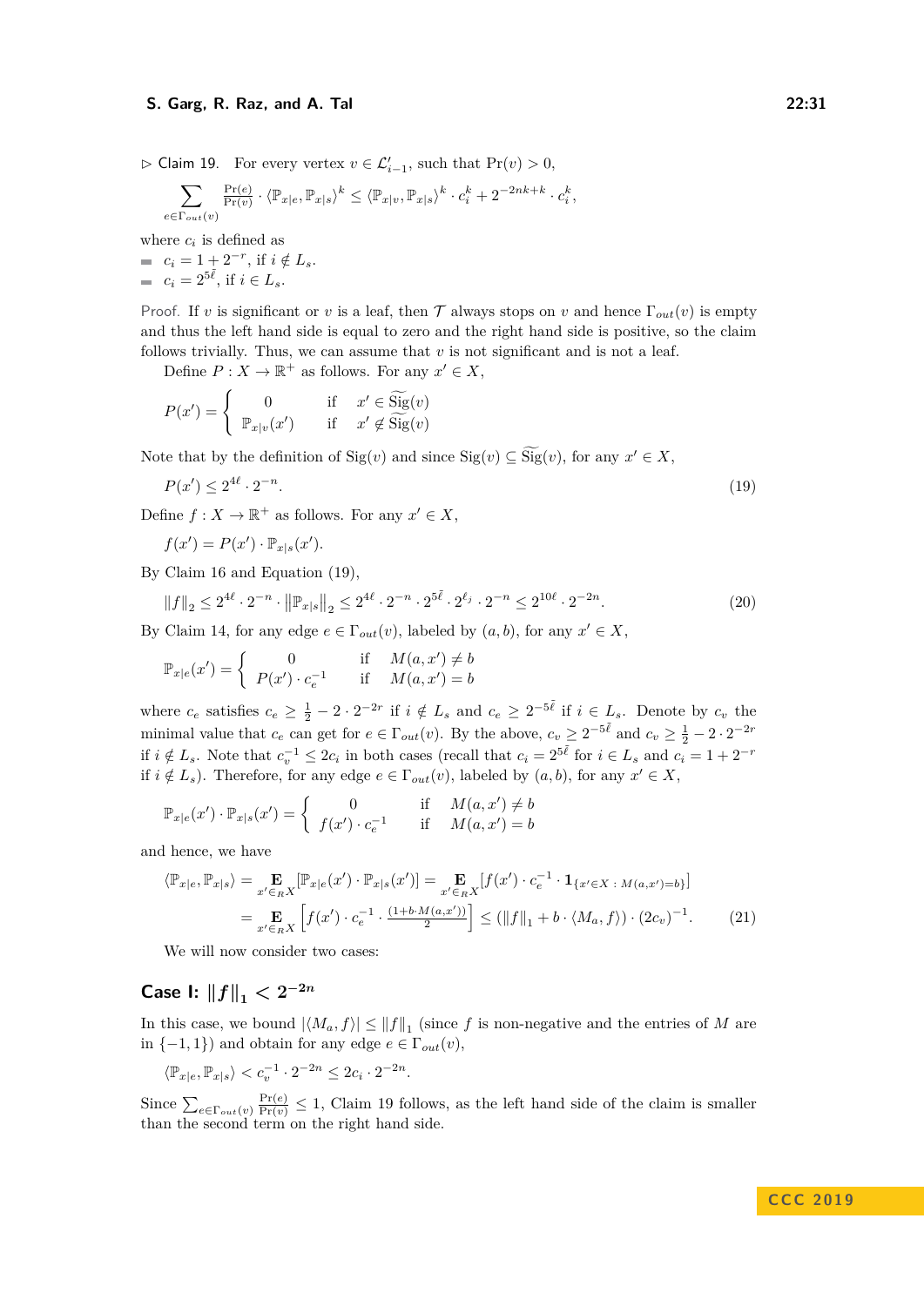▷ Claim 19. For every vertex $v \in \mathcal{L}'_{i-1}$, such that $\Pr(v) > 0$,

$$\sum_{e \in \Gamma_{out}(v)} \frac{\Pr(e)}{\Pr(v)} \cdot \langle \mathbb{P}_{x|e}, \mathbb{P}_{x|s} \rangle^k \leq \langle \mathbb{P}_{x|v}, \mathbb{P}_{x|s} \rangle^k \cdot c_i^k + 2^{-2nk+k} \cdot c_i^k,$$

where $c_i$ is defined as

- $c_i = 1 + 2^{-r}$, if $i \notin L_s$.
- $c_i = 2^{5\tilde{\ell}}$, if $i \in L_s$.

*Proof.* If $v$ is significant or $v$ is a leaf, then $\mathcal{T}$ always stops on $v$ and hence $\Gamma_{out}(v)$ is empty and thus the left hand side is equal to zero and the right hand side is positive, so the claim follows trivially. Thus, we can assume that $v$ is not significant and is not a leaf.

Define $P : X \to \mathbb{R}^+$ as follows. For any $x' \in X$,

$$P(x') = \begin{cases} 0 & \text{if} \quad x' \in \widetilde{\mathrm{Sig}}(v) \\ \mathbb{P}_{x|v}(x') & \text{if} \quad x' \notin \widetilde{\mathrm{Sig}}(v) \end{cases}$$

Note that by the definition of $\mathrm{Sig}(v)$ and since $\mathrm{Sig}(v) \subseteq \widetilde{\mathrm{Sig}}(v)$, for any $x' \in X$,

$$P(x') \leq 2^{4\ell} \cdot 2^{-n}. \tag{19}$$

Define $f : X \to \mathbb{R}^+$ as follows. For any $x' \in X$,

$$f(x') = P(x') \cdot \mathbb{P}_{x|s}(x').$$

By Claim 16 and Equation (19),

$$\|f\|_2 \leq 2^{4\ell} \cdot 2^{-n} \cdot \left\|\mathbb{P}_{x|s}\right\|_2 \leq 2^{4\ell} \cdot 2^{-n} \cdot 2^{5\tilde{\ell}} \cdot 2^{\ell_j} \cdot 2^{-n} \leq 2^{10\ell} \cdot 2^{-2n}. \tag{20}$$

By Claim 14, for any edge $e \in \Gamma_{out}(v)$, labeled by $(a, b)$, for any $x' \in X$,

$$\mathbb{P}_{x|e}(x') = \begin{cases} 0 & \text{if} \quad M(a, x') \neq b \\ P(x') \cdot c_e^{-1} & \text{if} \quad M(a, x') = b \end{cases}$$

where $c_e$ satisfies $c_e \geq \frac{1}{2} - 2 \cdot 2^{-2r}$ if $i \notin L_s$ and $c_e \geq 2^{-5\tilde{\ell}}$ if $i \in L_s$. Denote by $c_v$ the minimal value that $c_e$ can get for $e \in \Gamma_{out}(v)$. By the above, $c_v \geq 2^{-5\tilde{\ell}}$ and $c_v \geq \frac{1}{2} - 2 \cdot 2^{-2r}$ if $i \notin L_s$. Note that $c_v^{-1} \leq 2c_i$ in both cases (recall that $c_i = 2^{5\tilde{\ell}}$ for $i \in L_s$ and $c_i = 1 + 2^{-r}$ if $i \notin L_s$). Therefore, for any edge $e \in \Gamma_{out}(v)$, labeled by $(a, b)$, for any $x' \in X$,

$$\mathbb{P}_{x|e}(x') \cdot \mathbb{P}_{x|s}(x') = \begin{cases} 0 & \text{if} \quad M(a, x') \neq b \\ f(x') \cdot c_e^{-1} & \text{if} \quad M(a, x') = b \end{cases}$$

and hence, we have

$$\begin{aligned}
\langle \mathbb{P}_{x|e}, \mathbb{P}_{x|s} \rangle &= \mathop{\mathbf{E}}_{x' \in_R X}[\mathbb{P}_{x|e}(x') \cdot \mathbb{P}_{x|s}(x')] = \mathop{\mathbf{E}}_{x' \in_R X}[f(x') \cdot c_e^{-1} \cdot \mathbf{1}_{\{x' \in X \,:\, M(a,x') = b\}}] \\
&= \mathop{\mathbf{E}}_{x' \in_R X}\left[f(x') \cdot c_e^{-1} \cdot \frac{(1 + b \cdot M(a, x'))}{2}\right] \leq (\|f\|_1 + b \cdot \langle M_a, f \rangle) \cdot (2c_v)^{-1}.
\end{aligned} \tag{21}$$

We will now consider two cases:

## Case I: $\|f\|_1 < 2^{-2n}$

In this case, we bound $|\langle M_a, f \rangle| \leq \|f\|_1$ (since $f$ is non-negative and the entries of $M$ are in $\{-1, 1\}$) and obtain for any edge $e \in \Gamma_{out}(v)$,

$$\langle \mathbb{P}_{x|e}, \mathbb{P}_{x|s} \rangle < c_v^{-1} \cdot 2^{-2n} \leq 2c_i \cdot 2^{-2n}.$$

Since $\sum_{e \in \Gamma_{out}(v)} \frac{\Pr(e)}{\Pr(v)} \leq 1$, Claim 19 follows, as the left hand side of the claim is smaller than the second term on the right hand side.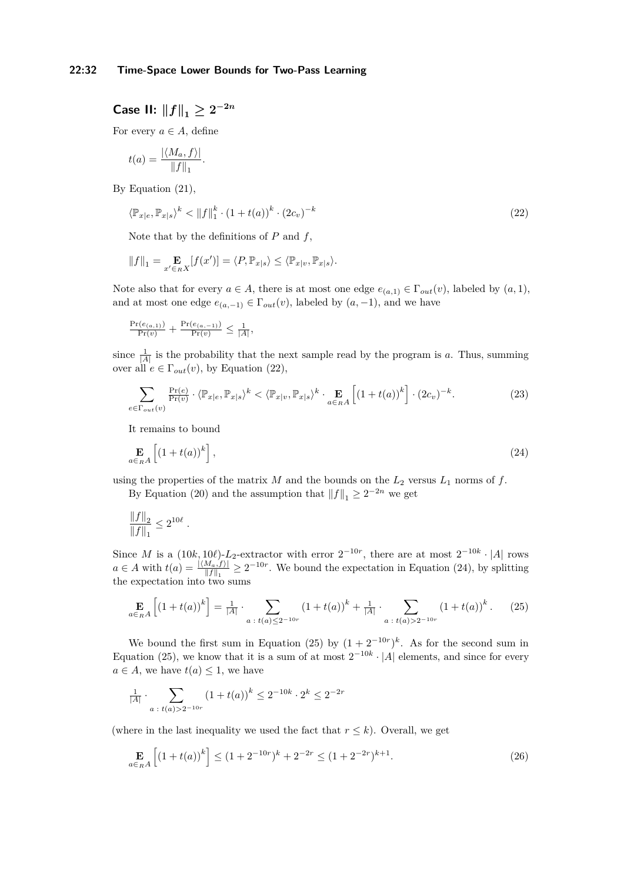### Case II: $\|f\|_1 \geq 2^{-2n}$

For every $a \in A$, define

$$t(a) = \frac{|\langle M_a, f\rangle|}{\|f\|_1}.$$

By Equation (21),

$$\langle \mathbb{P}_{x|e}, \mathbb{P}_{x|s}\rangle^k < \|f\|_1^k \cdot (1 + t(a))^k \cdot (2c_v)^{-k} \tag{22}$$

Note that by the definitions of $P$ and $f$,

$$\|f\|_1 = \mathop{\mathbf{E}}_{x' \in_R X}[f(x')] = \langle P, \mathbb{P}_{x|s}\rangle \leq \langle \mathbb{P}_{x|v}, \mathbb{P}_{x|s}\rangle.$$

Note also that for every $a \in A$, there is at most one edge $e_{(a,1)} \in \Gamma_{out}(v)$, labeled by $(a, 1)$, and at most one edge $e_{(a,-1)} \in \Gamma_{out}(v)$, labeled by $(a, -1)$, and we have

$$\tfrac{\Pr(e_{(a,1)})}{\Pr(v)} + \tfrac{\Pr(e_{(a,-1)})}{\Pr(v)} \leq \tfrac{1}{|A|},$$

since $\frac{1}{|A|}$ is the probability that the next sample read by the program is $a$. Thus, summing over all $e \in \Gamma_{out}(v)$, by Equation (22),

$$\sum_{e \in \Gamma_{out}(v)} \tfrac{\Pr(e)}{\Pr(v)} \cdot \langle \mathbb{P}_{x|e}, \mathbb{P}_{x|s}\rangle^k < \langle \mathbb{P}_{x|v}, \mathbb{P}_{x|s}\rangle^k \cdot \mathop{\mathbf{E}}_{a \in_R A}\left[(1 + t(a))^k\right] \cdot (2c_v)^{-k}. \tag{23}$$

It remains to bound

$$\mathop{\mathbf{E}}_{a \in_R A}\left[(1 + t(a))^k\right], \tag{24}$$

using the properties of the matrix $M$ and the bounds on the $L_2$ versus $L_1$ norms of $f$.

By Equation (20) and the assumption that $\|f\|_1 \geq 2^{-2n}$ we get

$$\frac{\|f\|_2}{\|f\|_1} \leq 2^{10\ell}.$$

Since $M$ is a $(10k, 10\ell)$-$L_2$-extractor with error $2^{-10r}$, there are at most $2^{-10k} \cdot |A|$ rows $a \in A$ with $t(a) = \frac{|\langle M_a, f\rangle|}{\|f\|_1} \geq 2^{-10r}$. We bound the expectation in Equation (24), by splitting the expectation into two sums

$$\mathop{\mathbf{E}}_{a \in_R A}\left[(1 + t(a))^k\right] = \tfrac{1}{|A|} \cdot \sum_{a \,:\, t(a) \leq 2^{-10r}} (1 + t(a))^k + \tfrac{1}{|A|} \cdot \sum_{a \,:\, t(a) > 2^{-10r}} (1 + t(a))^k. \tag{25}$$

We bound the first sum in Equation (25) by $(1 + 2^{-10r})^k$. As for the second sum in Equation (25), we know that it is a sum of at most $2^{-10k} \cdot |A|$ elements, and since for every $a \in A$, we have $t(a) \leq 1$, we have

$$\tfrac{1}{|A|} \cdot \sum_{a \,:\, t(a) > 2^{-10r}} (1 + t(a))^k \leq 2^{-10k} \cdot 2^k \leq 2^{-2r}$$

(where in the last inequality we used the fact that $r \leq k$). Overall, we get

$$\mathop{\mathbf{E}}_{a \in_R A}\left[(1 + t(a))^k\right] \leq (1 + 2^{-10r})^k + 2^{-2r} \leq (1 + 2^{-2r})^{k+1}. \tag{26}$$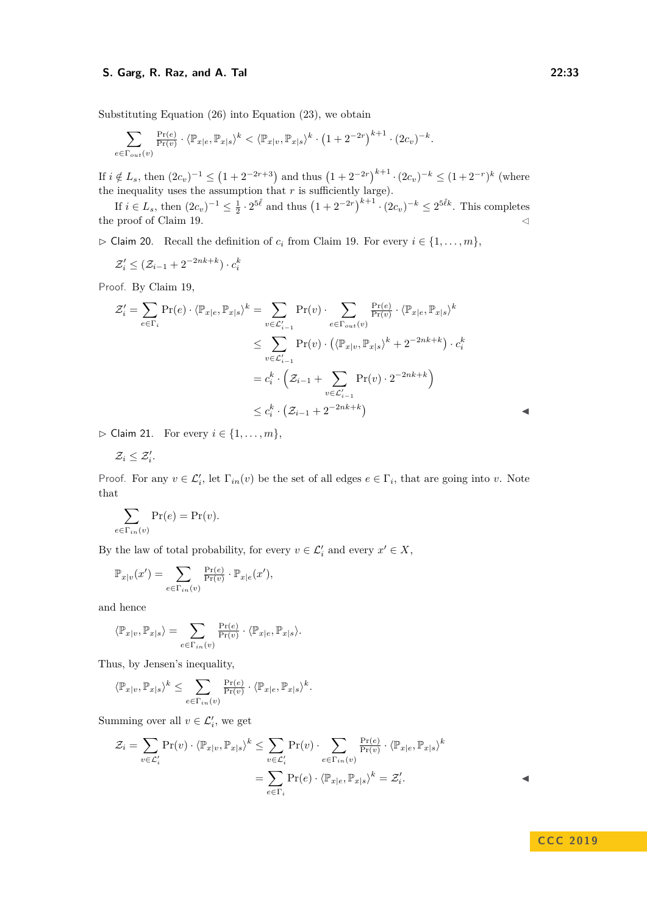Substituting Equation (26) into Equation (23), we obtain

$$\sum_{e\in\Gamma_{out}(v)} \tfrac{\Pr(e)}{\Pr(v)} \cdot \langle \mathbb{P}_{x|e}, \mathbb{P}_{x|s}\rangle^k < \langle \mathbb{P}_{x|v}, \mathbb{P}_{x|s}\rangle^k \cdot \left(1+2^{-2r}\right)^{k+1} \cdot (2c_v)^{-k}.$$

If $i \notin L_s$, then $(2c_v)^{-1} \leq \left(1+2^{-2r+3}\right)$ and thus $\left(1+2^{-2r}\right)^{k+1} \cdot (2c_v)^{-k} \leq (1+2^{-r})^k$ (where the inequality uses the assumption that $r$ is sufficiently large).

If $i \in L_s$, then $(2c_v)^{-1} \leq \frac{1}{2} \cdot 2^{5\tilde{\ell}}$ and thus $\left(1+2^{-2r}\right)^{k+1} \cdot (2c_v)^{-k} \leq 2^{5\tilde{\ell}k}$. This completes the proof of Claim 19. ◁

▷ Claim 20. Recall the definition of $c_i$ from Claim 19. For every $i \in \{1,\ldots,m\}$,

$$\mathcal{Z}'_i \leq \left(\mathcal{Z}_{i-1} + 2^{-2nk+k}\right) \cdot c_i^k$$

*Proof.* By Claim 19,

$$\begin{aligned}
\mathcal{Z}'_i = \sum_{e\in\Gamma_i} \Pr(e) \cdot \langle \mathbb{P}_{x|e}, \mathbb{P}_{x|s}\rangle^k &= \sum_{v\in\mathcal{L}'_{i-1}} \Pr(v) \cdot \sum_{e\in\Gamma_{out}(v)} \tfrac{\Pr(e)}{\Pr(v)} \cdot \langle \mathbb{P}_{x|e}, \mathbb{P}_{x|s}\rangle^k \\
&\leq \sum_{v\in\mathcal{L}'_{i-1}} \Pr(v) \cdot \left(\langle \mathbb{P}_{x|v}, \mathbb{P}_{x|s}\rangle^k + 2^{-2nk+k}\right) \cdot c_i^k \\
&= c_i^k \cdot \left(\mathcal{Z}_{i-1} + \sum_{v\in\mathcal{L}'_{i-1}} \Pr(v) \cdot 2^{-2nk+k}\right) \\
&\leq c_i^k \cdot \left(\mathcal{Z}_{i-1} + 2^{-2nk+k}\right)
\end{aligned}$$

◀

▷ Claim 21. For every $i \in \{1,\ldots,m\}$,

$$\mathcal{Z}_i \leq \mathcal{Z}'_i.$$

*Proof.* For any $v \in \mathcal{L}'_i$, let $\Gamma_{in}(v)$ be the set of all edges $e \in \Gamma_i$, that are going into $v$. Note that

$$\sum_{e\in\Gamma_{in}(v)} \Pr(e) = \Pr(v).$$

By the law of total probability, for every $v \in \mathcal{L}'_i$ and every $x' \in X$,

$$\mathbb{P}_{x|v}(x') = \sum_{e\in\Gamma_{in}(v)} \tfrac{\Pr(e)}{\Pr(v)} \cdot \mathbb{P}_{x|e}(x'),$$

and hence

$$\langle \mathbb{P}_{x|v}, \mathbb{P}_{x|s}\rangle = \sum_{e\in\Gamma_{in}(v)} \tfrac{\Pr(e)}{\Pr(v)} \cdot \langle \mathbb{P}_{x|e}, \mathbb{P}_{x|s}\rangle.$$

Thus, by Jensen's inequality,

$$\langle \mathbb{P}_{x|v}, \mathbb{P}_{x|s}\rangle^k \leq \sum_{e\in\Gamma_{in}(v)} \tfrac{\Pr(e)}{\Pr(v)} \cdot \langle \mathbb{P}_{x|e}, \mathbb{P}_{x|s}\rangle^k.$$

Summing over all $v \in \mathcal{L}'_i$, we get

$$\begin{aligned}
\mathcal{Z}_i = \sum_{v\in\mathcal{L}'_i} \Pr(v) \cdot \langle \mathbb{P}_{x|v}, \mathbb{P}_{x|s}\rangle^k &\leq \sum_{v\in\mathcal{L}'_i} \Pr(v) \cdot \sum_{e\in\Gamma_{in}(v)} \tfrac{\Pr(e)}{\Pr(v)} \cdot \langle \mathbb{P}_{x|e}, \mathbb{P}_{x|s}\rangle^k \\
&= \sum_{e\in\Gamma_i} \Pr(e) \cdot \langle \mathbb{P}_{x|e}, \mathbb{P}_{x|s}\rangle^k = \mathcal{Z}'_i.
\end{aligned}$$

◀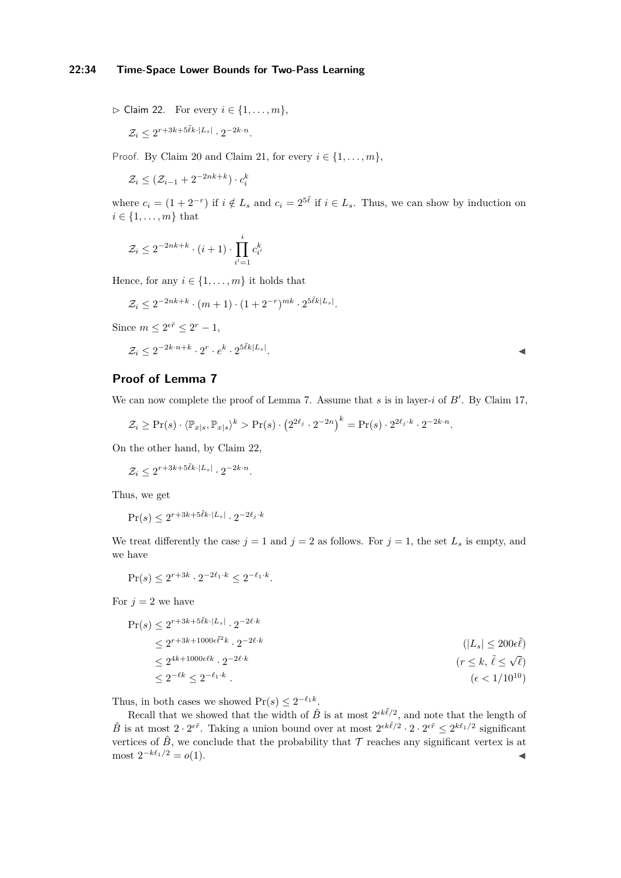▷ Claim 22. For every $i \in \{1, \ldots, m\}$,

$$\mathcal{Z}_i \le 2^{r+3k+5\tilde{\ell}k\cdot|L_s|} \cdot 2^{-2k\cdot n}.$$

Proof. By Claim 20 and Claim 21, for every $i \in \{1, \ldots, m\}$,

$$\mathcal{Z}_i \le (\mathcal{Z}_{i-1} + 2^{-2nk+k}) \cdot c_i^k$$

where $c_i = (1 + 2^{-r})$ if $i \notin L_s$ and $c_i = 2^{5\tilde{\ell}}$ if $i \in L_s$. Thus, we can show by induction on $i \in \{1, \ldots, m\}$ that

$$\mathcal{Z}_i \le 2^{-2nk+k} \cdot (i+1) \cdot \prod_{i'=1}^{i} c_{i'}^k$$

Hence, for any $i \in \{1, \ldots, m\}$ it holds that

$$\mathcal{Z}_i \le 2^{-2nk+k} \cdot (m+1) \cdot (1+2^{-r})^{mk} \cdot 2^{5\tilde{\ell}k|L_s|}.$$

Since $m \le 2^{\epsilon\tilde{r}} \le 2^r - 1$,

$$\mathcal{Z}_i \le 2^{-2k\cdot n+k} \cdot 2^r \cdot e^k \cdot 2^{5\tilde{\ell}k|L_s|}.$$ ◀

## Proof of Lemma 7

We can now complete the proof of Lemma 7. Assume that $s$ is in layer-$i$ of $B'$. By Claim 17,

$$\mathcal{Z}_i \ge \Pr(s) \cdot \langle \mathbb{P}_{x|s}, \mathbb{P}_{x|s} \rangle^k > \Pr(s) \cdot \left(2^{2\ell_j} \cdot 2^{-2n}\right)^k = \Pr(s) \cdot 2^{2\ell_j \cdot k} \cdot 2^{-k\cdot n}.$$

On the other hand, by Claim 22,

$$\mathcal{Z}_i \le 2^{r+3k+5\tilde{\ell}k\cdot|L_s|} \cdot 2^{-2k\cdot n}.$$

Thus, we get

$$\Pr(s) \le 2^{r+3k+5\tilde{\ell}k\cdot|L_s|} \cdot 2^{-2\ell_j \cdot k}$$

We treat differently the case $j = 1$ and $j = 2$ as follows. For $j = 1$, the set $L_s$ is empty, and we have

$$\Pr(s) \le 2^{r+3k} \cdot 2^{-2\ell_1 \cdot k} \le 2^{-\ell_1 \cdot k}.$$

For $j = 2$ we have

$$\begin{aligned}
\Pr(s) &\le 2^{r+3k+5\tilde{\ell}k\cdot|L_s|} \cdot 2^{-2\ell\cdot k} \\
&\le 2^{r+3k+1000\epsilon\tilde{\ell}^2 k} \cdot 2^{-2\ell\cdot k} && (|L_s| \le 200\epsilon\tilde{\ell}) \\
&\le 2^{4k+1000\epsilon\ell k} \cdot 2^{-2\ell\cdot k} && (r \le k,\ \tilde{\ell} \le \sqrt{\ell}) \\
&\le 2^{-\ell k} \le 2^{-\ell_1 \cdot k}\,. && (\epsilon < 1/10^{10})
\end{aligned}$$

Thus, in both cases we showed $\Pr(s) \le 2^{-\ell_1 k}$.

Recall that we showed that the width of $\hat{B}$ is at most $2^{\epsilon k\tilde{\ell}/2}$, and note that the length of $\hat{B}$ is at most $2 \cdot 2^{\epsilon\tilde{r}}$. Taking a union bound over at most $2^{\epsilon k\tilde{\ell}/2} \cdot 2 \cdot 2^{\epsilon\tilde{r}} \le 2^{k\ell_1/2}$ significant vertices of $\hat{B}$, we conclude that the probability that $\mathcal{T}$ reaches any significant vertex is at most $2^{-k\ell_1/2} = o(1)$. ◀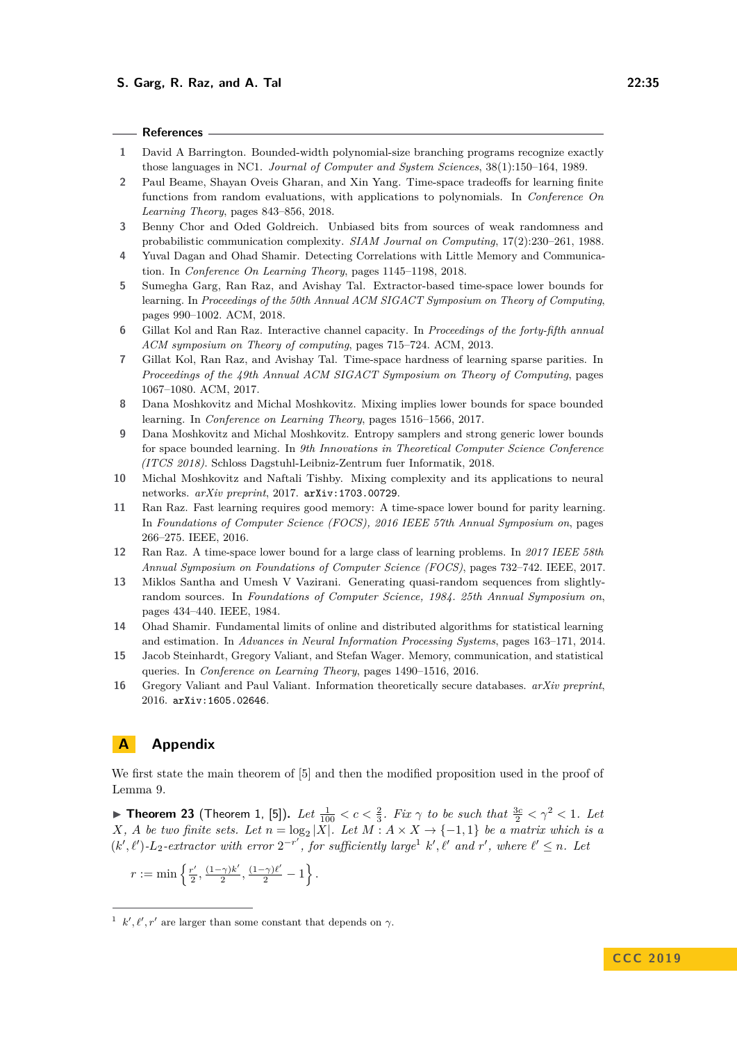## References

1. David A Barrington. Bounded-width polynomial-size branching programs recognize exactly those languages in NC1. *Journal of Computer and System Sciences*, 38(1):150–164, 1989.
2. Paul Beame, Shayan Oveis Gharan, and Xin Yang. Time-space tradeoffs for learning finite functions from random evaluations, with applications to polynomials. In *Conference On Learning Theory*, pages 843–856, 2018.
3. Benny Chor and Oded Goldreich. Unbiased bits from sources of weak randomness and probabilistic communication complexity. *SIAM Journal on Computing*, 17(2):230–261, 1988.
4. Yuval Dagan and Ohad Shamir. Detecting Correlations with Little Memory and Communication. In *Conference On Learning Theory*, pages 1145–1198, 2018.
5. Sumegha Garg, Ran Raz, and Avishay Tal. Extractor-based time-space lower bounds for learning. In *Proceedings of the 50th Annual ACM SIGACT Symposium on Theory of Computing*, pages 990–1002. ACM, 2018.
6. Gillat Kol and Ran Raz. Interactive channel capacity. In *Proceedings of the forty-fifth annual ACM symposium on Theory of computing*, pages 715–724. ACM, 2013.
7. Gillat Kol, Ran Raz, and Avishay Tal. Time-space hardness of learning sparse parities. In *Proceedings of the 49th Annual ACM SIGACT Symposium on Theory of Computing*, pages 1067–1080. ACM, 2017.
8. Dana Moshkovitz and Michal Moshkovitz. Mixing implies lower bounds for space bounded learning. In *Conference on Learning Theory*, pages 1516–1566, 2017.
9. Dana Moshkovitz and Michal Moshkovitz. Entropy samplers and strong generic lower bounds for space bounded learning. In *9th Innovations in Theoretical Computer Science Conference (ITCS 2018)*. Schloss Dagstuhl-Leibniz-Zentrum fuer Informatik, 2018.
10. Michal Moshkovitz and Naftali Tishby. Mixing complexity and its applications to neural networks. *arXiv preprint*, 2017. arXiv:1703.00729.
11. Ran Raz. Fast learning requires good memory: A time-space lower bound for parity learning. In *Foundations of Computer Science (FOCS), 2016 IEEE 57th Annual Symposium on*, pages 266–275. IEEE, 2016.
12. Ran Raz. A time-space lower bound for a large class of learning problems. In *2017 IEEE 58th Annual Symposium on Foundations of Computer Science (FOCS)*, pages 732–742. IEEE, 2017.
13. Miklos Santha and Umesh V Vazirani. Generating quasi-random sequences from slightly-random sources. In *Foundations of Computer Science, 1984. 25th Annual Symposium on*, pages 434–440. IEEE, 1984.
14. Ohad Shamir. Fundamental limits of online and distributed algorithms for statistical learning and estimation. In *Advances in Neural Information Processing Systems*, pages 163–171, 2014.
15. Jacob Steinhardt, Gregory Valiant, and Stefan Wager. Memory, communication, and statistical queries. In *Conference on Learning Theory*, pages 1490–1516, 2016.
16. Gregory Valiant and Paul Valiant. Information theoretically secure databases. *arXiv preprint*, 2016. arXiv:1605.02646.

# A Appendix

We first state the main theorem of [5] and then the modified proposition used in the proof of Lemma 9.

▶ **Theorem 23** (Theorem 1, [5]). *Let $\frac{1}{100} < c < \frac{2}{3}$. Fix $\gamma$ to be such that $\frac{3c}{2} < \gamma^2 < 1$. Let $X$, $A$ be two finite sets. Let $n = \log_2 |X|$. Let $M : A \times X \to \{-1, 1\}$ be a matrix which is a $(k', \ell')$-$L_2$-extractor with error $2^{-r'}$, for sufficiently large[1] $k', \ell'$ and $r'$, where $\ell' \leq n$. Let*

$$r := \min\left\{\tfrac{r'}{2}, \tfrac{(1-\gamma)k'}{2}, \tfrac{(1-\gamma)\ell'}{2} - 1\right\}.$$

[1] $k', \ell', r'$ are larger than some constant that depends on $\gamma$.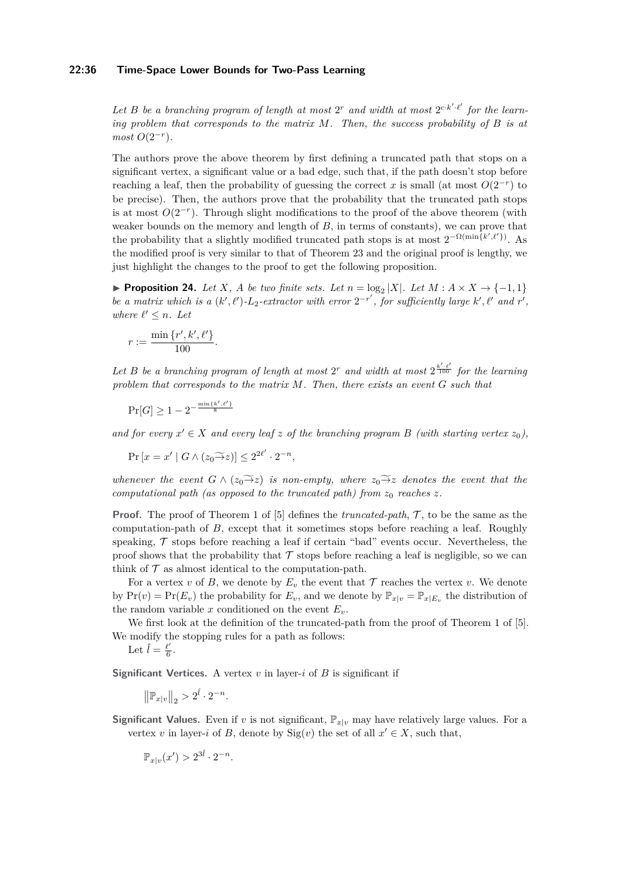*Let $B$ be a branching program of length at most $2^r$ and width at most $2^{c \cdot k' \cdot \ell'}$ for the learning problem that corresponds to the matrix $M$. Then, the success probability of $B$ is at most $O(2^{-r})$.*

The authors prove the above theorem by first defining a truncated path that stops on a significant vertex, a significant value or a bad edge, such that, if the path doesn't stop before reaching a leaf, then the probability of guessing the correct $x$ is small (at most $O(2^{-r})$ to be precise). Then, the authors prove that the probability that the truncated path stops is at most $O(2^{-r})$. Through slight modifications to the proof of the above theorem (with weaker bounds on the memory and length of $B$, in terms of constants), we can prove that the probability that a slightly modified truncated path stops is at most $2^{-\Omega(\min\{k',\ell'\})}$. As the modified proof is very similar to that of Theorem 23 and the original proof is lengthy, we just highlight the changes to the proof to get the following proposition.

▶ **Proposition 24.** *Let $X$, $A$ be two finite sets. Let $n = \log_2 |X|$. Let $M : A \times X \to \{-1, 1\}$ be a matrix which is a $(k', \ell')$-$L_2$-extractor with error $2^{-r'}$, for sufficiently large $k', \ell'$ and $r'$, where $\ell' \leq n$. Let*

$$r := \frac{\min\{r', k', \ell'\}}{100}.$$

*Let $B$ be a branching program of length at most $2^r$ and width at most $2^{\frac{k' \cdot \ell'}{100}}$ for the learning problem that corresponds to the matrix $M$. Then, there exists an event $G$ such that*

$$\Pr[G] \geq 1 - 2^{-\frac{\min\{k',\ell'\}}{8}}$$

*and for every $x' \in X$ and every leaf $z$ of the branching program $B$ (with starting vertex $z_0$),*

$$\Pr\left[x = x' \mid G \wedge (z_0 \widetilde{\rightarrow} z)\right] \leq 2^{2\ell'} \cdot 2^{-n},$$

*whenever the event $G \wedge (z_0 \widetilde{\rightarrow} z)$ is non-empty, where $z_0 \widetilde{\rightarrow} z$ denotes the event that the computational path (as opposed to the truncated path) from $z_0$ reaches $z$.*

**Proof.** The proof of Theorem 1 of [5] defines the *truncated-path*, $\mathcal{T}$, to be the same as the computation-path of $B$, except that it sometimes stops before reaching a leaf. Roughly speaking, $\mathcal{T}$ stops before reaching a leaf if certain "bad" events occur. Nevertheless, the proof shows that the probability that $\mathcal{T}$ stops before reaching a leaf is negligible, so we can think of $\mathcal{T}$ as almost identical to the computation-path.

For a vertex $v$ of $B$, we denote by $E_v$ the event that $\mathcal{T}$ reaches the vertex $v$. We denote by $\Pr(v) = \Pr(E_v)$ the probability for $E_v$, and we denote by $\mathbb{P}_{x|v} = \mathbb{P}_{x|E_v}$ the distribution of the random variable $x$ conditioned on the event $E_v$.

We first look at the definition of the truncated-path from the proof of Theorem 1 of [5]. We modify the stopping rules for a path as follows:

Let $\hat{l} = \frac{\ell'}{6}$.

**Significant Vertices.** A vertex $v$ in layer-$i$ of $B$ is significant if

$$\left\|\mathbb{P}_{x|v}\right\|_2 > 2^{\hat{l}} \cdot 2^{-n}.$$

**Significant Values.** Even if $v$ is not significant, $\mathbb{P}_{x|v}$ may have relatively large values. For a vertex $v$ in layer-$i$ of $B$, denote by $\mathrm{Sig}(v)$ the set of all $x' \in X$, such that,

$$\mathbb{P}_{x|v}(x') > 2^{3\hat{l}} \cdot 2^{-n}.$$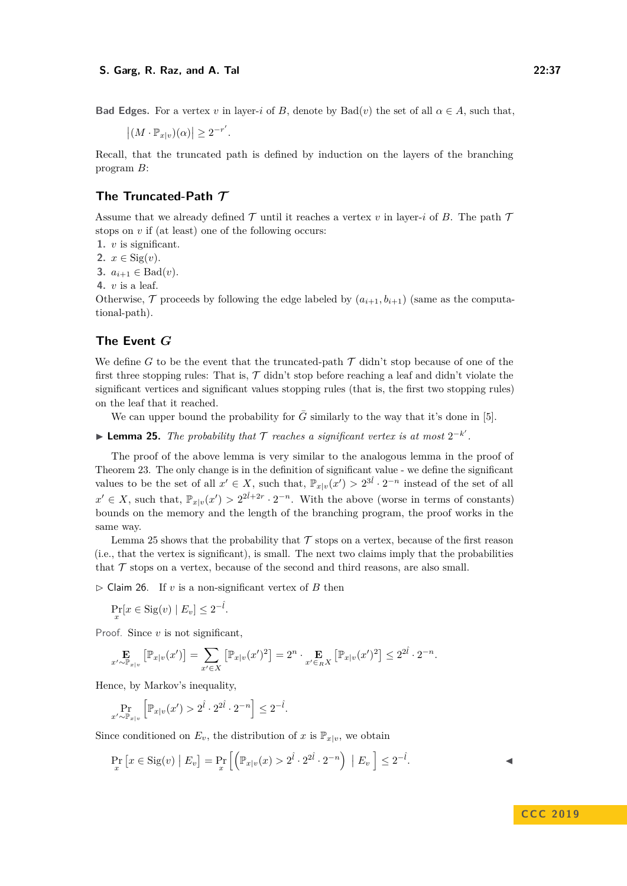**Bad Edges.** For a vertex $v$ in layer-$i$ of $B$, denote by $\mathrm{Bad}(v)$ the set of all $\alpha \in A$, such that,

$$\left|(M \cdot \mathbb{P}_{x|v})(\alpha)\right| \geq 2^{-r'}.$$

Recall, that the truncated path is defined by induction on the layers of the branching program $B$:

## The Truncated-Path $\mathcal{T}$

Assume that we already defined $\mathcal{T}$ until it reaches a vertex $v$ in layer-$i$ of $B$. The path $\mathcal{T}$ stops on $v$ if (at least) one of the following occurs:

1. $v$ is significant.
2. $x \in \mathrm{Sig}(v)$.
3. $a_{i+1} \in \mathrm{Bad}(v)$.
4. $v$ is a leaf.

Otherwise, $\mathcal{T}$ proceeds by following the edge labeled by $(a_{i+1}, b_{i+1})$ (same as the computational-path).

## The Event $G$

We define $G$ to be the event that the truncated-path $\mathcal{T}$ didn't stop because of one of the first three stopping rules: That is, $\mathcal{T}$ didn't stop before reaching a leaf and didn't violate the significant vertices and significant values stopping rules (that is, the first two stopping rules) on the leaf that it reached.

We can upper bound the probability for $\bar{G}$ similarly to the way that it's done in [5].

▶ **Lemma 25.** *The probability that $\mathcal{T}$ reaches a significant vertex is at most $2^{-k'}$.*

The proof of the above lemma is very similar to the analogous lemma in the proof of Theorem 23. The only change is in the definition of significant value - we define the significant values to be the set of all $x' \in X$, such that, $\mathbb{P}_{x|v}(x') > 2^{3\hat{l}} \cdot 2^{-n}$ instead of the set of all $x' \in X$, such that, $\mathbb{P}_{x|v}(x') > 2^{2\hat{l}+2r} \cdot 2^{-n}$. With the above (worse in terms of constants) bounds on the memory and the length of the branching program, the proof works in the same way.

Lemma 25 shows that the probability that $\mathcal{T}$ stops on a vertex, because of the first reason (i.e., that the vertex is significant), is small. The next two claims imply that the probabilities that $\mathcal{T}$ stops on a vertex, because of the second and third reasons, are also small.

▷ Claim 26. If $v$ is a non-significant vertex of $B$ then

$$\Pr_x[x \in \mathrm{Sig}(v) \mid E_v] \leq 2^{-\hat{l}}.$$

*Proof.* Since $v$ is not significant,

$$\mathop{\mathbf{E}}_{x' \sim \mathbb{P}_{x|v}}\left[\mathbb{P}_{x|v}(x')\right] = \sum_{x' \in X}\left[\mathbb{P}_{x|v}(x')^2\right] = 2^n \cdot \mathop{\mathbf{E}}_{x' \in_R X}\left[\mathbb{P}_{x|v}(x')^2\right] \leq 2^{2\hat{l}} \cdot 2^{-n}.$$

Hence, by Markov's inequality,

$$\Pr_{x' \sim \mathbb{P}_{x|v}}\left[\mathbb{P}_{x|v}(x') > 2^{\hat{l}} \cdot 2^{2\hat{l}} \cdot 2^{-n}\right] \leq 2^{-\hat{l}}.$$

Since conditioned on $E_v$, the distribution of $x$ is $\mathbb{P}_{x|v}$, we obtain

$$\Pr_x\left[x \in \mathrm{Sig}(v) \mid E_v\right] = \Pr_x\left[\left(\mathbb{P}_{x|v}(x) > 2^{\hat{l}} \cdot 2^{2\hat{l}} \cdot 2^{-n}\right) \mid E_v\right] \leq 2^{-\hat{l}}. \qquad ◀$$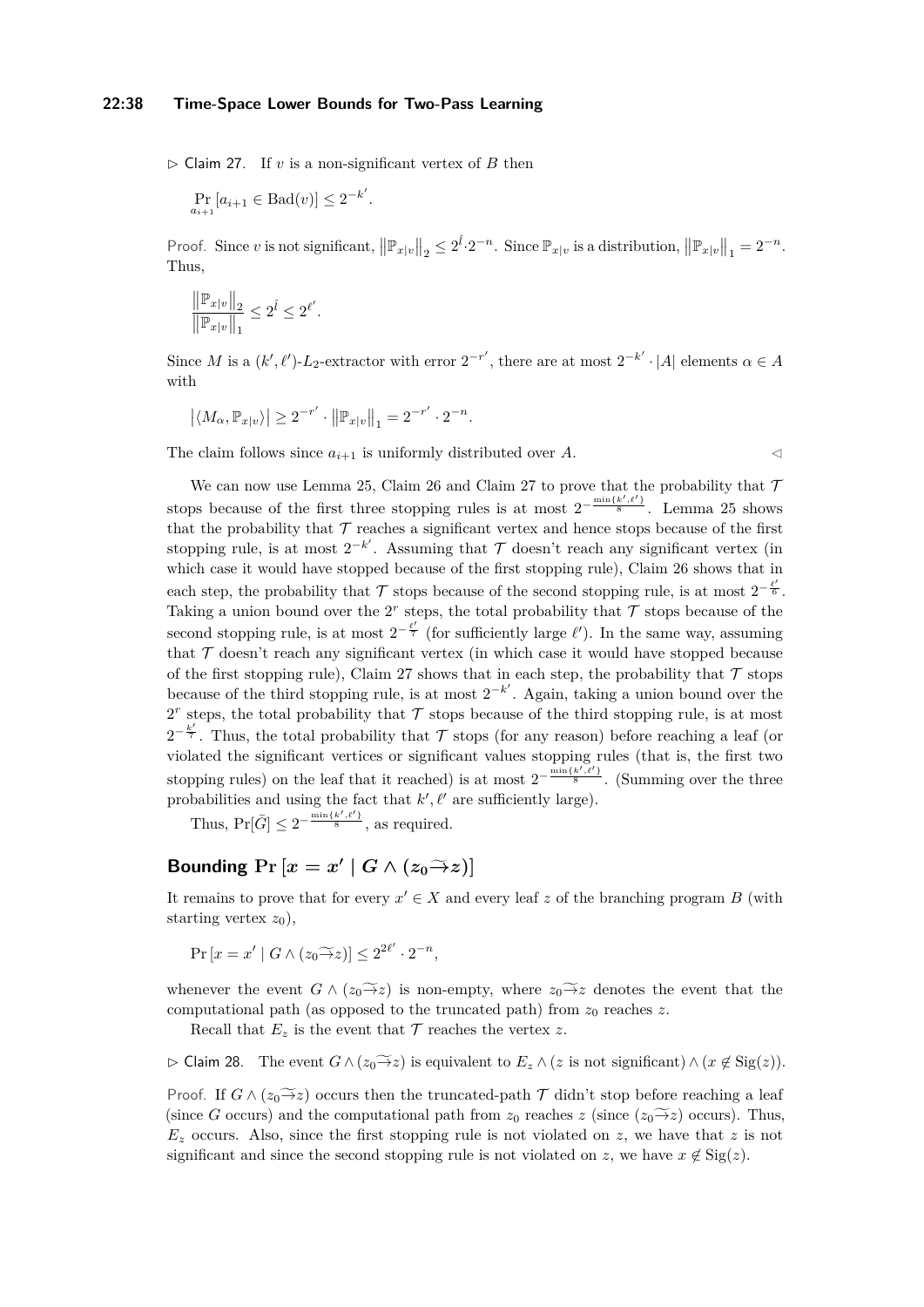▷ Claim 27. If $v$ is a non-significant vertex of $B$ then

$$\Pr_{a_{i+1}}[a_{i+1} \in \mathrm{Bad}(v)] \leq 2^{-k'}.$$

Proof. Since $v$ is not significant, $\left\|\mathbb{P}_{x|v}\right\|_2 \leq 2^{\hat{\ell}} \cdot 2^{-n}$. Since $\mathbb{P}_{x|v}$ is a distribution, $\left\|\mathbb{P}_{x|v}\right\|_1 = 2^{-n}$. Thus,

$$\frac{\left\|\mathbb{P}_{x|v}\right\|_2}{\left\|\mathbb{P}_{x|v}\right\|_1} \leq 2^{\hat{\ell}} \leq 2^{\ell'}.$$

Since $M$ is a $(k', \ell')$-$L_2$-extractor with error $2^{-r'}$, there are at most $2^{-k'} \cdot |A|$ elements $\alpha \in A$ with

$$\left|\langle M_\alpha, \mathbb{P}_{x|v}\rangle\right| \geq 2^{-r'} \cdot \left\|\mathbb{P}_{x|v}\right\|_1 = 2^{-r'} \cdot 2^{-n}.$$

The claim follows since $a_{i+1}$ is uniformly distributed over $A$. ◁

We can now use Lemma 25, Claim 26 and Claim 27 to prove that the probability that $\mathcal{T}$ stops because of the first three stopping rules is at most $2^{-\frac{\min\{k',\ell'\}}{8}}$. Lemma 25 shows that the probability that $\mathcal{T}$ reaches a significant vertex and hence stops because of the first stopping rule, is at most $2^{-k'}$. Assuming that $\mathcal{T}$ doesn't reach any significant vertex (in which case it would have stopped because of the first stopping rule), Claim 26 shows that in each step, the probability that $\mathcal{T}$ stops because of the second stopping rule, is at most $2^{-\frac{\ell'}{6}}$. Taking a union bound over the $2^r$ steps, the total probability that $\mathcal{T}$ stops because of the second stopping rule, is at most $2^{-\frac{\ell'}{7}}$ (for sufficiently large $\ell'$). In the same way, assuming that $\mathcal{T}$ doesn't reach any significant vertex (in which case it would have stopped because of the first stopping rule), Claim 27 shows that in each step, the probability that $\mathcal{T}$ stops because of the third stopping rule, is at most $2^{-k'}$. Again, taking a union bound over the $2^r$ steps, the total probability that $\mathcal{T}$ stops because of the third stopping rule, is at most $2^{-\frac{k'}{2}}$. Thus, the total probability that $\mathcal{T}$ stops (for any reason) before reaching a leaf (or violated the significant vertices or significant values stopping rules (that is, the first two stopping rules) on the leaf that it reached) is at most $2^{-\frac{\min\{k',\ell'\}}{8}}$. (Summing over the three probabilities and using the fact that $k', \ell'$ are sufficiently large).

Thus, $\Pr[\bar{G}] \leq 2^{-\frac{\min\{k',\ell'\}}{8}}$, as required.

## Bounding $\Pr\left[x = x' \mid G \wedge (z_0 \widetilde{\rightarrow} z)\right]$

It remains to prove that for every $x' \in X$ and every leaf $z$ of the branching program $B$ (with starting vertex $z_0$),

$$\Pr\left[x = x' \mid G \wedge (z_0 \widetilde{\rightarrow} z)\right] \leq 2^{2\ell'} \cdot 2^{-n},$$

whenever the event $G \wedge (z_0 \widetilde{\rightarrow} z)$ is non-empty, where $z_0 \widetilde{\rightarrow} z$ denotes the event that the computational path (as opposed to the truncated path) from $z_0$ reaches $z$.

Recall that $E_z$ is the event that $\mathcal{T}$ reaches the vertex $z$.

▷ Claim 28. The event $G \wedge (z_0 \widetilde{\rightarrow} z)$ is equivalent to $E_z \wedge (z \text{ is not significant}) \wedge (x \notin \mathrm{Sig}(z))$.

Proof. If $G \wedge (z_0 \widetilde{\rightarrow} z)$ occurs then the truncated-path $\mathcal{T}$ didn't stop before reaching a leaf (since $G$ occurs) and the computational path from $z_0$ reaches $z$ (since $(z_0 \widetilde{\rightarrow} z)$ occurs). Thus, $E_z$ occurs. Also, since the first stopping rule is not violated on $z$, we have that $z$ is not significant and since the second stopping rule is not violated on $z$, we have $x \notin \mathrm{Sig}(z)$.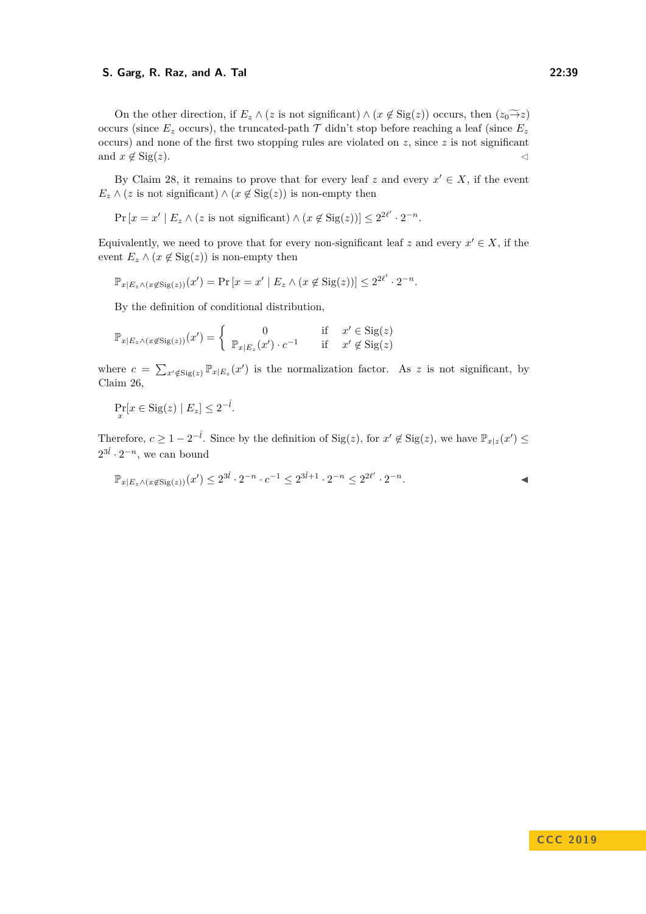On the other direction, if $E_z \wedge (z \text{ is not significant}) \wedge (x \notin \mathrm{Sig}(z))$ occurs, then $(z_0 \widetilde{\rightarrow} z)$ occurs (since $E_z$ occurs), the truncated-path $\mathcal{T}$ didn't stop before reaching a leaf (since $E_z$ occurs) and none of the first two stopping rules are violated on $z$, since $z$ is not significant and $x \notin \mathrm{Sig}(z)$. ◁

By Claim 28, it remains to prove that for every leaf $z$ and every $x' \in X$, if the event $E_z \wedge (z \text{ is not significant}) \wedge (x \notin \mathrm{Sig}(z))$ is non-empty then

$$\Pr\left[x = x' \mid E_z \wedge (z \text{ is not significant}) \wedge (x \notin \mathrm{Sig}(z))\right] \leq 2^{2\ell'} \cdot 2^{-n}.$$

Equivalently, we need to prove that for every non-significant leaf $z$ and every $x' \in X$, if the event $E_z \wedge (x \notin \mathrm{Sig}(z))$ is non-empty then

$$\mathbb{P}_{x|E_z \wedge (x \notin \mathrm{Sig}(z))}(x') = \Pr\left[x = x' \mid E_z \wedge (x \notin \mathrm{Sig}(z))\right] \leq 2^{2\ell'} \cdot 2^{-n}.$$

By the definition of conditional distribution,

$$\mathbb{P}_{x|E_z \wedge (x \notin \mathrm{Sig}(z))}(x') = \begin{cases} 0 & \text{if} \quad x' \in \mathrm{Sig}(z) \\ \mathbb{P}_{x|E_z}(x') \cdot c^{-1} & \text{if} \quad x' \notin \mathrm{Sig}(z) \end{cases}$$

where $c = \sum_{x' \notin \mathrm{Sig}(z)} \mathbb{P}_{x|E_z}(x')$ is the normalization factor. As $z$ is not significant, by Claim 26,

$$\Pr_x[x \in \mathrm{Sig}(z) \mid E_z] \leq 2^{-\hat{\ell}}.$$

Therefore, $c \geq 1 - 2^{-\hat{\ell}}$. Since by the definition of $\mathrm{Sig}(z)$, for $x' \notin \mathrm{Sig}(z)$, we have $\mathbb{P}_{x|z}(x') \leq 2^{3\hat{\ell}} \cdot 2^{-n}$, we can bound

$$\mathbb{P}_{x|E_z \wedge (x \notin \mathrm{Sig}(z))}(x') \leq 2^{3\hat{\ell}} \cdot 2^{-n} \cdot c^{-1} \leq 2^{3\hat{\ell}+1} \cdot 2^{-n} \leq 2^{2\ell'} \cdot 2^{-n}.$$ ◀